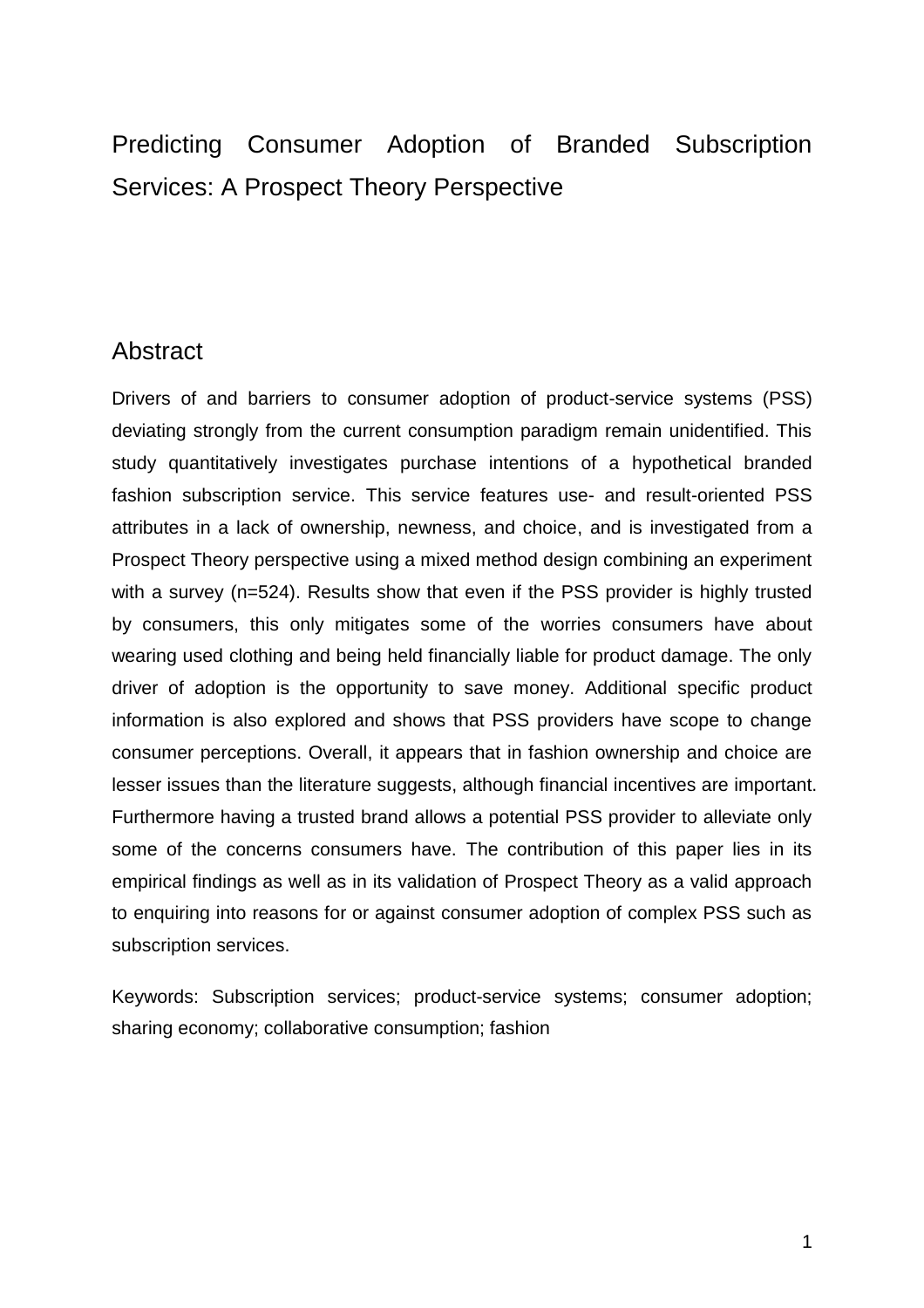# Predicting Consumer Adoption of Branded Subscription Services: A Prospect Theory Perspective

## Abstract

Drivers of and barriers to consumer adoption of product-service systems (PSS) deviating strongly from the current consumption paradigm remain unidentified. This study quantitatively investigates purchase intentions of a hypothetical branded fashion subscription service. This service features use- and result-oriented PSS attributes in a lack of ownership, newness, and choice, and is investigated from a Prospect Theory perspective using a mixed method design combining an experiment with a survey (n=524). Results show that even if the PSS provider is highly trusted by consumers, this only mitigates some of the worries consumers have about wearing used clothing and being held financially liable for product damage. The only driver of adoption is the opportunity to save money. Additional specific product information is also explored and shows that PSS providers have scope to change consumer perceptions. Overall, it appears that in fashion ownership and choice are lesser issues than the literature suggests, although financial incentives are important. Furthermore having a trusted brand allows a potential PSS provider to alleviate only some of the concerns consumers have. The contribution of this paper lies in its empirical findings as well as in its validation of Prospect Theory as a valid approach to enquiring into reasons for or against consumer adoption of complex PSS such as subscription services.

Keywords: Subscription services; product-service systems; consumer adoption; sharing economy; collaborative consumption; fashion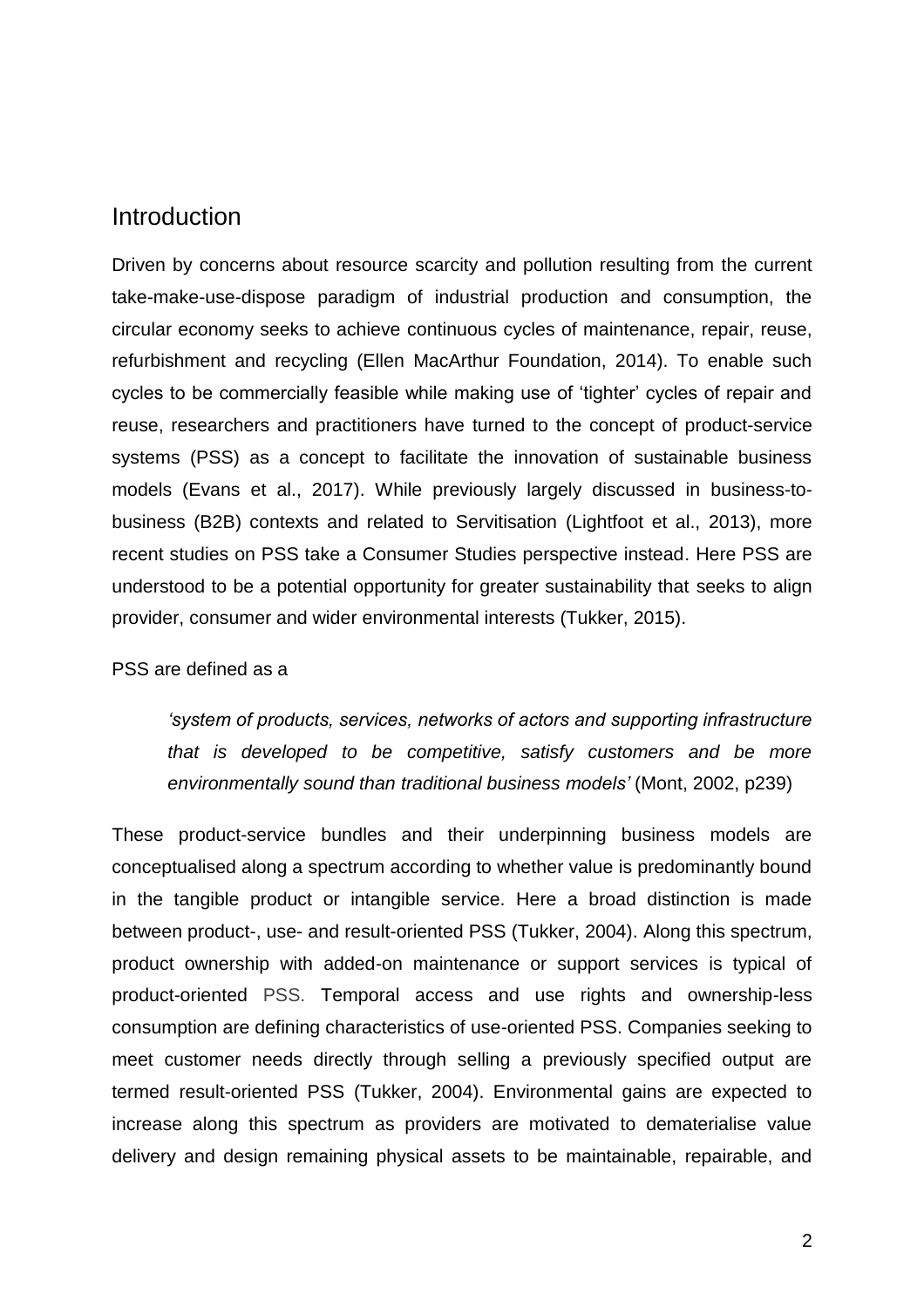## Introduction

Driven by concerns about resource scarcity and pollution resulting from the current take-make-use-dispose paradigm of industrial production and consumption, the circular economy seeks to achieve continuous cycles of maintenance, repair, reuse, refurbishment and recycling (Ellen MacArthur Foundation, 2014). To enable such cycles to be commercially feasible while making use of 'tighter' cycles of repair and reuse, researchers and practitioners have turned to the concept of product-service systems (PSS) as a concept to facilitate the innovation of sustainable business models (Evans et al., 2017). While previously largely discussed in business-to-business (B2B) contexts and related to Servitisation (Lightfoot et al., 2013), more recent studies on PSS take a Consumer Studies perspective instead. Here PSS are understood to be a potential opportunity for greater sustainability that seeks to align provider, consumer and wider environmental interests (Tukker, 2015).

PSS are defined as a

> *'system of products, services, networks of actors and supporting infrastructure that is developed to be competitive, satisfy customers and be more environmentally sound than traditional business models'* (Mont, 2002, p239)

These product-service bundles and their underpinning business models are conceptualised along a spectrum according to whether value is predominantly bound in the tangible product or intangible service. Here a broad distinction is made between product-, use- and result-oriented PSS (Tukker, 2004). Along this spectrum, product ownership with added-on maintenance or support services is typical of product-oriented PSS. Temporal access and use rights and ownership-less consumption are defining characteristics of use-oriented PSS. Companies seeking to meet customer needs directly through selling a previously specified output are termed result-oriented PSS (Tukker, 2004). Environmental gains are expected to increase along this spectrum as providers are motivated to dematerialise value delivery and design remaining physical assets to be maintainable, repairable, and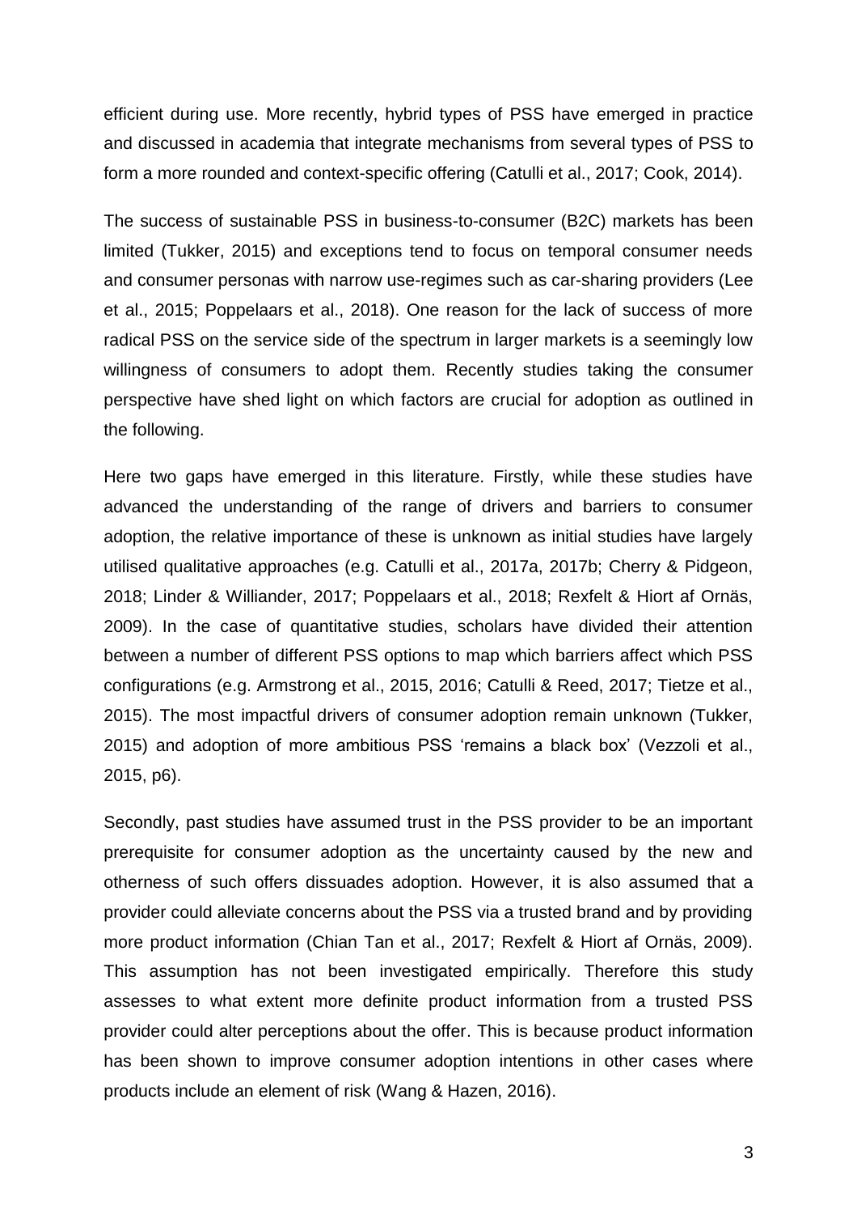efficient during use. More recently, hybrid types of PSS have emerged in practice and discussed in academia that integrate mechanisms from several types of PSS to form a more rounded and context-specific offering (Catulli et al., 2017; Cook, 2014).

The success of sustainable PSS in business-to-consumer (B2C) markets has been limited (Tukker, 2015) and exceptions tend to focus on temporal consumer needs and consumer personas with narrow use-regimes such as car-sharing providers (Lee et al., 2015; Poppelaars et al., 2018). One reason for the lack of success of more radical PSS on the service side of the spectrum in larger markets is a seemingly low willingness of consumers to adopt them. Recently studies taking the consumer perspective have shed light on which factors are crucial for adoption as outlined in the following.

Here two gaps have emerged in this literature. Firstly, while these studies have advanced the understanding of the range of drivers and barriers to consumer adoption, the relative importance of these is unknown as initial studies have largely utilised qualitative approaches (e.g. Catulli et al., 2017a, 2017b; Cherry & Pidgeon, 2018; Linder & Williander, 2017; Poppelaars et al., 2018; Rexfelt & Hiort af Ornäs, 2009). In the case of quantitative studies, scholars have divided their attention between a number of different PSS options to map which barriers affect which PSS configurations (e.g. Armstrong et al., 2015, 2016; Catulli & Reed, 2017; Tietze et al., 2015). The most impactful drivers of consumer adoption remain unknown (Tukker, 2015) and adoption of more ambitious PSS 'remains a black box' (Vezzoli et al., 2015, p6).

Secondly, past studies have assumed trust in the PSS provider to be an important prerequisite for consumer adoption as the uncertainty caused by the new and otherness of such offers dissuades adoption. However, it is also assumed that a provider could alleviate concerns about the PSS via a trusted brand and by providing more product information (Chian Tan et al., 2017; Rexfelt & Hiort af Ornäs, 2009). This assumption has not been investigated empirically. Therefore this study assesses to what extent more definite product information from a trusted PSS provider could alter perceptions about the offer. This is because product information has been shown to improve consumer adoption intentions in other cases where products include an element of risk (Wang & Hazen, 2016).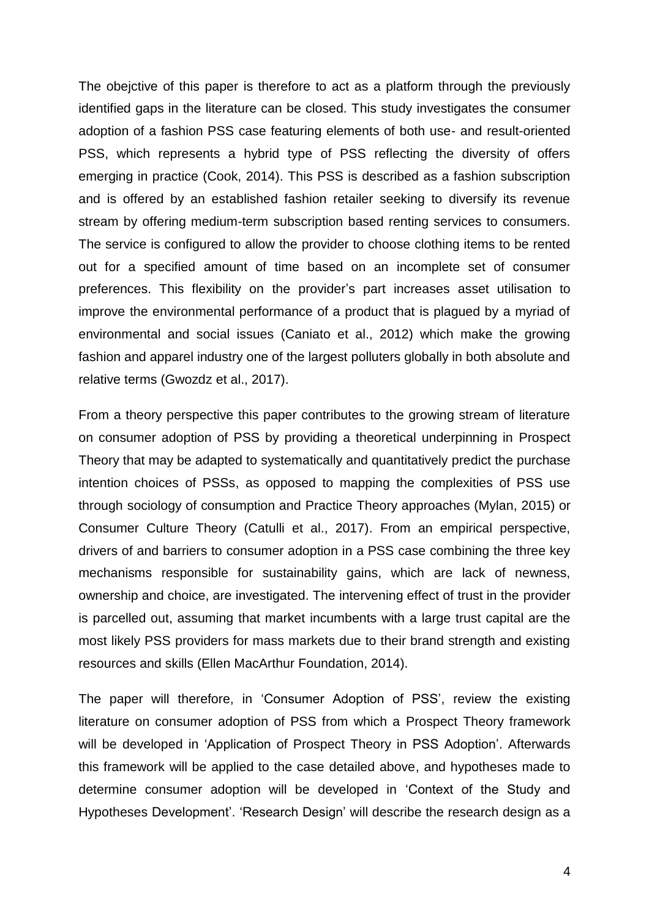The obejctive of this paper is therefore to act as a platform through the previously identified gaps in the literature can be closed. This study investigates the consumer adoption of a fashion PSS case featuring elements of both use- and result-oriented PSS, which represents a hybrid type of PSS reflecting the diversity of offers emerging in practice (Cook, 2014). This PSS is described as a fashion subscription and is offered by an established fashion retailer seeking to diversify its revenue stream by offering medium-term subscription based renting services to consumers. The service is configured to allow the provider to choose clothing items to be rented out for a specified amount of time based on an incomplete set of consumer preferences. This flexibility on the provider's part increases asset utilisation to improve the environmental performance of a product that is plagued by a myriad of environmental and social issues (Caniato et al., 2012) which make the growing fashion and apparel industry one of the largest polluters globally in both absolute and relative terms (Gwozdz et al., 2017).

From a theory perspective this paper contributes to the growing stream of literature on consumer adoption of PSS by providing a theoretical underpinning in Prospect Theory that may be adapted to systematically and quantitatively predict the purchase intention choices of PSSs, as opposed to mapping the complexities of PSS use through sociology of consumption and Practice Theory approaches (Mylan, 2015) or Consumer Culture Theory (Catulli et al., 2017). From an empirical perspective, drivers of and barriers to consumer adoption in a PSS case combining the three key mechanisms responsible for sustainability gains, which are lack of newness, ownership and choice, are investigated. The intervening effect of trust in the provider is parcelled out, assuming that market incumbents with a large trust capital are the most likely PSS providers for mass markets due to their brand strength and existing resources and skills (Ellen MacArthur Foundation, 2014).

The paper will therefore, in 'Consumer Adoption of PSS', review the existing literature on consumer adoption of PSS from which a Prospect Theory framework will be developed in 'Application of Prospect Theory in PSS Adoption'. Afterwards this framework will be applied to the case detailed above, and hypotheses made to determine consumer adoption will be developed in 'Context of the Study and Hypotheses Development'. 'Research Design' will describe the research design as a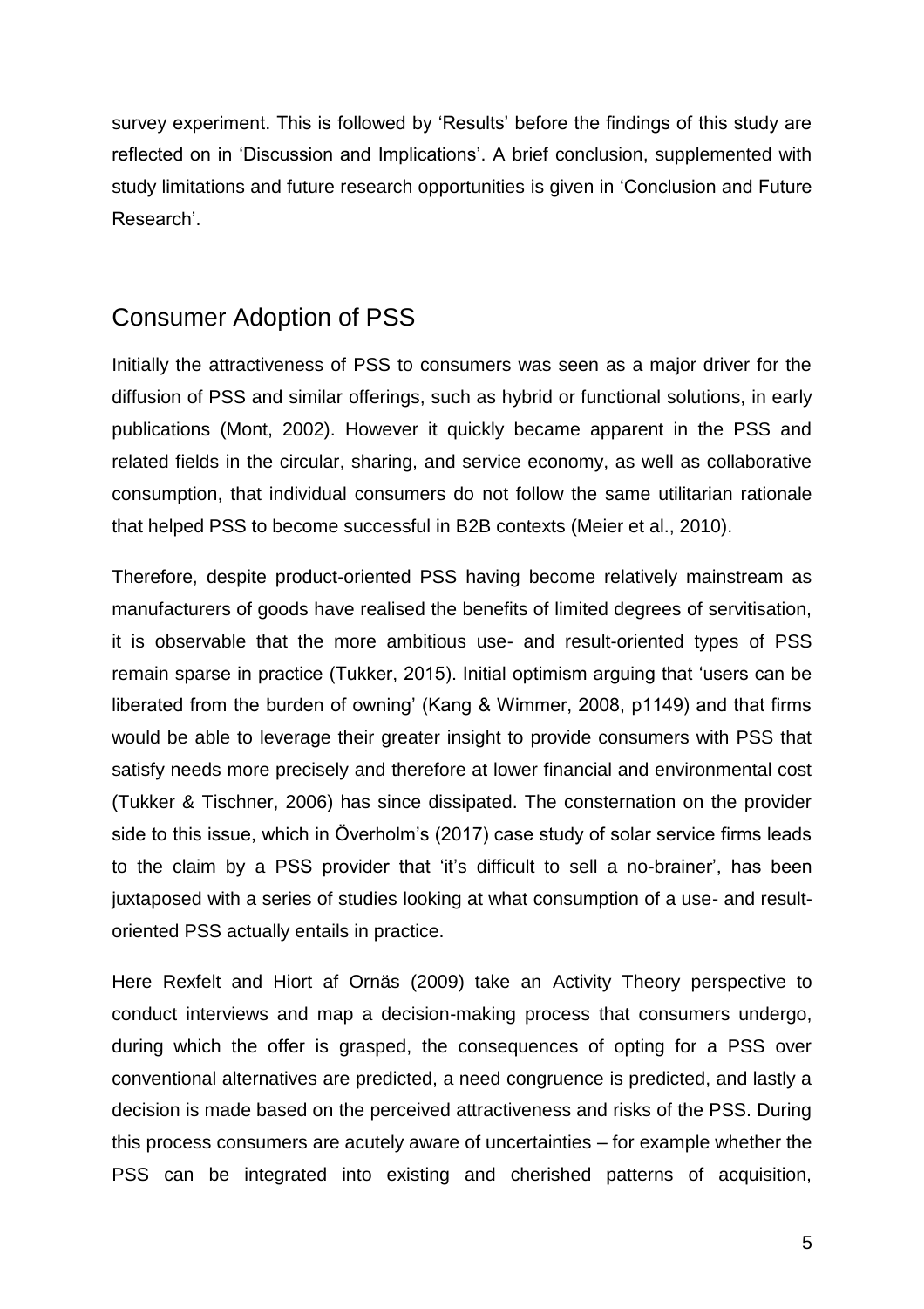survey experiment. This is followed by 'Results' before the findings of this study are reflected on in 'Discussion and Implications'. A brief conclusion, supplemented with study limitations and future research opportunities is given in 'Conclusion and Future Research'.

## Consumer Adoption of PSS

Initially the attractiveness of PSS to consumers was seen as a major driver for the diffusion of PSS and similar offerings, such as hybrid or functional solutions, in early publications (Mont, 2002). However it quickly became apparent in the PSS and related fields in the circular, sharing, and service economy, as well as collaborative consumption, that individual consumers do not follow the same utilitarian rationale that helped PSS to become successful in B2B contexts (Meier et al., 2010).

Therefore, despite product-oriented PSS having become relatively mainstream as manufacturers of goods have realised the benefits of limited degrees of servitisation, it is observable that the more ambitious use- and result-oriented types of PSS remain sparse in practice (Tukker, 2015). Initial optimism arguing that 'users can be liberated from the burden of owning' (Kang & Wimmer, 2008, p1149) and that firms would be able to leverage their greater insight to provide consumers with PSS that satisfy needs more precisely and therefore at lower financial and environmental cost (Tukker & Tischner, 2006) has since dissipated. The consternation on the provider side to this issue, which in Överholm's (2017) case study of solar service firms leads to the claim by a PSS provider that 'it's difficult to sell a no-brainer', has been juxtaposed with a series of studies looking at what consumption of a use- and result-oriented PSS actually entails in practice.

Here Rexfelt and Hiort af Ornäs (2009) take an Activity Theory perspective to conduct interviews and map a decision-making process that consumers undergo, during which the offer is grasped, the consequences of opting for a PSS over conventional alternatives are predicted, a need congruence is predicted, and lastly a decision is made based on the perceived attractiveness and risks of the PSS. During this process consumers are acutely aware of uncertainties – for example whether the PSS can be integrated into existing and cherished patterns of acquisition,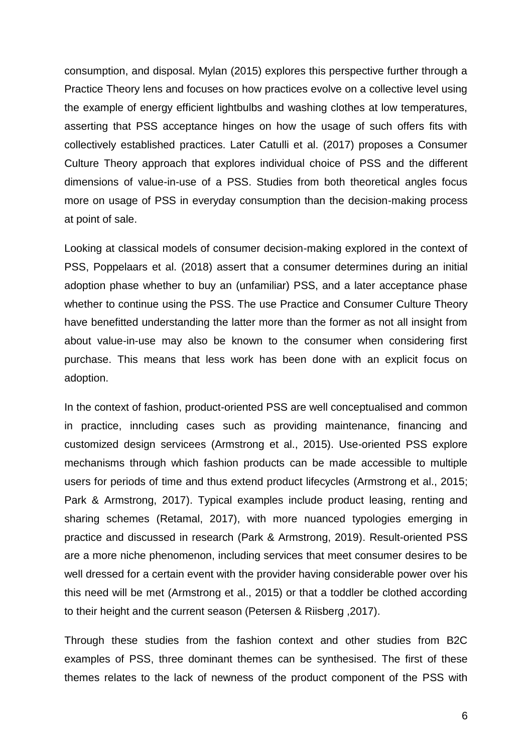consumption, and disposal. Mylan (2015) explores this perspective further through a Practice Theory lens and focuses on how practices evolve on a collective level using the example of energy efficient lightbulbs and washing clothes at low temperatures, asserting that PSS acceptance hinges on how the usage of such offers fits with collectively established practices. Later Catulli et al. (2017) proposes a Consumer Culture Theory approach that explores individual choice of PSS and the different dimensions of value-in-use of a PSS. Studies from both theoretical angles focus more on usage of PSS in everyday consumption than the decision-making process at point of sale.

Looking at classical models of consumer decision-making explored in the context of PSS, Poppelaars et al. (2018) assert that a consumer determines during an initial adoption phase whether to buy an (unfamiliar) PSS, and a later acceptance phase whether to continue using the PSS. The use Practice and Consumer Culture Theory have benefitted understanding the latter more than the former as not all insight from about value-in-use may also be known to the consumer when considering first purchase. This means that less work has been done with an explicit focus on adoption.

In the context of fashion, product-oriented PSS are well conceptualised and common in practice, inncluding cases such as providing maintenance, financing and customized design servicees (Armstrong et al., 2015). Use-oriented PSS explore mechanisms through which fashion products can be made accessible to multiple users for periods of time and thus extend product lifecycles (Armstrong et al., 2015; Park & Armstrong, 2017). Typical examples include product leasing, renting and sharing schemes (Retamal, 2017), with more nuanced typologies emerging in practice and discussed in research (Park & Armstrong, 2019). Result-oriented PSS are a more niche phenomenon, including services that meet consumer desires to be well dressed for a certain event with the provider having considerable power over his this need will be met (Armstrong et al., 2015) or that a toddler be clothed according to their height and the current season (Petersen & Riisberg ,2017).

Through these studies from the fashion context and other studies from B2C examples of PSS, three dominant themes can be synthesised. The first of these themes relates to the lack of newness of the product component of the PSS with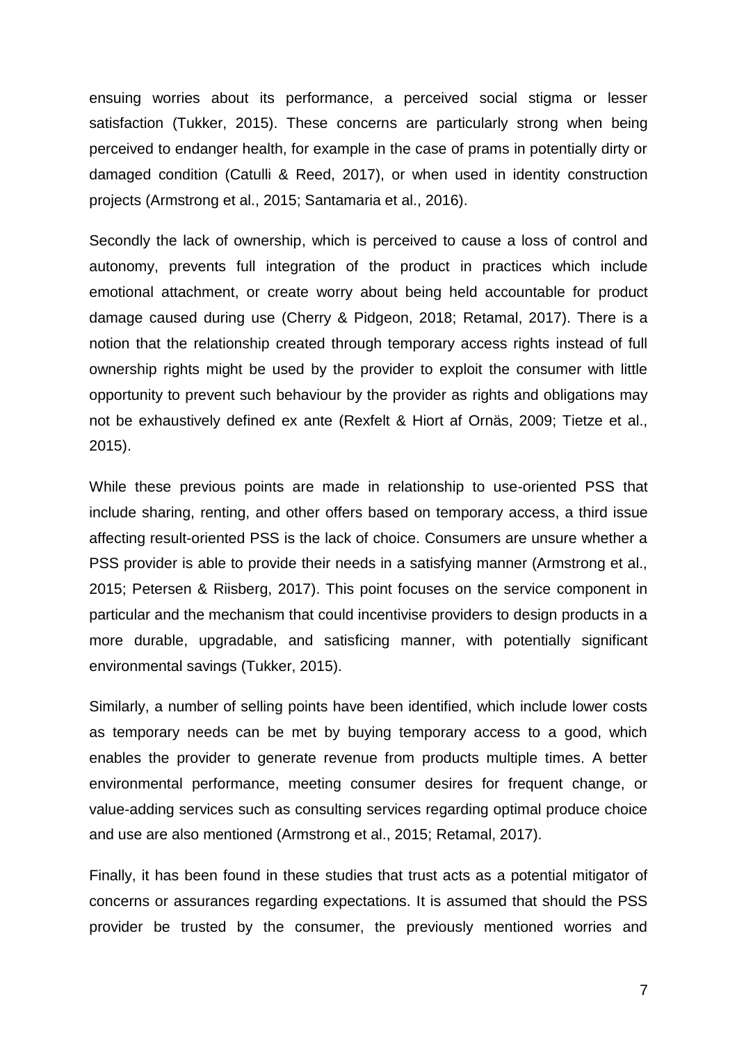ensuing worries about its performance, a perceived social stigma or lesser satisfaction (Tukker, 2015). These concerns are particularly strong when being perceived to endanger health, for example in the case of prams in potentially dirty or damaged condition (Catulli & Reed, 2017), or when used in identity construction projects (Armstrong et al., 2015; Santamaria et al., 2016).

Secondly the lack of ownership, which is perceived to cause a loss of control and autonomy, prevents full integration of the product in practices which include emotional attachment, or create worry about being held accountable for product damage caused during use (Cherry & Pidgeon, 2018; Retamal, 2017). There is a notion that the relationship created through temporary access rights instead of full ownership rights might be used by the provider to exploit the consumer with little opportunity to prevent such behaviour by the provider as rights and obligations may not be exhaustively defined ex ante (Rexfelt & Hiort af Ornäs, 2009; Tietze et al., 2015).

While these previous points are made in relationship to use-oriented PSS that include sharing, renting, and other offers based on temporary access, a third issue affecting result-oriented PSS is the lack of choice. Consumers are unsure whether a PSS provider is able to provide their needs in a satisfying manner (Armstrong et al., 2015; Petersen & Riisberg, 2017). This point focuses on the service component in particular and the mechanism that could incentivise providers to design products in a more durable, upgradable, and satisficing manner, with potentially significant environmental savings (Tukker, 2015).

Similarly, a number of selling points have been identified, which include lower costs as temporary needs can be met by buying temporary access to a good, which enables the provider to generate revenue from products multiple times. A better environmental performance, meeting consumer desires for frequent change, or value-adding services such as consulting services regarding optimal produce choice and use are also mentioned (Armstrong et al., 2015; Retamal, 2017).

Finally, it has been found in these studies that trust acts as a potential mitigator of concerns or assurances regarding expectations. It is assumed that should the PSS provider be trusted by the consumer, the previously mentioned worries and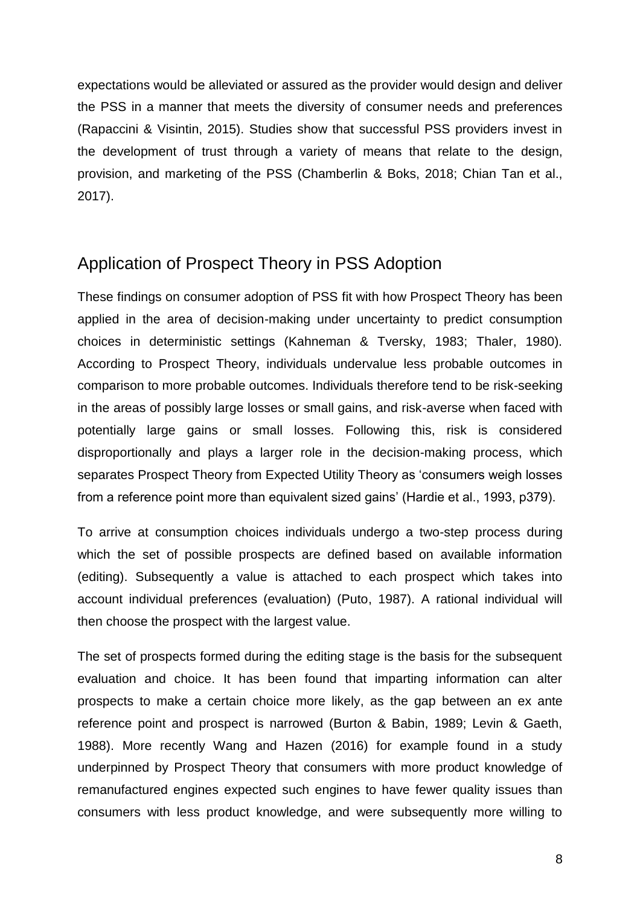expectations would be alleviated or assured as the provider would design and deliver the PSS in a manner that meets the diversity of consumer needs and preferences (Rapaccini & Visintin, 2015). Studies show that successful PSS providers invest in the development of trust through a variety of means that relate to the design, provision, and marketing of the PSS (Chamberlin & Boks, 2018; Chian Tan et al., 2017).

## Application of Prospect Theory in PSS Adoption

These findings on consumer adoption of PSS fit with how Prospect Theory has been applied in the area of decision-making under uncertainty to predict consumption choices in deterministic settings (Kahneman & Tversky, 1983; Thaler, 1980). According to Prospect Theory, individuals undervalue less probable outcomes in comparison to more probable outcomes. Individuals therefore tend to be risk-seeking in the areas of possibly large losses or small gains, and risk-averse when faced with potentially large gains or small losses. Following this, risk is considered disproportionally and plays a larger role in the decision-making process, which separates Prospect Theory from Expected Utility Theory as 'consumers weigh losses from a reference point more than equivalent sized gains' (Hardie et al., 1993, p379).

To arrive at consumption choices individuals undergo a two-step process during which the set of possible prospects are defined based on available information (editing). Subsequently a value is attached to each prospect which takes into account individual preferences (evaluation) (Puto, 1987). A rational individual will then choose the prospect with the largest value.

The set of prospects formed during the editing stage is the basis for the subsequent evaluation and choice. It has been found that imparting information can alter prospects to make a certain choice more likely, as the gap between an ex ante reference point and prospect is narrowed (Burton & Babin, 1989; Levin & Gaeth, 1988). More recently Wang and Hazen (2016) for example found in a study underpinned by Prospect Theory that consumers with more product knowledge of remanufactured engines expected such engines to have fewer quality issues than consumers with less product knowledge, and were subsequently more willing to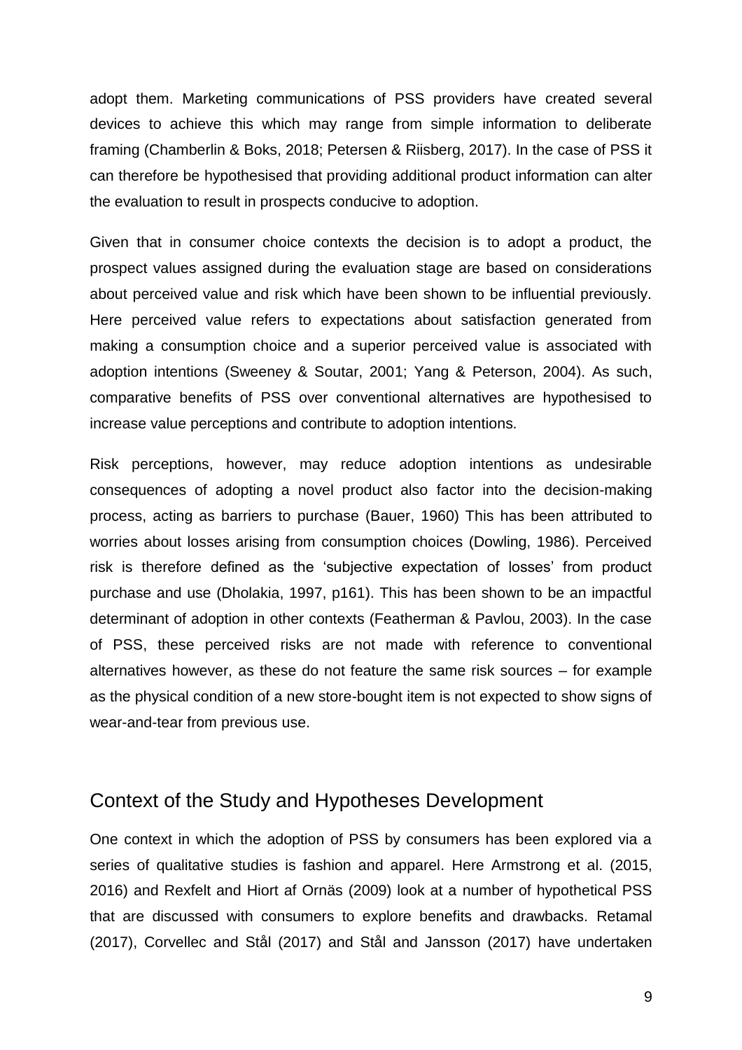adopt them. Marketing communications of PSS providers have created several devices to achieve this which may range from simple information to deliberate framing (Chamberlin & Boks, 2018; Petersen & Riisberg, 2017). In the case of PSS it can therefore be hypothesised that providing additional product information can alter the evaluation to result in prospects conducive to adoption.

Given that in consumer choice contexts the decision is to adopt a product, the prospect values assigned during the evaluation stage are based on considerations about perceived value and risk which have been shown to be influential previously. Here perceived value refers to expectations about satisfaction generated from making a consumption choice and a superior perceived value is associated with adoption intentions (Sweeney & Soutar, 2001; Yang & Peterson, 2004). As such, comparative benefits of PSS over conventional alternatives are hypothesised to increase value perceptions and contribute to adoption intentions.

Risk perceptions, however, may reduce adoption intentions as undesirable consequences of adopting a novel product also factor into the decision-making process, acting as barriers to purchase (Bauer, 1960) This has been attributed to worries about losses arising from consumption choices (Dowling, 1986). Perceived risk is therefore defined as the 'subjective expectation of losses' from product purchase and use (Dholakia, 1997, p161). This has been shown to be an impactful determinant of adoption in other contexts (Featherman & Pavlou, 2003). In the case of PSS, these perceived risks are not made with reference to conventional alternatives however, as these do not feature the same risk sources – for example as the physical condition of a new store-bought item is not expected to show signs of wear-and-tear from previous use.

## Context of the Study and Hypotheses Development

One context in which the adoption of PSS by consumers has been explored via a series of qualitative studies is fashion and apparel. Here Armstrong et al. (2015, 2016) and Rexfelt and Hiort af Ornäs (2009) look at a number of hypothetical PSS that are discussed with consumers to explore benefits and drawbacks. Retamal (2017), Corvellec and Stål (2017) and Stål and Jansson (2017) have undertaken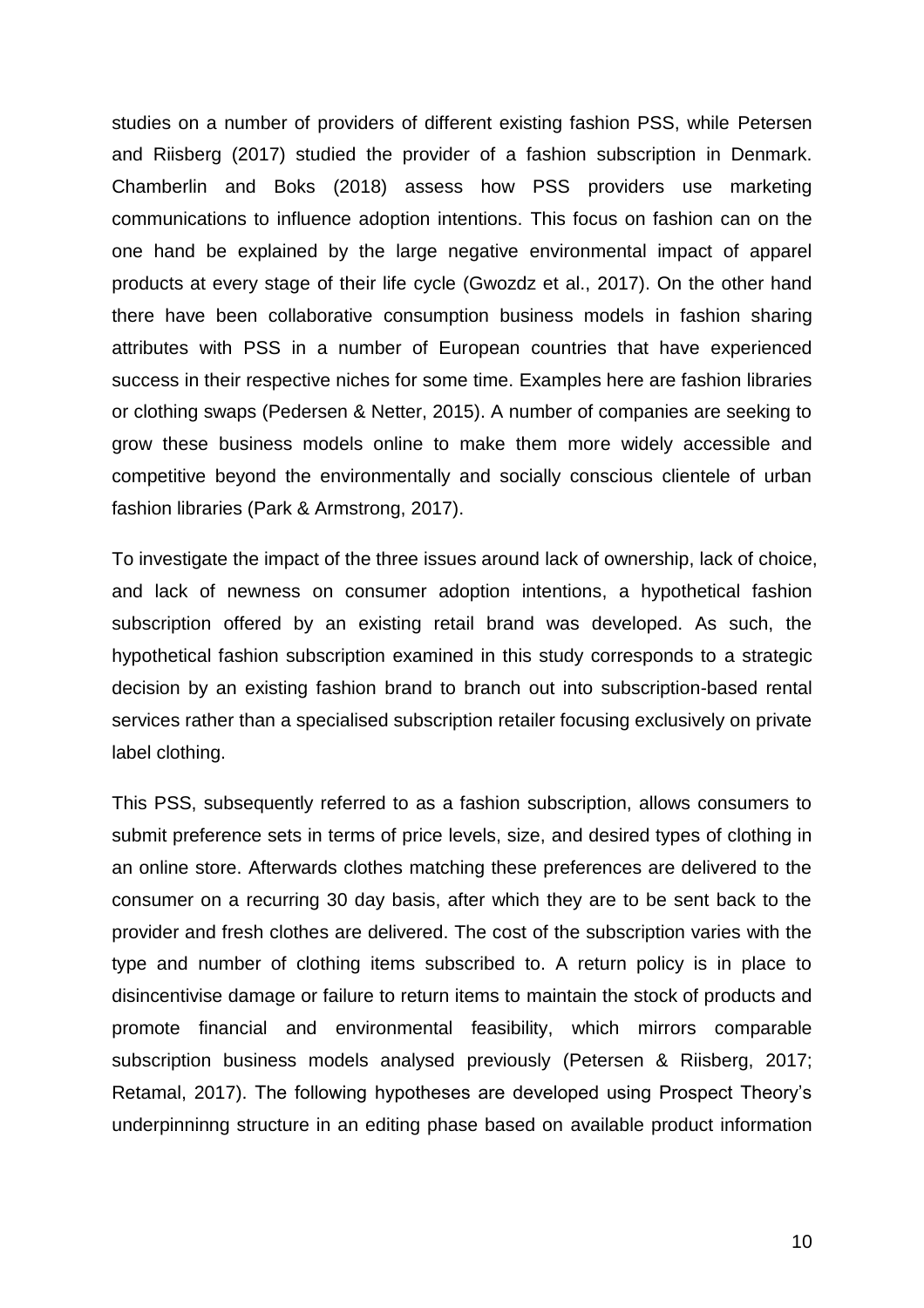studies on a number of providers of different existing fashion PSS, while Petersen and Riisberg (2017) studied the provider of a fashion subscription in Denmark. Chamberlin and Boks (2018) assess how PSS providers use marketing communications to influence adoption intentions. This focus on fashion can on the one hand be explained by the large negative environmental impact of apparel products at every stage of their life cycle (Gwozdz et al., 2017). On the other hand there have been collaborative consumption business models in fashion sharing attributes with PSS in a number of European countries that have experienced success in their respective niches for some time. Examples here are fashion libraries or clothing swaps (Pedersen & Netter, 2015). A number of companies are seeking to grow these business models online to make them more widely accessible and competitive beyond the environmentally and socially conscious clientele of urban fashion libraries (Park & Armstrong, 2017).

To investigate the impact of the three issues around lack of ownership, lack of choice, and lack of newness on consumer adoption intentions, a hypothetical fashion subscription offered by an existing retail brand was developed. As such, the hypothetical fashion subscription examined in this study corresponds to a strategic decision by an existing fashion brand to branch out into subscription-based rental services rather than a specialised subscription retailer focusing exclusively on private label clothing.

This PSS, subsequently referred to as a fashion subscription, allows consumers to submit preference sets in terms of price levels, size, and desired types of clothing in an online store. Afterwards clothes matching these preferences are delivered to the consumer on a recurring 30 day basis, after which they are to be sent back to the provider and fresh clothes are delivered. The cost of the subscription varies with the type and number of clothing items subscribed to. A return policy is in place to disincentivise damage or failure to return items to maintain the stock of products and promote financial and environmental feasibility, which mirrors comparable subscription business models analysed previously (Petersen & Riisberg, 2017; Retamal, 2017). The following hypotheses are developed using Prospect Theory's underpinninng structure in an editing phase based on available product information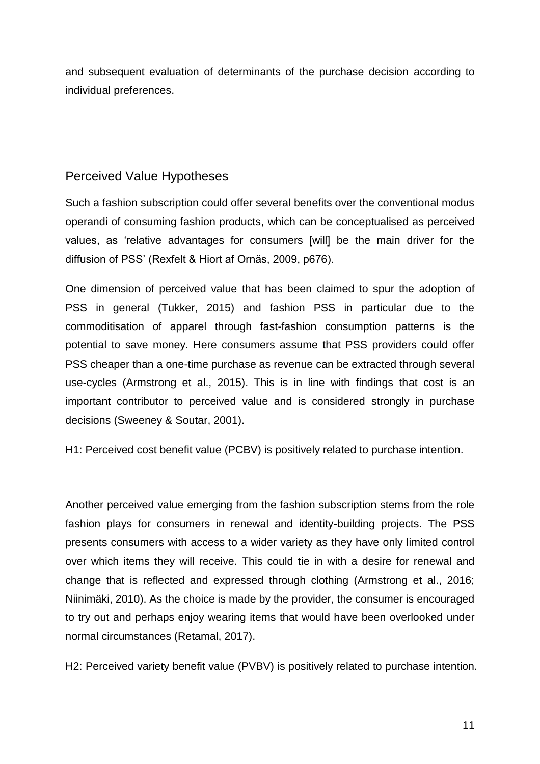and subsequent evaluation of determinants of the purchase decision according to individual preferences.

## Perceived Value Hypotheses

Such a fashion subscription could offer several benefits over the conventional modus operandi of consuming fashion products, which can be conceptualised as perceived values, as 'relative advantages for consumers [will] be the main driver for the diffusion of PSS' (Rexfelt & Hiort af Ornäs, 2009, p676).

One dimension of perceived value that has been claimed to spur the adoption of PSS in general (Tukker, 2015) and fashion PSS in particular due to the commoditisation of apparel through fast-fashion consumption patterns is the potential to save money. Here consumers assume that PSS providers could offer PSS cheaper than a one-time purchase as revenue can be extracted through several use-cycles (Armstrong et al., 2015). This is in line with findings that cost is an important contributor to perceived value and is considered strongly in purchase decisions (Sweeney & Soutar, 2001).

H1: Perceived cost benefit value (PCBV) is positively related to purchase intention.

Another perceived value emerging from the fashion subscription stems from the role fashion plays for consumers in renewal and identity-building projects. The PSS presents consumers with access to a wider variety as they have only limited control over which items they will receive. This could tie in with a desire for renewal and change that is reflected and expressed through clothing (Armstrong et al., 2016; Niinimäki, 2010). As the choice is made by the provider, the consumer is encouraged to try out and perhaps enjoy wearing items that would have been overlooked under normal circumstances (Retamal, 2017).

H2: Perceived variety benefit value (PVBV) is positively related to purchase intention.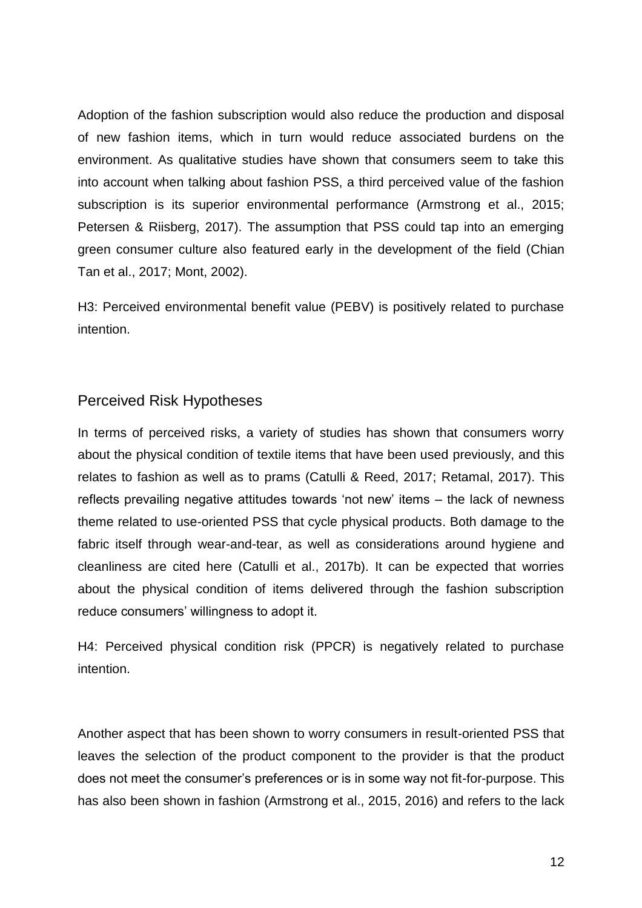Adoption of the fashion subscription would also reduce the production and disposal of new fashion items, which in turn would reduce associated burdens on the environment. As qualitative studies have shown that consumers seem to take this into account when talking about fashion PSS, a third perceived value of the fashion subscription is its superior environmental performance (Armstrong et al., 2015; Petersen & Riisberg, 2017). The assumption that PSS could tap into an emerging green consumer culture also featured early in the development of the field (Chian Tan et al., 2017; Mont, 2002).

H3: Perceived environmental benefit value (PEBV) is positively related to purchase intention.

## Perceived Risk Hypotheses

In terms of perceived risks, a variety of studies has shown that consumers worry about the physical condition of textile items that have been used previously, and this relates to fashion as well as to prams (Catulli & Reed, 2017; Retamal, 2017). This reflects prevailing negative attitudes towards 'not new' items – the lack of newness theme related to use-oriented PSS that cycle physical products. Both damage to the fabric itself through wear-and-tear, as well as considerations around hygiene and cleanliness are cited here (Catulli et al., 2017b). It can be expected that worries about the physical condition of items delivered through the fashion subscription reduce consumers' willingness to adopt it.

H4: Perceived physical condition risk (PPCR) is negatively related to purchase intention.

Another aspect that has been shown to worry consumers in result-oriented PSS that leaves the selection of the product component to the provider is that the product does not meet the consumer's preferences or is in some way not fit-for-purpose. This has also been shown in fashion (Armstrong et al., 2015, 2016) and refers to the lack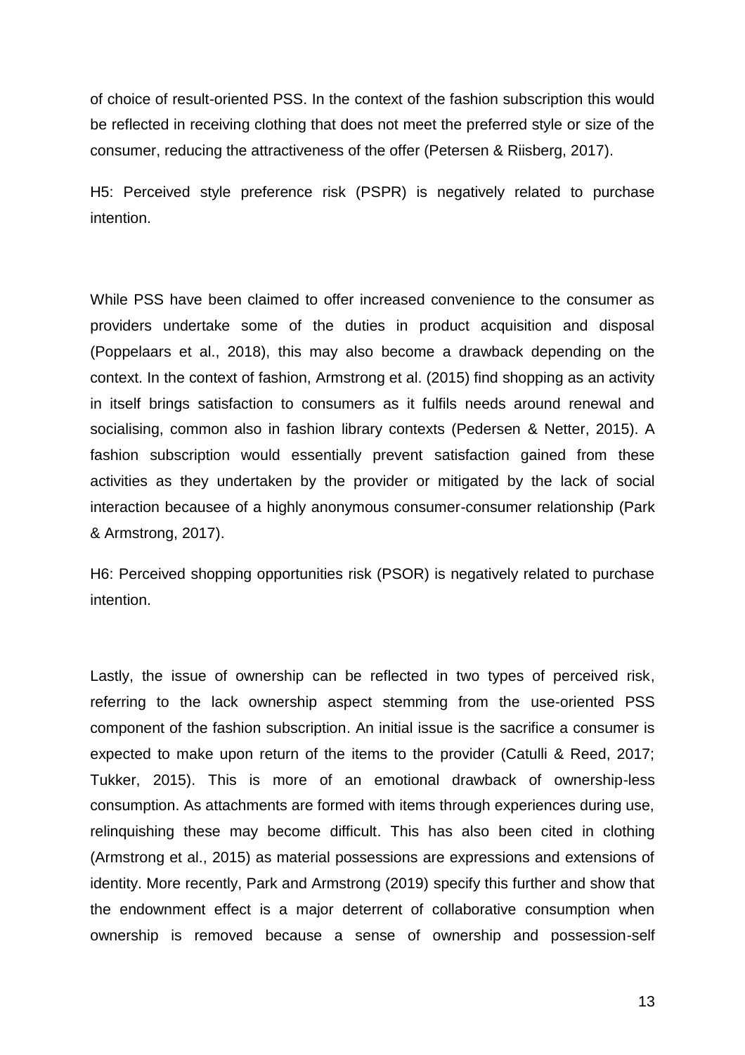of choice of result-oriented PSS. In the context of the fashion subscription this would be reflected in receiving clothing that does not meet the preferred style or size of the consumer, reducing the attractiveness of the offer (Petersen & Riisberg, 2017).

H5: Perceived style preference risk (PSPR) is negatively related to purchase intention.

While PSS have been claimed to offer increased convenience to the consumer as providers undertake some of the duties in product acquisition and disposal (Poppelaars et al., 2018), this may also become a drawback depending on the context. In the context of fashion, Armstrong et al. (2015) find shopping as an activity in itself brings satisfaction to consumers as it fulfils needs around renewal and socialising, common also in fashion library contexts (Pedersen & Netter, 2015). A fashion subscription would essentially prevent satisfaction gained from these activities as they undertaken by the provider or mitigated by the lack of social interaction becausee of a highly anonymous consumer-consumer relationship (Park & Armstrong, 2017).

H6: Perceived shopping opportunities risk (PSOR) is negatively related to purchase intention.

Lastly, the issue of ownership can be reflected in two types of perceived risk, referring to the lack ownership aspect stemming from the use-oriented PSS component of the fashion subscription. An initial issue is the sacrifice a consumer is expected to make upon return of the items to the provider (Catulli & Reed, 2017; Tukker, 2015). This is more of an emotional drawback of ownership-less consumption. As attachments are formed with items through experiences during use, relinquishing these may become difficult. This has also been cited in clothing (Armstrong et al., 2015) as material possessions are expressions and extensions of identity. More recently, Park and Armstrong (2019) specify this further and show that the endownment effect is a major deterrent of collaborative consumption when ownership is removed because a sense of ownership and possession-self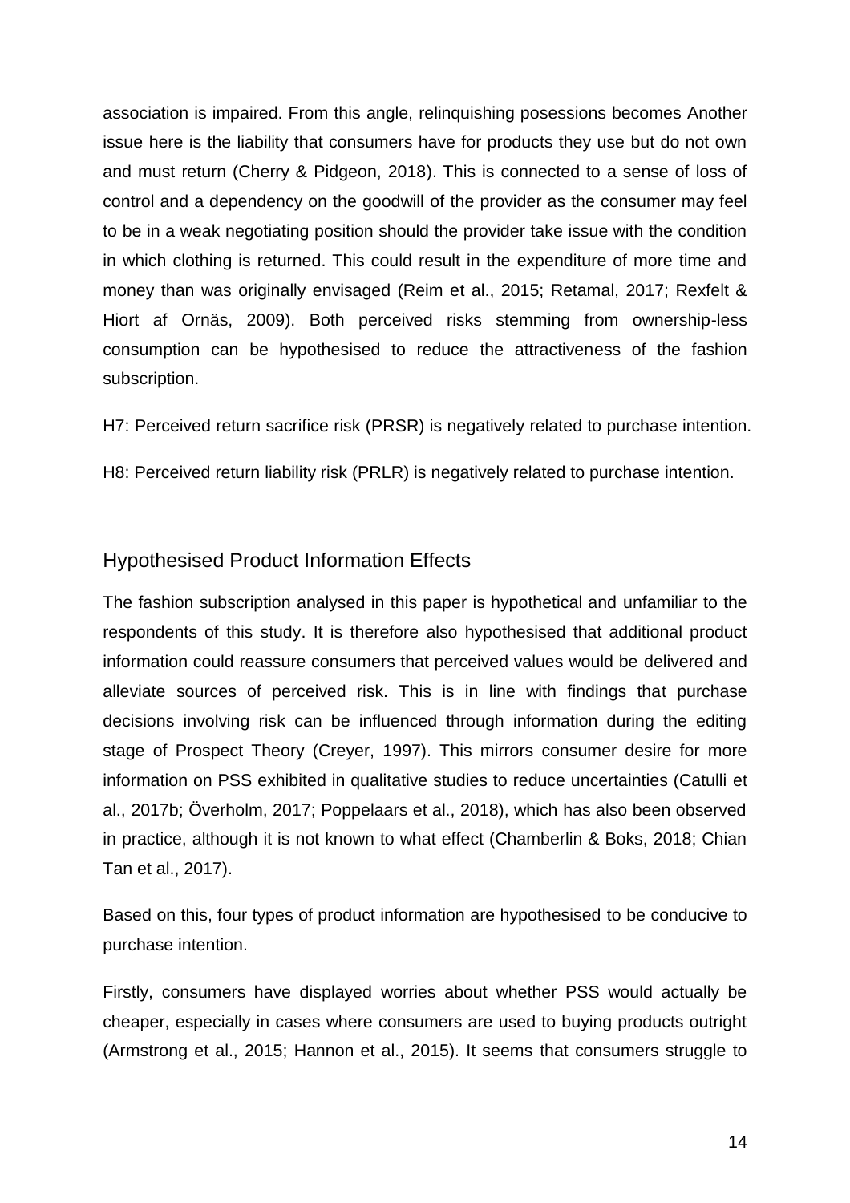association is impaired. From this angle, relinquishing posessions becomes Another issue here is the liability that consumers have for products they use but do not own and must return (Cherry & Pidgeon, 2018). This is connected to a sense of loss of control and a dependency on the goodwill of the provider as the consumer may feel to be in a weak negotiating position should the provider take issue with the condition in which clothing is returned. This could result in the expenditure of more time and money than was originally envisaged (Reim et al., 2015; Retamal, 2017; Rexfelt & Hiort af Ornäs, 2009). Both perceived risks stemming from ownership-less consumption can be hypothesised to reduce the attractiveness of the fashion subscription.

H7: Perceived return sacrifice risk (PRSR) is negatively related to purchase intention.

H8: Perceived return liability risk (PRLR) is negatively related to purchase intention.

## Hypothesised Product Information Effects

The fashion subscription analysed in this paper is hypothetical and unfamiliar to the respondents of this study. It is therefore also hypothesised that additional product information could reassure consumers that perceived values would be delivered and alleviate sources of perceived risk. This is in line with findings that purchase decisions involving risk can be influenced through information during the editing stage of Prospect Theory (Creyer, 1997). This mirrors consumer desire for more information on PSS exhibited in qualitative studies to reduce uncertainties (Catulli et al., 2017b; Överholm, 2017; Poppelaars et al., 2018), which has also been observed in practice, although it is not known to what effect (Chamberlin & Boks, 2018; Chian Tan et al., 2017).

Based on this, four types of product information are hypothesised to be conducive to purchase intention.

Firstly, consumers have displayed worries about whether PSS would actually be cheaper, especially in cases where consumers are used to buying products outright (Armstrong et al., 2015; Hannon et al., 2015). It seems that consumers struggle to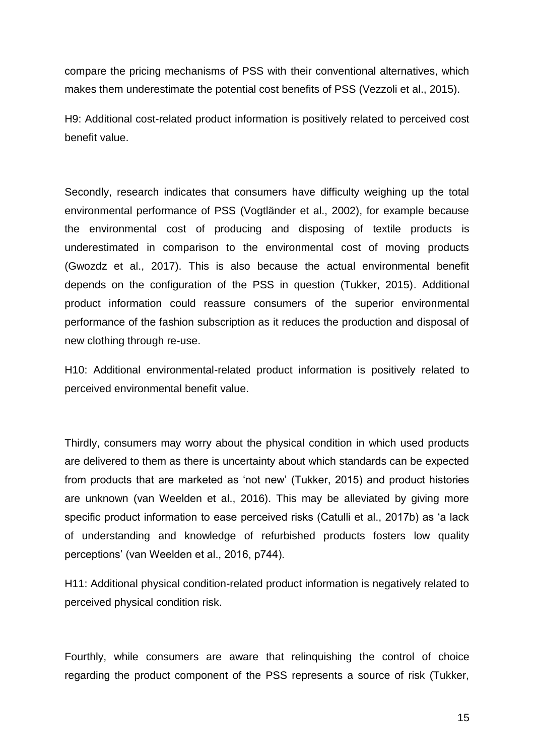compare the pricing mechanisms of PSS with their conventional alternatives, which makes them underestimate the potential cost benefits of PSS (Vezzoli et al., 2015).

H9: Additional cost-related product information is positively related to perceived cost benefit value.

Secondly, research indicates that consumers have difficulty weighing up the total environmental performance of PSS (Vogtländer et al., 2002), for example because the environmental cost of producing and disposing of textile products is underestimated in comparison to the environmental cost of moving products (Gwozdz et al., 2017). This is also because the actual environmental benefit depends on the configuration of the PSS in question (Tukker, 2015). Additional product information could reassure consumers of the superior environmental performance of the fashion subscription as it reduces the production and disposal of new clothing through re-use.

H10: Additional environmental-related product information is positively related to perceived environmental benefit value.

Thirdly, consumers may worry about the physical condition in which used products are delivered to them as there is uncertainty about which standards can be expected from products that are marketed as 'not new' (Tukker, 2015) and product histories are unknown (van Weelden et al., 2016). This may be alleviated by giving more specific product information to ease perceived risks (Catulli et al., 2017b) as 'a lack of understanding and knowledge of refurbished products fosters low quality perceptions' (van Weelden et al., 2016, p744).

H11: Additional physical condition-related product information is negatively related to perceived physical condition risk.

Fourthly, while consumers are aware that relinquishing the control of choice regarding the product component of the PSS represents a source of risk (Tukker,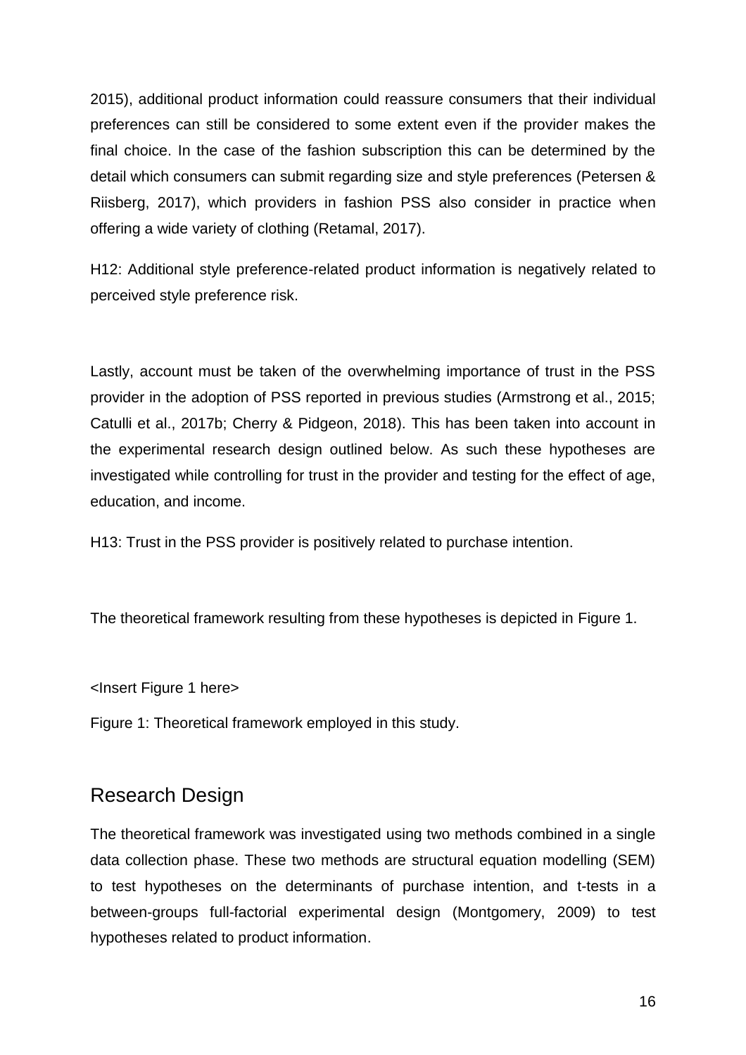2015), additional product information could reassure consumers that their individual preferences can still be considered to some extent even if the provider makes the final choice. In the case of the fashion subscription this can be determined by the detail which consumers can submit regarding size and style preferences (Petersen & Riisberg, 2017), which providers in fashion PSS also consider in practice when offering a wide variety of clothing (Retamal, 2017).

H12: Additional style preference-related product information is negatively related to perceived style preference risk.

Lastly, account must be taken of the overwhelming importance of trust in the PSS provider in the adoption of PSS reported in previous studies (Armstrong et al., 2015; Catulli et al., 2017b; Cherry & Pidgeon, 2018). This has been taken into account in the experimental research design outlined below. As such these hypotheses are investigated while controlling for trust in the provider and testing for the effect of age, education, and income.

H13: Trust in the PSS provider is positively related to purchase intention.

The theoretical framework resulting from these hypotheses is depicted in Figure 1.

<Insert Figure 1 here>

Figure 1: Theoretical framework employed in this study.

## Research Design

The theoretical framework was investigated using two methods combined in a single data collection phase. These two methods are structural equation modelling (SEM) to test hypotheses on the determinants of purchase intention, and t-tests in a between-groups full-factorial experimental design (Montgomery, 2009) to test hypotheses related to product information.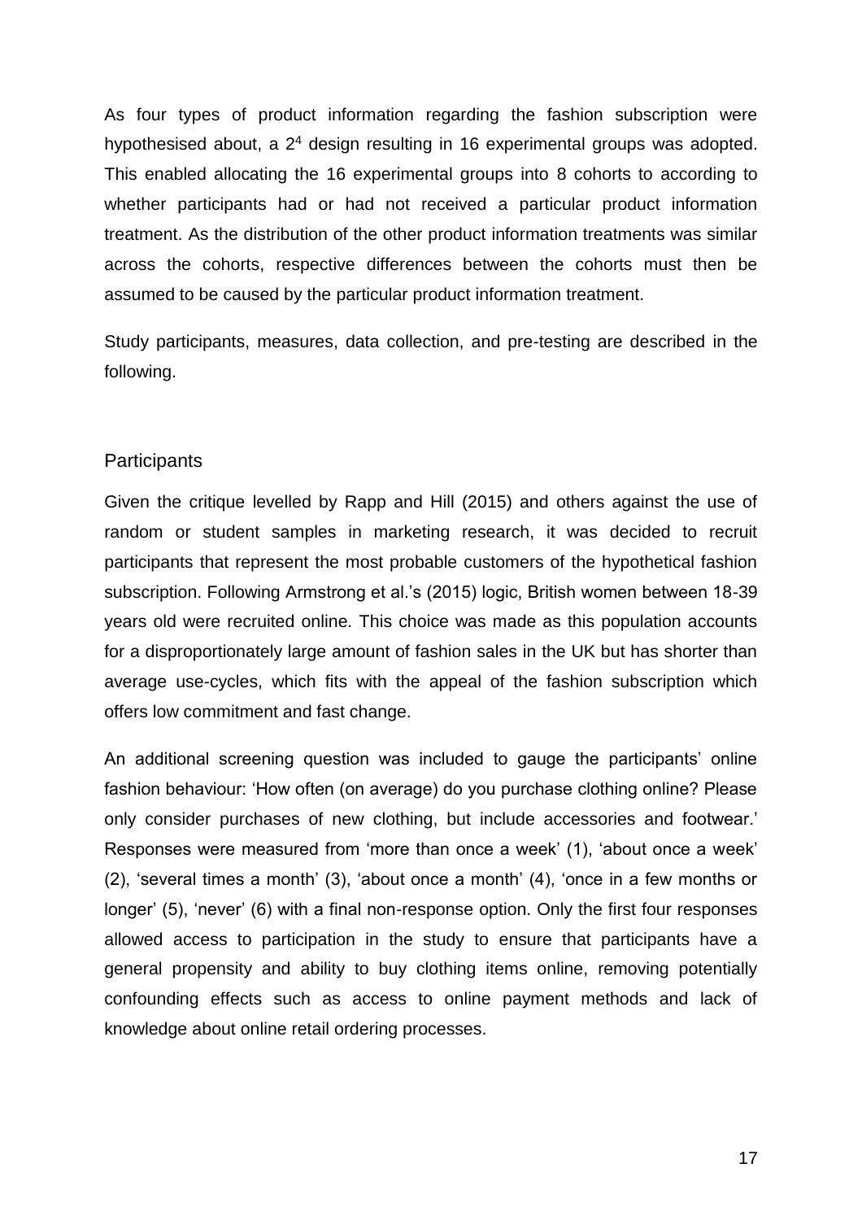As four types of product information regarding the fashion subscription were hypothesised about, a $2^4$ design resulting in 16 experimental groups was adopted. This enabled allocating the 16 experimental groups into 8 cohorts to according to whether participants had or had not received a particular product information treatment. As the distribution of the other product information treatments was similar across the cohorts, respective differences between the cohorts must then be assumed to be caused by the particular product information treatment.

Study participants, measures, data collection, and pre-testing are described in the following.

## Participants

Given the critique levelled by Rapp and Hill (2015) and others against the use of random or student samples in marketing research, it was decided to recruit participants that represent the most probable customers of the hypothetical fashion subscription. Following Armstrong et al.'s (2015) logic, British women between 18-39 years old were recruited online. This choice was made as this population accounts for a disproportionately large amount of fashion sales in the UK but has shorter than average use-cycles, which fits with the appeal of the fashion subscription which offers low commitment and fast change.

An additional screening question was included to gauge the participants' online fashion behaviour: 'How often (on average) do you purchase clothing online? Please only consider purchases of new clothing, but include accessories and footwear.' Responses were measured from 'more than once a week' (1), 'about once a week' (2), 'several times a month' (3), 'about once a month' (4), 'once in a few months or longer' (5), 'never' (6) with a final non-response option. Only the first four responses allowed access to participation in the study to ensure that participants have a general propensity and ability to buy clothing items online, removing potentially confounding effects such as access to online payment methods and lack of knowledge about online retail ordering processes.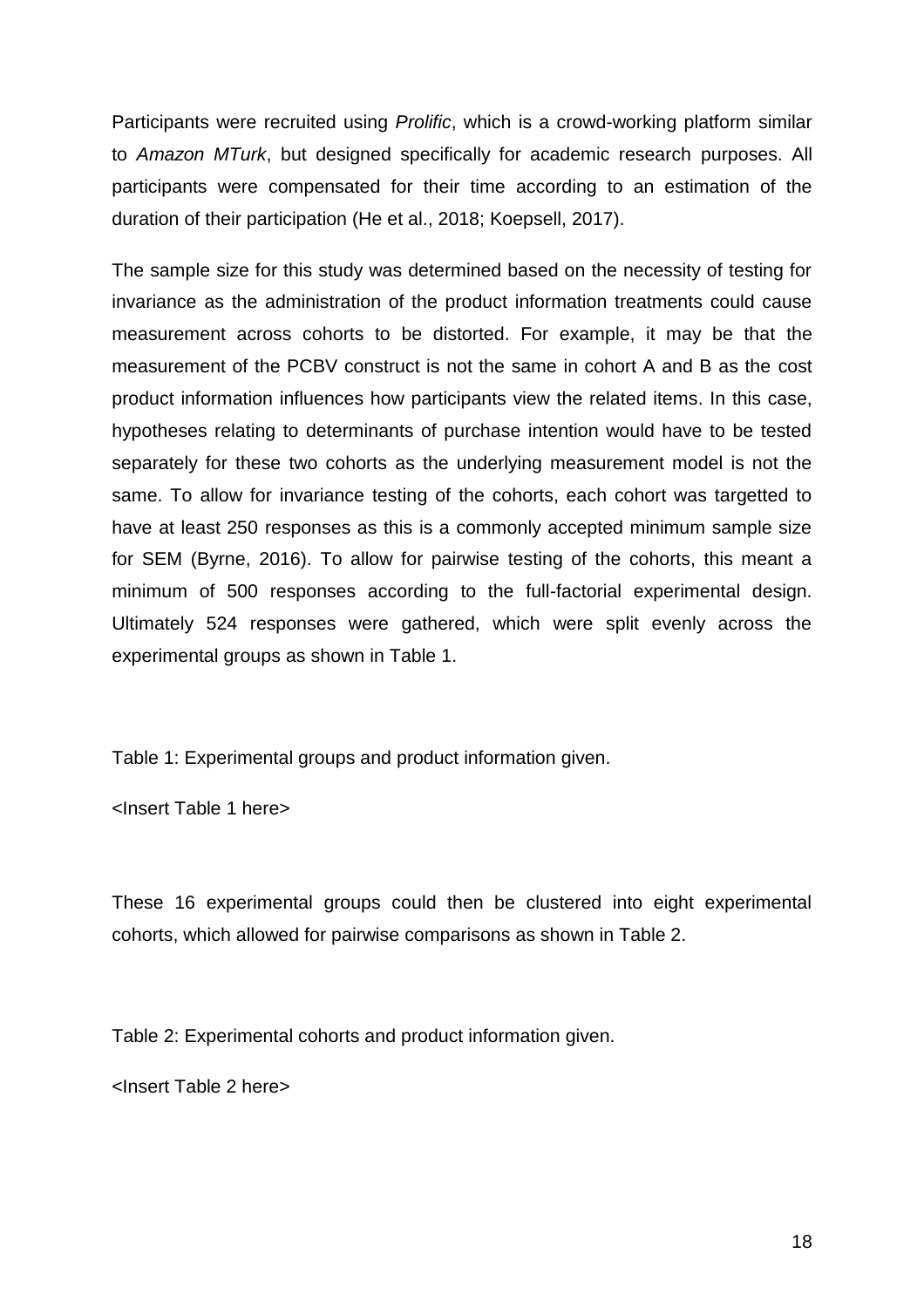Participants were recruited using *Prolific*, which is a crowd-working platform similar to *Amazon MTurk*, but designed specifically for academic research purposes. All participants were compensated for their time according to an estimation of the duration of their participation (He et al., 2018; Koepsell, 2017).

The sample size for this study was determined based on the necessity of testing for invariance as the administration of the product information treatments could cause measurement across cohorts to be distorted. For example, it may be that the measurement of the PCBV construct is not the same in cohort A and B as the cost product information influences how participants view the related items. In this case, hypotheses relating to determinants of purchase intention would have to be tested separately for these two cohorts as the underlying measurement model is not the same. To allow for invariance testing of the cohorts, each cohort was targetted to have at least 250 responses as this is a commonly accepted minimum sample size for SEM (Byrne, 2016). To allow for pairwise testing of the cohorts, this meant a minimum of 500 responses according to the full-factorial experimental design. Ultimately 524 responses were gathered, which were split evenly across the experimental groups as shown in Table 1.

Table 1: Experimental groups and product information given.

<Insert Table 1 here>

These 16 experimental groups could then be clustered into eight experimental cohorts, which allowed for pairwise comparisons as shown in Table 2.

Table 2: Experimental cohorts and product information given.

<Insert Table 2 here>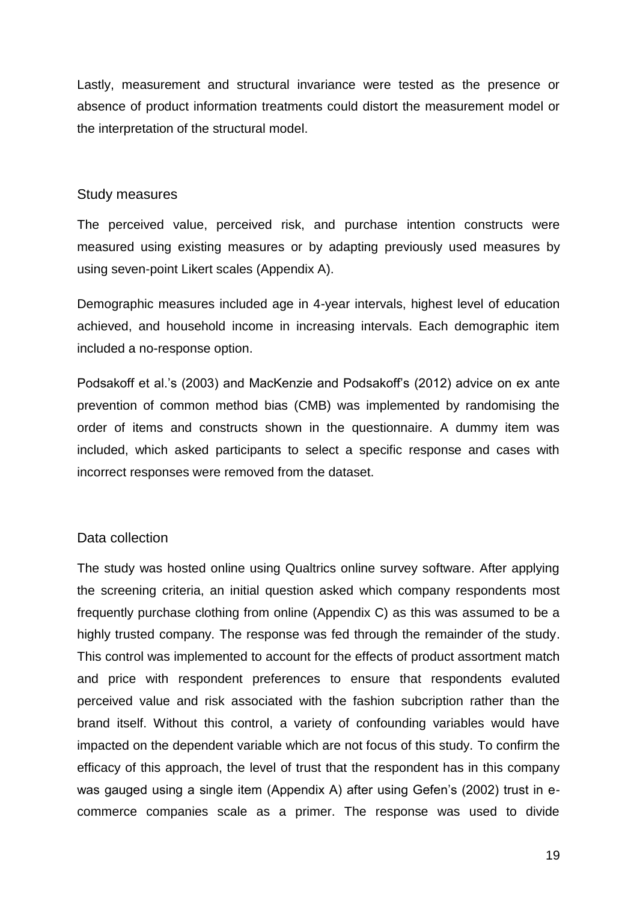Lastly, measurement and structural invariance were tested as the presence or absence of product information treatments could distort the measurement model or the interpretation of the structural model.

## Study measures

The perceived value, perceived risk, and purchase intention constructs were measured using existing measures or by adapting previously used measures by using seven-point Likert scales (Appendix A).

Demographic measures included age in 4-year intervals, highest level of education achieved, and household income in increasing intervals. Each demographic item included a no-response option.

Podsakoff et al.'s (2003) and MacKenzie and Podsakoff's (2012) advice on ex ante prevention of common method bias (CMB) was implemented by randomising the order of items and constructs shown in the questionnaire. A dummy item was included, which asked participants to select a specific response and cases with incorrect responses were removed from the dataset.

## Data collection

The study was hosted online using Qualtrics online survey software. After applying the screening criteria, an initial question asked which company respondents most frequently purchase clothing from online (Appendix C) as this was assumed to be a highly trusted company. The response was fed through the remainder of the study. This control was implemented to account for the effects of product assortment match and price with respondent preferences to ensure that respondents evaluted perceived value and risk associated with the fashion subcription rather than the brand itself. Without this control, a variety of confounding variables would have impacted on the dependent variable which are not focus of this study. To confirm the efficacy of this approach, the level of trust that the respondent has in this company was gauged using a single item (Appendix A) after using Gefen's (2002) trust in e-commerce companies scale as a primer. The response was used to divide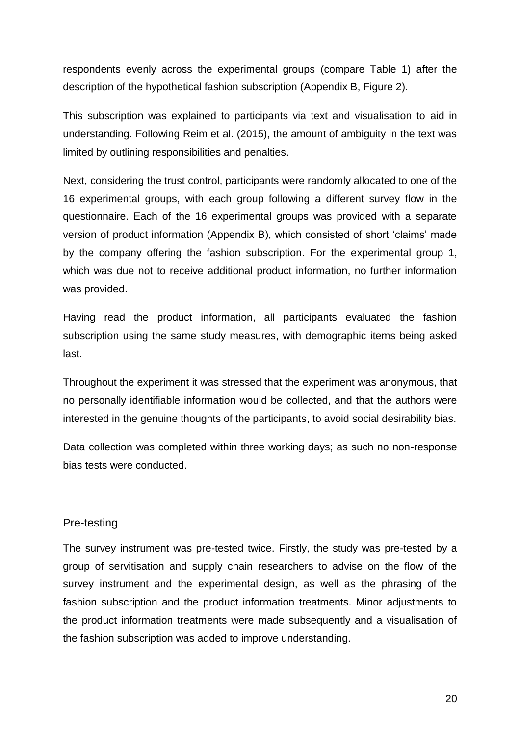respondents evenly across the experimental groups (compare Table 1) after the description of the hypothetical fashion subscription (Appendix B, Figure 2).

This subscription was explained to participants via text and visualisation to aid in understanding. Following Reim et al. (2015), the amount of ambiguity in the text was limited by outlining responsibilities and penalties.

Next, considering the trust control, participants were randomly allocated to one of the 16 experimental groups, with each group following a different survey flow in the questionnaire. Each of the 16 experimental groups was provided with a separate version of product information (Appendix B), which consisted of short 'claims' made by the company offering the fashion subscription. For the experimental group 1, which was due not to receive additional product information, no further information was provided.

Having read the product information, all participants evaluated the fashion subscription using the same study measures, with demographic items being asked last.

Throughout the experiment it was stressed that the experiment was anonymous, that no personally identifiable information would be collected, and that the authors were interested in the genuine thoughts of the participants, to avoid social desirability bias.

Data collection was completed within three working days; as such no non-response bias tests were conducted.

## Pre-testing

The survey instrument was pre-tested twice. Firstly, the study was pre-tested by a group of servitisation and supply chain researchers to advise on the flow of the survey instrument and the experimental design, as well as the phrasing of the fashion subscription and the product information treatments. Minor adjustments to the product information treatments were made subsequently and a visualisation of the fashion subscription was added to improve understanding.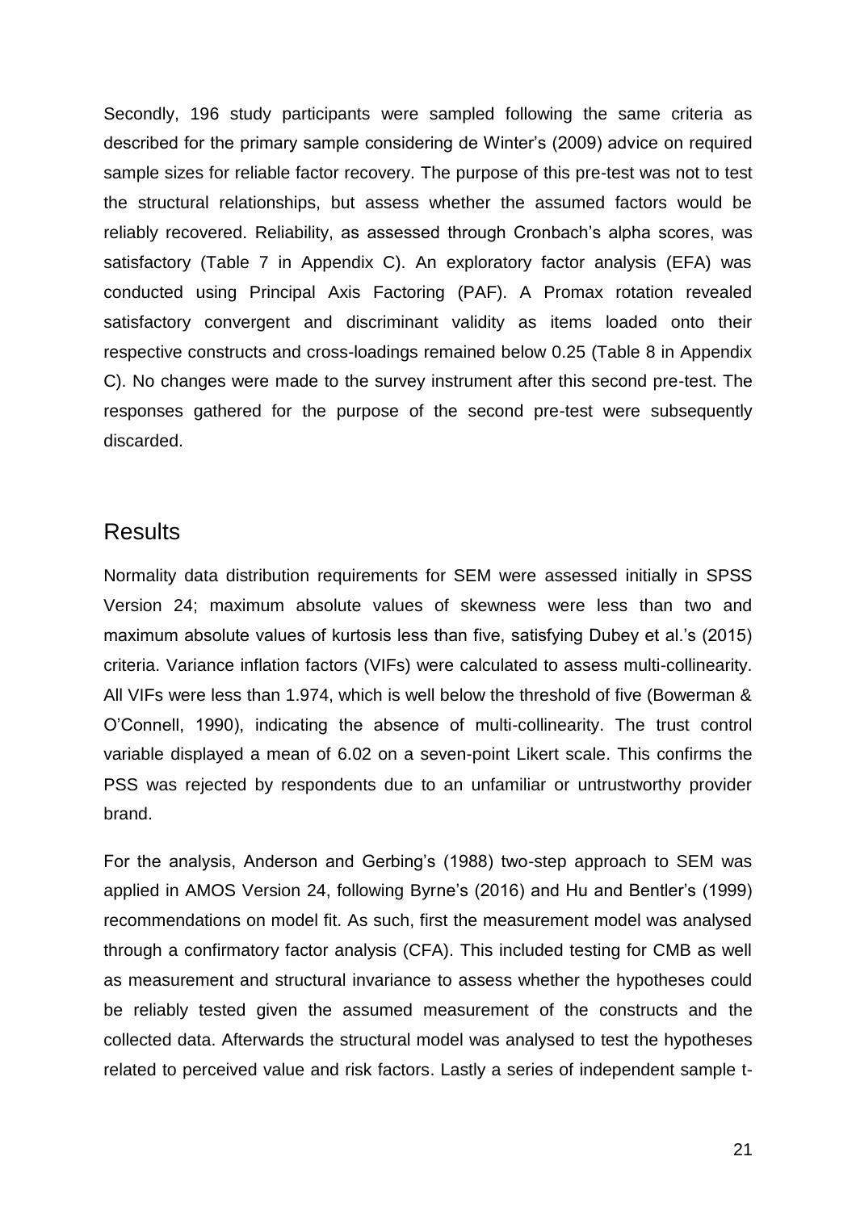Secondly, 196 study participants were sampled following the same criteria as described for the primary sample considering de Winter's (2009) advice on required sample sizes for reliable factor recovery. The purpose of this pre-test was not to test the structural relationships, but assess whether the assumed factors would be reliably recovered. Reliability, as assessed through Cronbach's alpha scores, was satisfactory (Table 7 in Appendix C). An exploratory factor analysis (EFA) was conducted using Principal Axis Factoring (PAF). A Promax rotation revealed satisfactory convergent and discriminant validity as items loaded onto their respective constructs and cross-loadings remained below 0.25 (Table 8 in Appendix C). No changes were made to the survey instrument after this second pre-test. The responses gathered for the purpose of the second pre-test were subsequently discarded.

## Results

Normality data distribution requirements for SEM were assessed initially in SPSS Version 24; maximum absolute values of skewness were less than two and maximum absolute values of kurtosis less than five, satisfying Dubey et al.'s (2015) criteria. Variance inflation factors (VIFs) were calculated to assess multi-collinearity. All VIFs were less than 1.974, which is well below the threshold of five (Bowerman & O'Connell, 1990), indicating the absence of multi-collinearity. The trust control variable displayed a mean of 6.02 on a seven-point Likert scale. This confirms the PSS was rejected by respondents due to an unfamiliar or untrustworthy provider brand.

For the analysis, Anderson and Gerbing's (1988) two-step approach to SEM was applied in AMOS Version 24, following Byrne's (2016) and Hu and Bentler's (1999) recommendations on model fit. As such, first the measurement model was analysed through a confirmatory factor analysis (CFA). This included testing for CMB as well as measurement and structural invariance to assess whether the hypotheses could be reliably tested given the assumed measurement of the constructs and the collected data. Afterwards the structural model was analysed to test the hypotheses related to perceived value and risk factors. Lastly a series of independent sample t-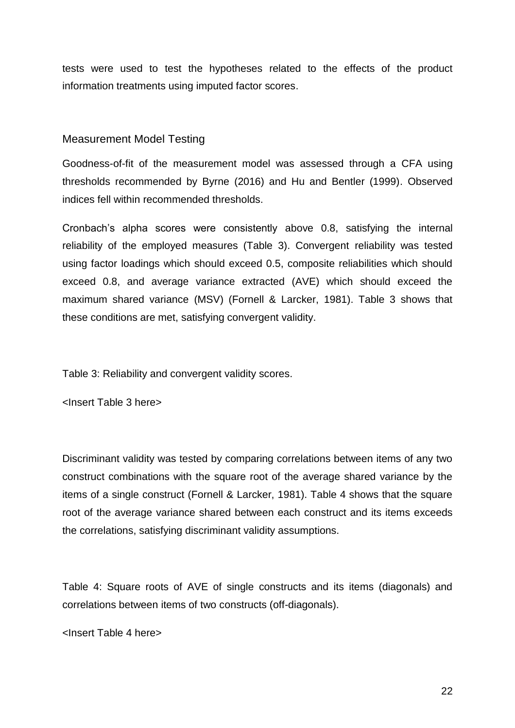tests were used to test the hypotheses related to the effects of the product information treatments using imputed factor scores.

## Measurement Model Testing

Goodness-of-fit of the measurement model was assessed through a CFA using thresholds recommended by Byrne (2016) and Hu and Bentler (1999). Observed indices fell within recommended thresholds.

Cronbach's alpha scores were consistently above 0.8, satisfying the internal reliability of the employed measures (Table 3). Convergent reliability was tested using factor loadings which should exceed 0.5, composite reliabilities which should exceed 0.8, and average variance extracted (AVE) which should exceed the maximum shared variance (MSV) (Fornell & Larcker, 1981). Table 3 shows that these conditions are met, satisfying convergent validity.

Table 3: Reliability and convergent validity scores.

<Insert Table 3 here>

Discriminant validity was tested by comparing correlations between items of any two construct combinations with the square root of the average shared variance by the items of a single construct (Fornell & Larcker, 1981). Table 4 shows that the square root of the average variance shared between each construct and its items exceeds the correlations, satisfying discriminant validity assumptions.

Table 4: Square roots of AVE of single constructs and its items (diagonals) and correlations between items of two constructs (off-diagonals).

<Insert Table 4 here>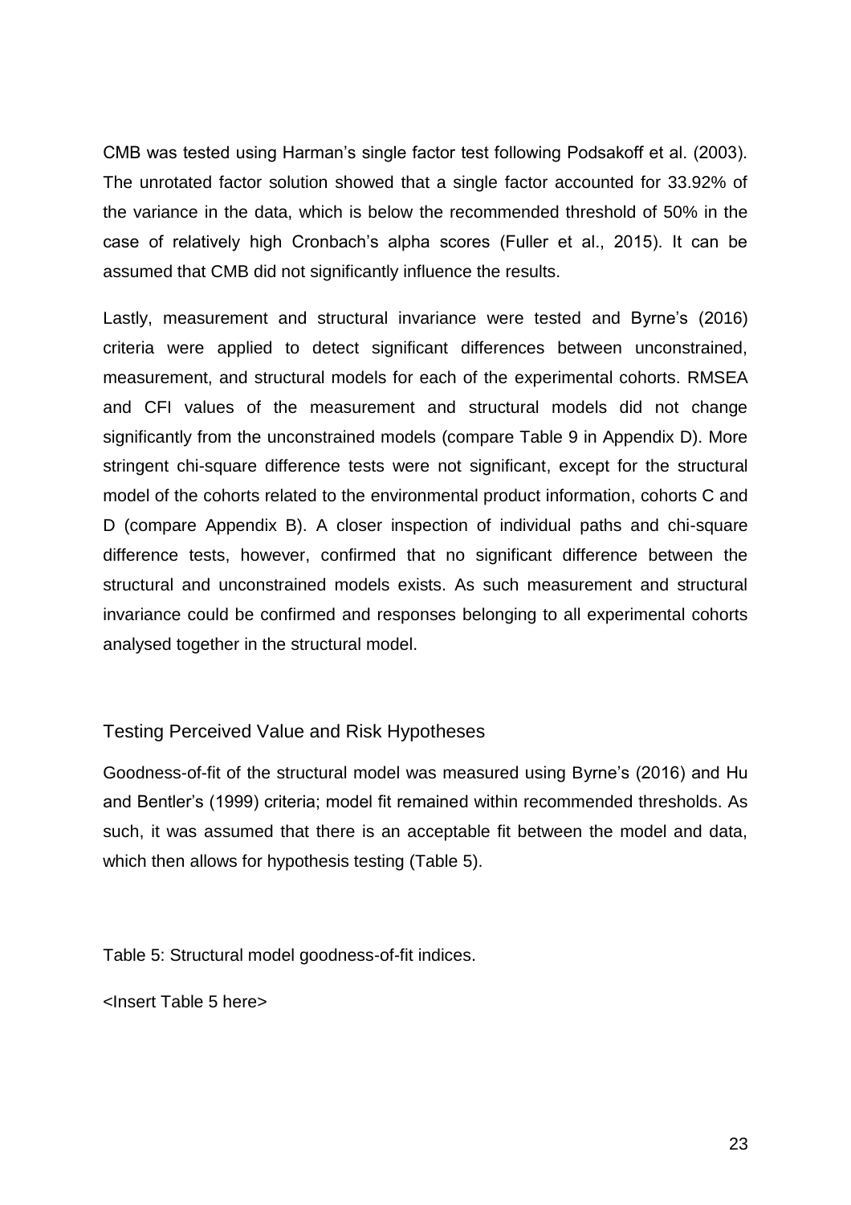CMB was tested using Harman's single factor test following Podsakoff et al. (2003). The unrotated factor solution showed that a single factor accounted for 33.92% of the variance in the data, which is below the recommended threshold of 50% in the case of relatively high Cronbach's alpha scores (Fuller et al., 2015). It can be assumed that CMB did not significantly influence the results.

Lastly, measurement and structural invariance were tested and Byrne's (2016) criteria were applied to detect significant differences between unconstrained, measurement, and structural models for each of the experimental cohorts. RMSEA and CFI values of the measurement and structural models did not change significantly from the unconstrained models (compare Table 9 in Appendix D). More stringent chi-square difference tests were not significant, except for the structural model of the cohorts related to the environmental product information, cohorts C and D (compare Appendix B). A closer inspection of individual paths and chi-square difference tests, however, confirmed that no significant difference between the structural and unconstrained models exists. As such measurement and structural invariance could be confirmed and responses belonging to all experimental cohorts analysed together in the structural model.

## Testing Perceived Value and Risk Hypotheses

Goodness-of-fit of the structural model was measured using Byrne's (2016) and Hu and Bentler's (1999) criteria; model fit remained within recommended thresholds. As such, it was assumed that there is an acceptable fit between the model and data, which then allows for hypothesis testing (Table 5).

Table 5: Structural model goodness-of-fit indices.

<Insert Table 5 here>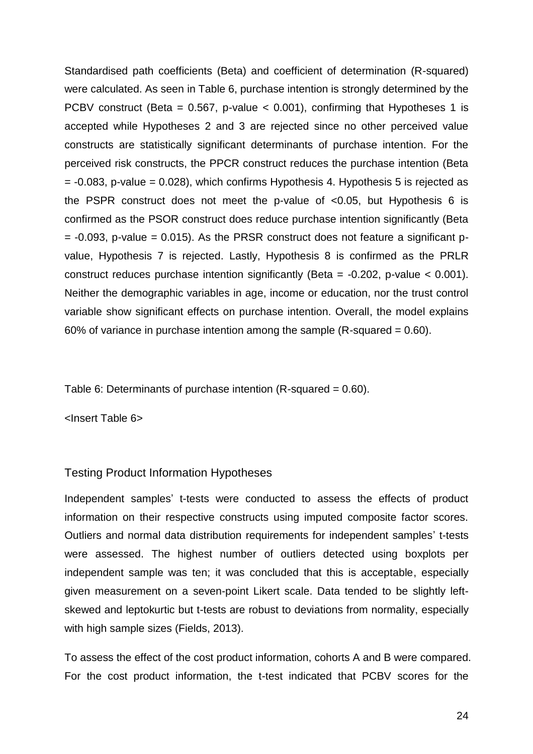Standardised path coefficients (Beta) and coefficient of determination (R-squared) were calculated. As seen in Table 6, purchase intention is strongly determined by the PCBV construct (Beta = 0.567, p-value < 0.001), confirming that Hypotheses 1 is accepted while Hypotheses 2 and 3 are rejected since no other perceived value constructs are statistically significant determinants of purchase intention. For the perceived risk constructs, the PPCR construct reduces the purchase intention (Beta = -0.083, p-value = 0.028), which confirms Hypothesis 4. Hypothesis 5 is rejected as the PSPR construct does not meet the p-value of <0.05, but Hypothesis 6 is confirmed as the PSOR construct does reduce purchase intention significantly (Beta = -0.093, p-value = 0.015). As the PRSR construct does not feature a significant p-value, Hypothesis 7 is rejected. Lastly, Hypothesis 8 is confirmed as the PRLR construct reduces purchase intention significantly (Beta = -0.202, p-value < 0.001). Neither the demographic variables in age, income or education, nor the trust control variable show significant effects on purchase intention. Overall, the model explains 60% of variance in purchase intention among the sample (R-squared = 0.60).

Table 6: Determinants of purchase intention (R-squared = 0.60).

<Insert Table 6>

## Testing Product Information Hypotheses

Independent samples' t-tests were conducted to assess the effects of product information on their respective constructs using imputed composite factor scores. Outliers and normal data distribution requirements for independent samples' t-tests were assessed. The highest number of outliers detected using boxplots per independent sample was ten; it was concluded that this is acceptable, especially given measurement on a seven-point Likert scale. Data tended to be slightly left-skewed and leptokurtic but t-tests are robust to deviations from normality, especially with high sample sizes (Fields, 2013).

To assess the effect of the cost product information, cohorts A and B were compared. For the cost product information, the t-test indicated that PCBV scores for the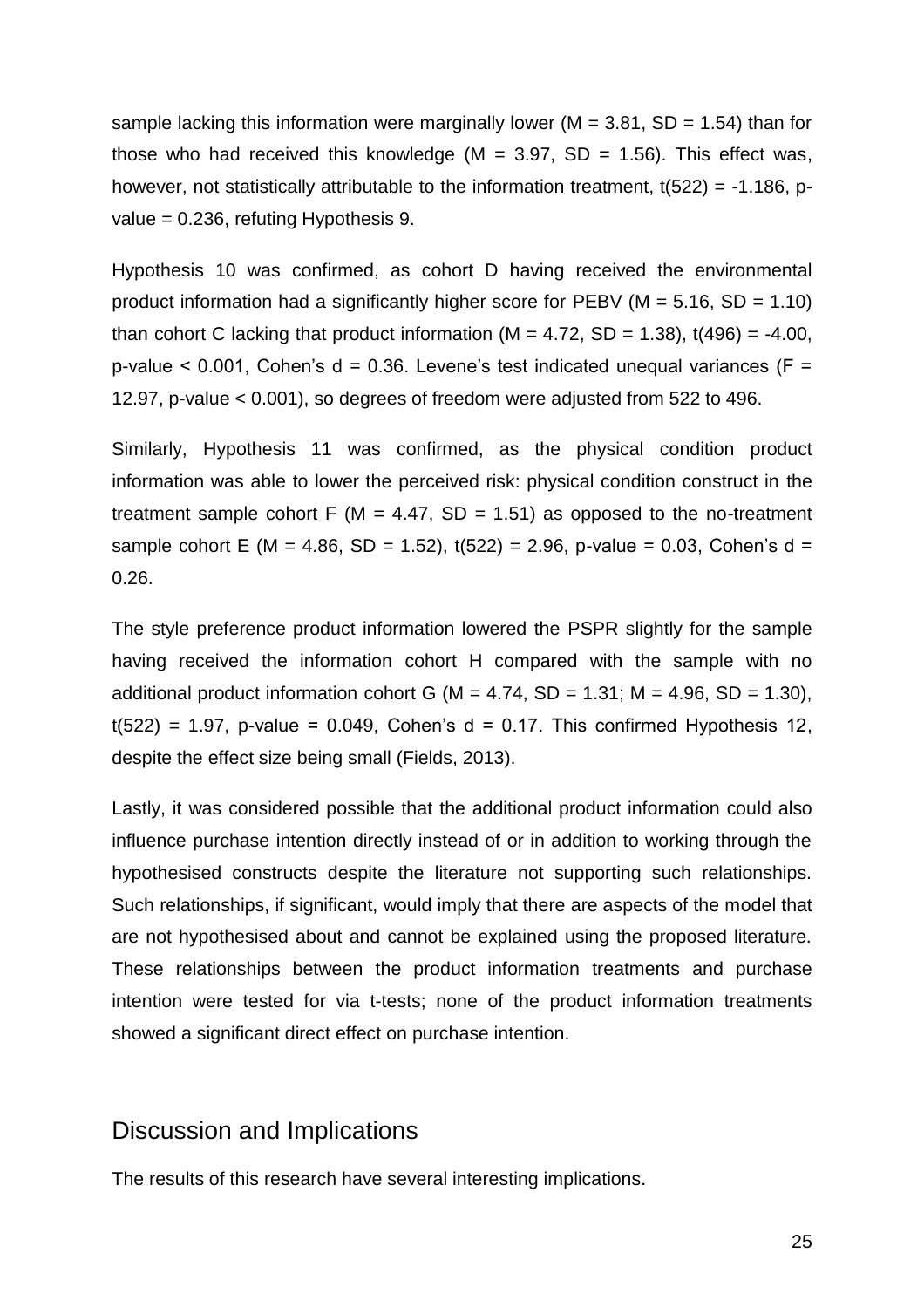sample lacking this information were marginally lower ($M = 3.81$, $SD = 1.54$) than for those who had received this knowledge ($M = 3.97$, $SD = 1.56$). This effect was, however, not statistically attributable to the information treatment, $t(522) = -1.186$, p-value = 0.236, refuting Hypothesis 9.

Hypothesis 10 was confirmed, as cohort D having received the environmental product information had a significantly higher score for PEBV ($M = 5.16$, $SD = 1.10$) than cohort C lacking that product information ($M = 4.72$, $SD = 1.38$), $t(496) = -4.00$, p-value < 0.001, Cohen's $d = 0.36$. Levene's test indicated unequal variances ($F = 12.97$, p-value < 0.001), so degrees of freedom were adjusted from 522 to 496.

Similarly, Hypothesis 11 was confirmed, as the physical condition product information was able to lower the perceived risk: physical condition construct in the treatment sample cohort F ($M = 4.47$, $SD = 1.51$) as opposed to the no-treatment sample cohort E ($M = 4.86$, $SD = 1.52$), $t(522) = 2.96$, p-value = 0.03, Cohen's $d = 0.26$.

The style preference product information lowered the PSPR slightly for the sample having received the information cohort H compared with the sample with no additional product information cohort G ($M = 4.74$, $SD = 1.31$; $M = 4.96$, $SD = 1.30$), $t(522) = 1.97$, p-value = 0.049, Cohen's $d = 0.17$. This confirmed Hypothesis 12, despite the effect size being small (Fields, 2013).

Lastly, it was considered possible that the additional product information could also influence purchase intention directly instead of or in addition to working through the hypothesised constructs despite the literature not supporting such relationships. Such relationships, if significant, would imply that there are aspects of the model that are not hypothesised about and cannot be explained using the proposed literature. These relationships between the product information treatments and purchase intention were tested for via t-tests; none of the product information treatments showed a significant direct effect on purchase intention.

## Discussion and Implications

The results of this research have several interesting implications.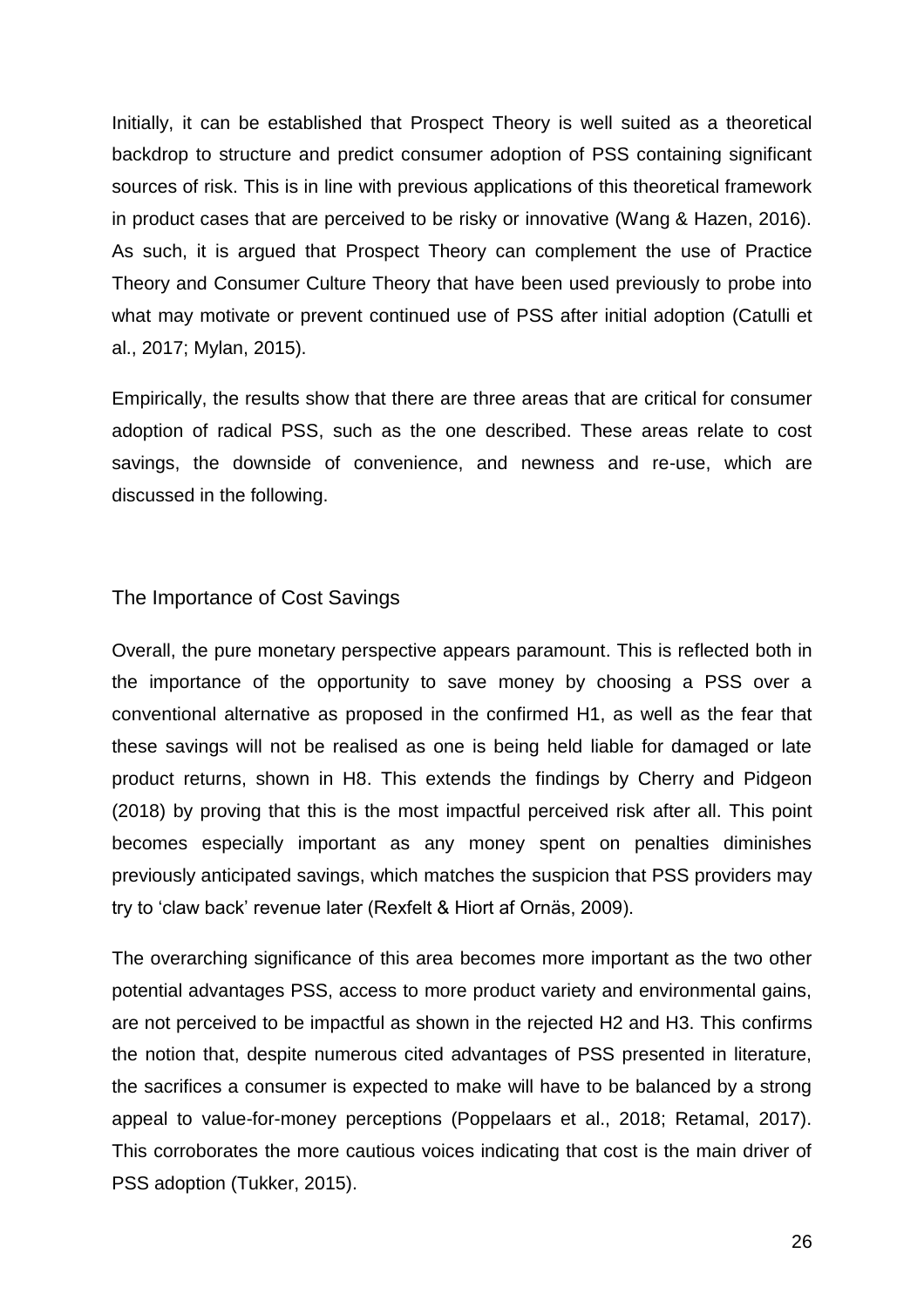Initially, it can be established that Prospect Theory is well suited as a theoretical backdrop to structure and predict consumer adoption of PSS containing significant sources of risk. This is in line with previous applications of this theoretical framework in product cases that are perceived to be risky or innovative (Wang & Hazen, 2016). As such, it is argued that Prospect Theory can complement the use of Practice Theory and Consumer Culture Theory that have been used previously to probe into what may motivate or prevent continued use of PSS after initial adoption (Catulli et al., 2017; Mylan, 2015).

Empirically, the results show that there are three areas that are critical for consumer adoption of radical PSS, such as the one described. These areas relate to cost savings, the downside of convenience, and newness and re-use, which are discussed in the following.

## The Importance of Cost Savings

Overall, the pure monetary perspective appears paramount. This is reflected both in the importance of the opportunity to save money by choosing a PSS over a conventional alternative as proposed in the confirmed H1, as well as the fear that these savings will not be realised as one is being held liable for damaged or late product returns, shown in H8. This extends the findings by Cherry and Pidgeon (2018) by proving that this is the most impactful perceived risk after all. This point becomes especially important as any money spent on penalties diminishes previously anticipated savings, which matches the suspicion that PSS providers may try to 'claw back' revenue later (Rexfelt & Hiort af Ornäs, 2009).

The overarching significance of this area becomes more important as the two other potential advantages PSS, access to more product variety and environmental gains, are not perceived to be impactful as shown in the rejected H2 and H3. This confirms the notion that, despite numerous cited advantages of PSS presented in literature, the sacrifices a consumer is expected to make will have to be balanced by a strong appeal to value-for-money perceptions (Poppelaars et al., 2018; Retamal, 2017). This corroborates the more cautious voices indicating that cost is the main driver of PSS adoption (Tukker, 2015).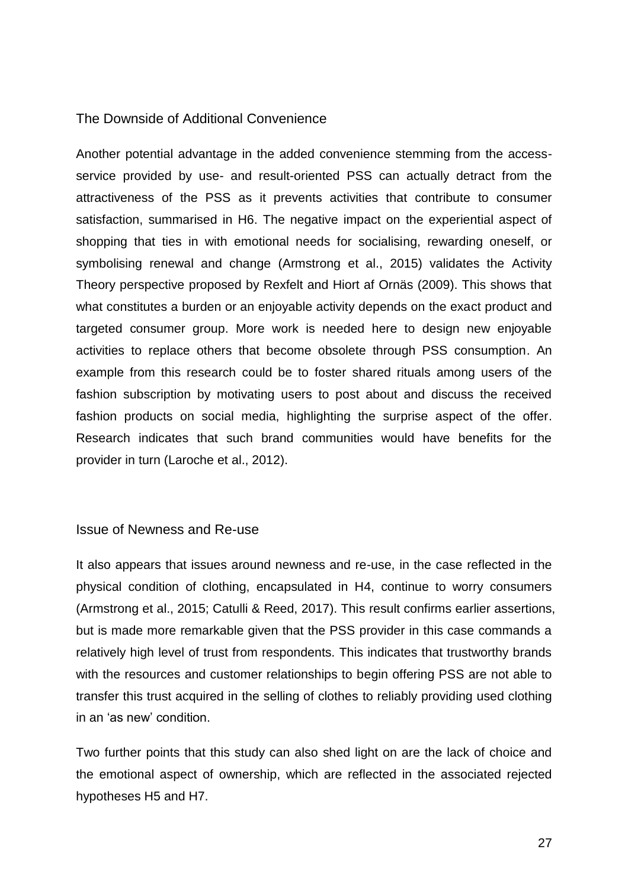## The Downside of Additional Convenience

Another potential advantage in the added convenience stemming from the access-service provided by use- and result-oriented PSS can actually detract from the attractiveness of the PSS as it prevents activities that contribute to consumer satisfaction, summarised in H6. The negative impact on the experiential aspect of shopping that ties in with emotional needs for socialising, rewarding oneself, or symbolising renewal and change (Armstrong et al., 2015) validates the Activity Theory perspective proposed by Rexfelt and Hiort af Ornäs (2009). This shows that what constitutes a burden or an enjoyable activity depends on the exact product and targeted consumer group. More work is needed here to design new enjoyable activities to replace others that become obsolete through PSS consumption. An example from this research could be to foster shared rituals among users of the fashion subscription by motivating users to post about and discuss the received fashion products on social media, highlighting the surprise aspect of the offer. Research indicates that such brand communities would have benefits for the provider in turn (Laroche et al., 2012).

## Issue of Newness and Re-use

It also appears that issues around newness and re-use, in the case reflected in the physical condition of clothing, encapsulated in H4, continue to worry consumers (Armstrong et al., 2015; Catulli & Reed, 2017). This result confirms earlier assertions, but is made more remarkable given that the PSS provider in this case commands a relatively high level of trust from respondents. This indicates that trustworthy brands with the resources and customer relationships to begin offering PSS are not able to transfer this trust acquired in the selling of clothes to reliably providing used clothing in an 'as new' condition.

Two further points that this study can also shed light on are the lack of choice and the emotional aspect of ownership, which are reflected in the associated rejected hypotheses H5 and H7.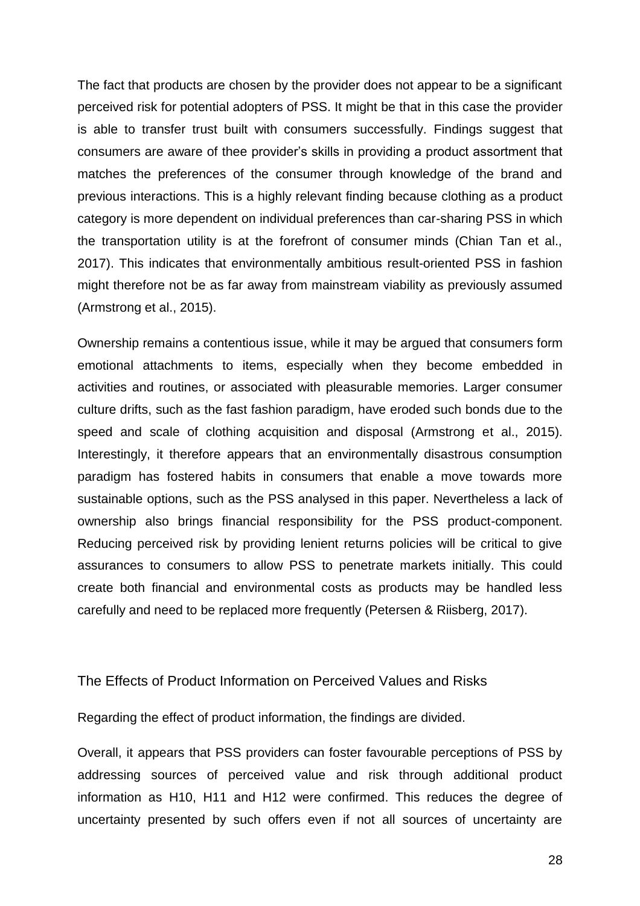The fact that products are chosen by the provider does not appear to be a significant perceived risk for potential adopters of PSS. It might be that in this case the provider is able to transfer trust built with consumers successfully. Findings suggest that consumers are aware of thee provider's skills in providing a product assortment that matches the preferences of the consumer through knowledge of the brand and previous interactions. This is a highly relevant finding because clothing as a product category is more dependent on individual preferences than car-sharing PSS in which the transportation utility is at the forefront of consumer minds (Chian Tan et al., 2017). This indicates that environmentally ambitious result-oriented PSS in fashion might therefore not be as far away from mainstream viability as previously assumed (Armstrong et al., 2015).

Ownership remains a contentious issue, while it may be argued that consumers form emotional attachments to items, especially when they become embedded in activities and routines, or associated with pleasurable memories. Larger consumer culture drifts, such as the fast fashion paradigm, have eroded such bonds due to the speed and scale of clothing acquisition and disposal (Armstrong et al., 2015). Interestingly, it therefore appears that an environmentally disastrous consumption paradigm has fostered habits in consumers that enable a move towards more sustainable options, such as the PSS analysed in this paper. Nevertheless a lack of ownership also brings financial responsibility for the PSS product-component. Reducing perceived risk by providing lenient returns policies will be critical to give assurances to consumers to allow PSS to penetrate markets initially. This could create both financial and environmental costs as products may be handled less carefully and need to be replaced more frequently (Petersen & Riisberg, 2017).

## The Effects of Product Information on Perceived Values and Risks

Regarding the effect of product information, the findings are divided.

Overall, it appears that PSS providers can foster favourable perceptions of PSS by addressing sources of perceived value and risk through additional product information as H10, H11 and H12 were confirmed. This reduces the degree of uncertainty presented by such offers even if not all sources of uncertainty are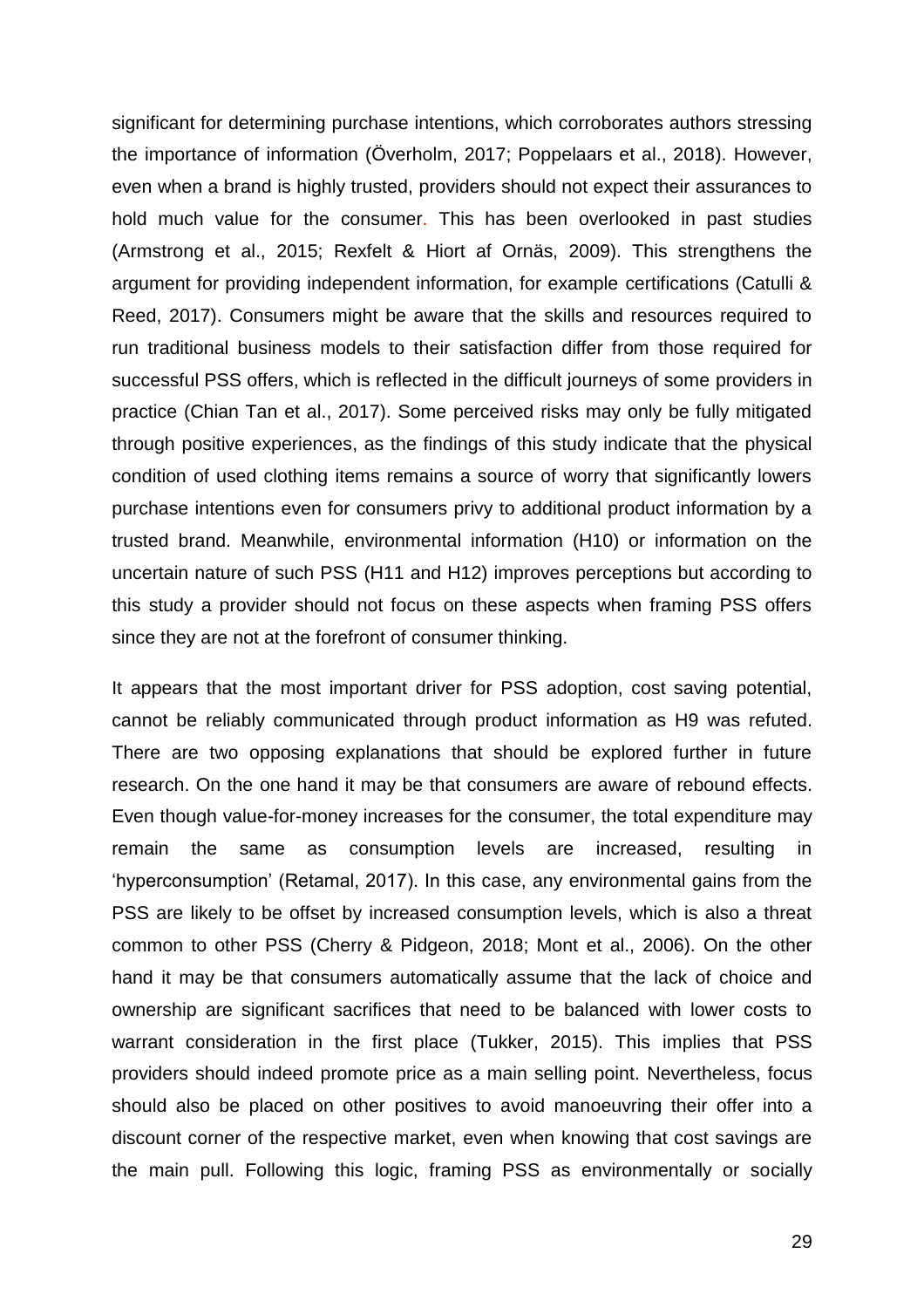significant for determining purchase intentions, which corroborates authors stressing the importance of information (Överholm, 2017; Poppelaars et al., 2018). However, even when a brand is highly trusted, providers should not expect their assurances to hold much value for the consumer. This has been overlooked in past studies (Armstrong et al., 2015; Rexfelt & Hiort af Ornäs, 2009). This strengthens the argument for providing independent information, for example certifications (Catulli & Reed, 2017). Consumers might be aware that the skills and resources required to run traditional business models to their satisfaction differ from those required for successful PSS offers, which is reflected in the difficult journeys of some providers in practice (Chian Tan et al., 2017). Some perceived risks may only be fully mitigated through positive experiences, as the findings of this study indicate that the physical condition of used clothing items remains a source of worry that significantly lowers purchase intentions even for consumers privy to additional product information by a trusted brand. Meanwhile, environmental information (H10) or information on the uncertain nature of such PSS (H11 and H12) improves perceptions but according to this study a provider should not focus on these aspects when framing PSS offers since they are not at the forefront of consumer thinking.

It appears that the most important driver for PSS adoption, cost saving potential, cannot be reliably communicated through product information as H9 was refuted. There are two opposing explanations that should be explored further in future research. On the one hand it may be that consumers are aware of rebound effects. Even though value-for-money increases for the consumer, the total expenditure may remain the same as consumption levels are increased, resulting in 'hyperconsumption' (Retamal, 2017). In this case, any environmental gains from the PSS are likely to be offset by increased consumption levels, which is also a threat common to other PSS (Cherry & Pidgeon, 2018; Mont et al., 2006). On the other hand it may be that consumers automatically assume that the lack of choice and ownership are significant sacrifices that need to be balanced with lower costs to warrant consideration in the first place (Tukker, 2015). This implies that PSS providers should indeed promote price as a main selling point. Nevertheless, focus should also be placed on other positives to avoid manoeuvring their offer into a discount corner of the respective market, even when knowing that cost savings are the main pull. Following this logic, framing PSS as environmentally or socially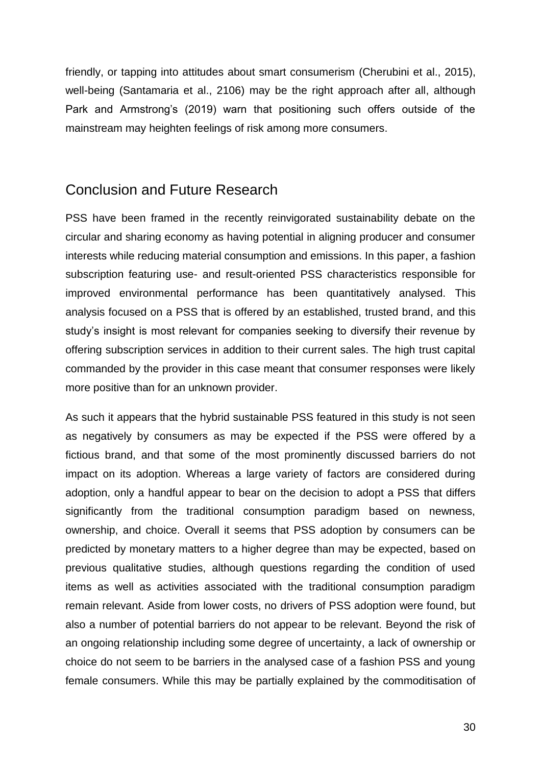friendly, or tapping into attitudes about smart consumerism (Cherubini et al., 2015), well-being (Santamaria et al., 2106) may be the right approach after all, although Park and Armstrong's (2019) warn that positioning such offers outside of the mainstream may heighten feelings of risk among more consumers.

## Conclusion and Future Research

PSS have been framed in the recently reinvigorated sustainability debate on the circular and sharing economy as having potential in aligning producer and consumer interests while reducing material consumption and emissions. In this paper, a fashion subscription featuring use- and result-oriented PSS characteristics responsible for improved environmental performance has been quantitatively analysed. This analysis focused on a PSS that is offered by an established, trusted brand, and this study's insight is most relevant for companies seeking to diversify their revenue by offering subscription services in addition to their current sales. The high trust capital commanded by the provider in this case meant that consumer responses were likely more positive than for an unknown provider.

As such it appears that the hybrid sustainable PSS featured in this study is not seen as negatively by consumers as may be expected if the PSS were offered by a fictious brand, and that some of the most prominently discussed barriers do not impact on its adoption. Whereas a large variety of factors are considered during adoption, only a handful appear to bear on the decision to adopt a PSS that differs significantly from the traditional consumption paradigm based on newness, ownership, and choice. Overall it seems that PSS adoption by consumers can be predicted by monetary matters to a higher degree than may be expected, based on previous qualitative studies, although questions regarding the condition of used items as well as activities associated with the traditional consumption paradigm remain relevant. Aside from lower costs, no drivers of PSS adoption were found, but also a number of potential barriers do not appear to be relevant. Beyond the risk of an ongoing relationship including some degree of uncertainty, a lack of ownership or choice do not seem to be barriers in the analysed case of a fashion PSS and young female consumers. While this may be partially explained by the commoditisation of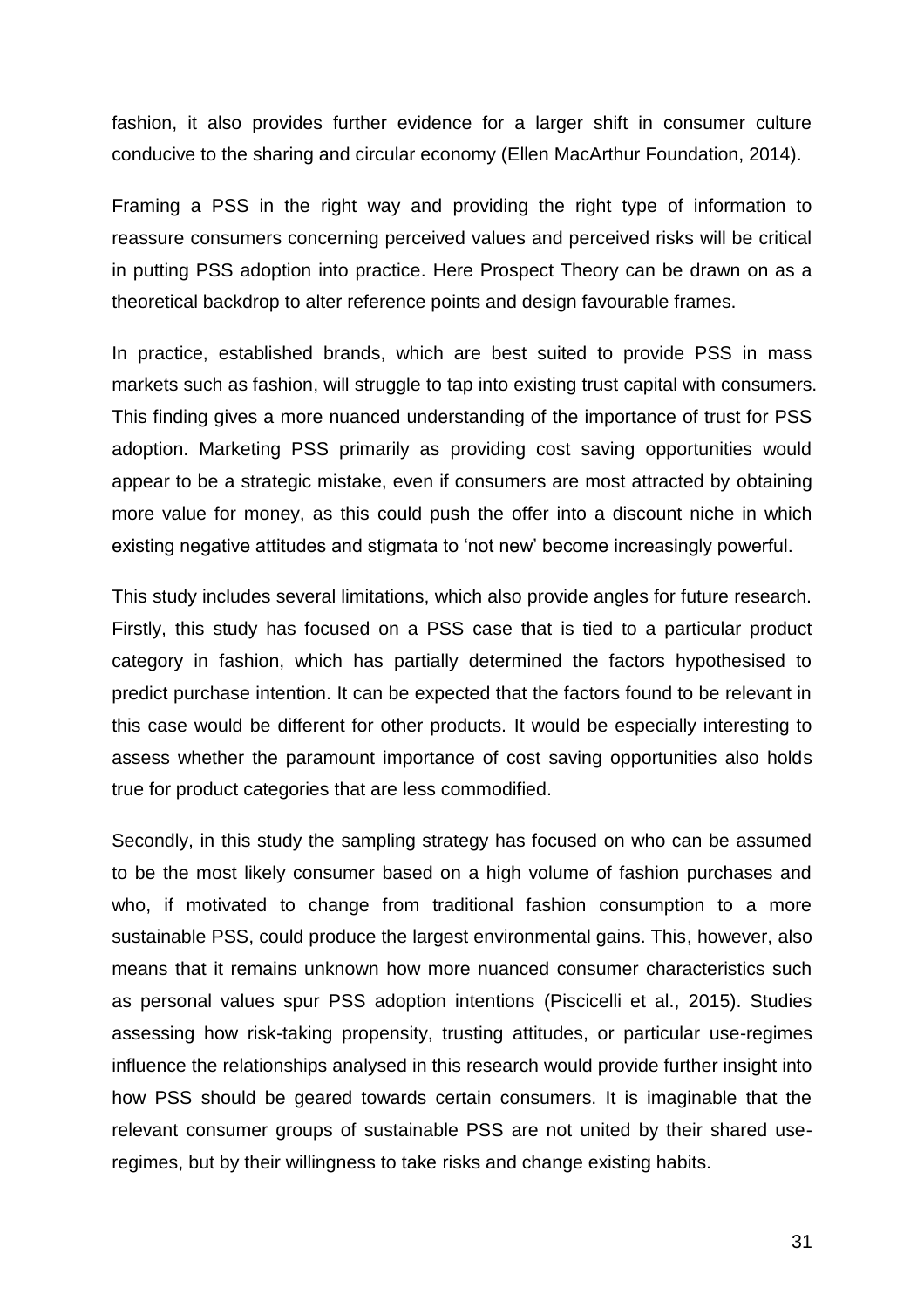fashion, it also provides further evidence for a larger shift in consumer culture conducive to the sharing and circular economy (Ellen MacArthur Foundation, 2014).

Framing a PSS in the right way and providing the right type of information to reassure consumers concerning perceived values and perceived risks will be critical in putting PSS adoption into practice. Here Prospect Theory can be drawn on as a theoretical backdrop to alter reference points and design favourable frames.

In practice, established brands, which are best suited to provide PSS in mass markets such as fashion, will struggle to tap into existing trust capital with consumers. This finding gives a more nuanced understanding of the importance of trust for PSS adoption. Marketing PSS primarily as providing cost saving opportunities would appear to be a strategic mistake, even if consumers are most attracted by obtaining more value for money, as this could push the offer into a discount niche in which existing negative attitudes and stigmata to 'not new' become increasingly powerful.

This study includes several limitations, which also provide angles for future research. Firstly, this study has focused on a PSS case that is tied to a particular product category in fashion, which has partially determined the factors hypothesised to predict purchase intention. It can be expected that the factors found to be relevant in this case would be different for other products. It would be especially interesting to assess whether the paramount importance of cost saving opportunities also holds true for product categories that are less commodified.

Secondly, in this study the sampling strategy has focused on who can be assumed to be the most likely consumer based on a high volume of fashion purchases and who, if motivated to change from traditional fashion consumption to a more sustainable PSS, could produce the largest environmental gains. This, however, also means that it remains unknown how more nuanced consumer characteristics such as personal values spur PSS adoption intentions (Piscicelli et al., 2015). Studies assessing how risk-taking propensity, trusting attitudes, or particular use-regimes influence the relationships analysed in this research would provide further insight into how PSS should be geared towards certain consumers. It is imaginable that the relevant consumer groups of sustainable PSS are not united by their shared use-regimes, but by their willingness to take risks and change existing habits.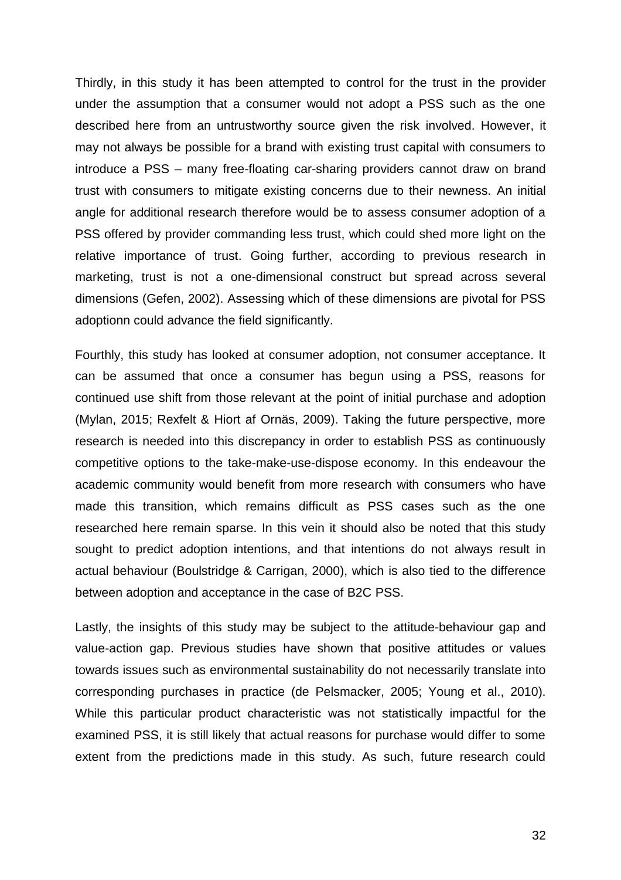Thirdly, in this study it has been attempted to control for the trust in the provider under the assumption that a consumer would not adopt a PSS such as the one described here from an untrustworthy source given the risk involved. However, it may not always be possible for a brand with existing trust capital with consumers to introduce a PSS – many free-floating car-sharing providers cannot draw on brand trust with consumers to mitigate existing concerns due to their newness. An initial angle for additional research therefore would be to assess consumer adoption of a PSS offered by provider commanding less trust, which could shed more light on the relative importance of trust. Going further, according to previous research in marketing, trust is not a one-dimensional construct but spread across several dimensions (Gefen, 2002). Assessing which of these dimensions are pivotal for PSS adoptionn could advance the field significantly.

Fourthly, this study has looked at consumer adoption, not consumer acceptance. It can be assumed that once a consumer has begun using a PSS, reasons for continued use shift from those relevant at the point of initial purchase and adoption (Mylan, 2015; Rexfelt & Hiort af Ornäs, 2009). Taking the future perspective, more research is needed into this discrepancy in order to establish PSS as continuously competitive options to the take-make-use-dispose economy. In this endeavour the academic community would benefit from more research with consumers who have made this transition, which remains difficult as PSS cases such as the one researched here remain sparse. In this vein it should also be noted that this study sought to predict adoption intentions, and that intentions do not always result in actual behaviour (Boulstridge & Carrigan, 2000), which is also tied to the difference between adoption and acceptance in the case of B2C PSS.

Lastly, the insights of this study may be subject to the attitude-behaviour gap and value-action gap. Previous studies have shown that positive attitudes or values towards issues such as environmental sustainability do not necessarily translate into corresponding purchases in practice (de Pelsmacker, 2005; Young et al., 2010). While this particular product characteristic was not statistically impactful for the examined PSS, it is still likely that actual reasons for purchase would differ to some extent from the predictions made in this study. As such, future research could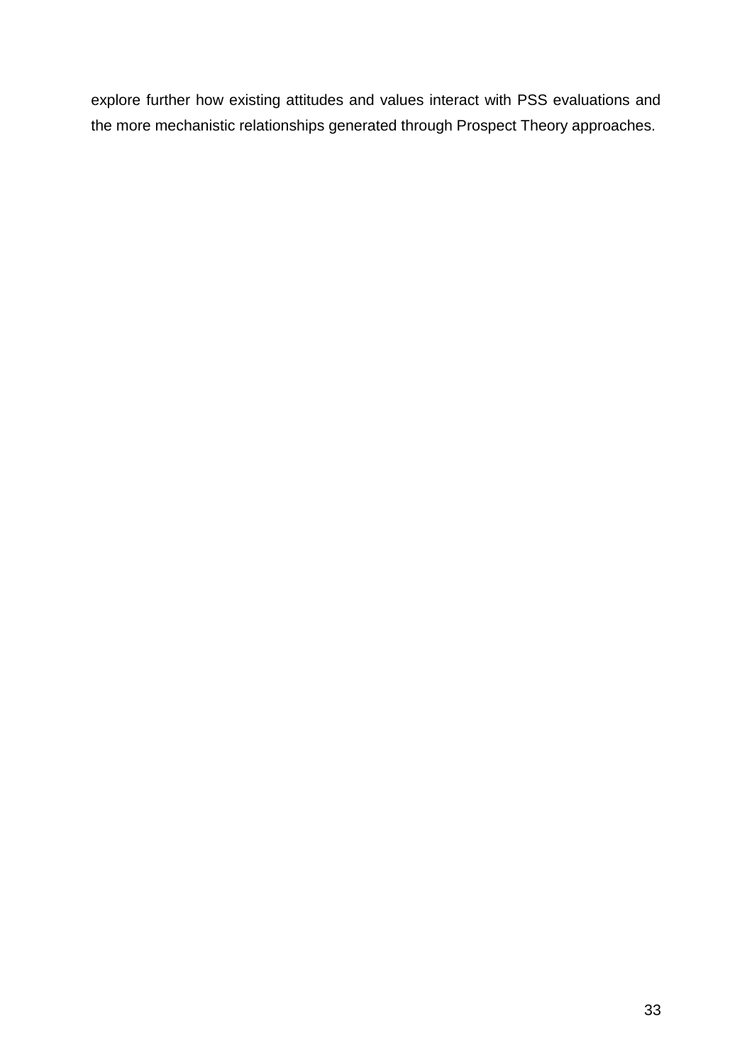explore further how existing attitudes and values interact with PSS evaluations and the more mechanistic relationships generated through Prospect Theory approaches.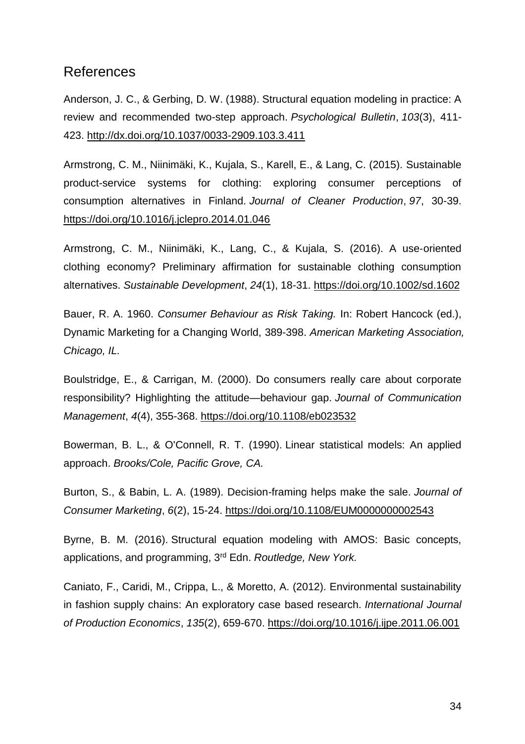## References

Anderson, J. C., & Gerbing, D. W. (1988). Structural equation modeling in practice: A review and recommended two-step approach. *Psychological Bulletin*, *103*(3), 411-423. http://dx.doi.org/10.1037/0033-2909.103.3.411

Armstrong, C. M., Niinimäki, K., Kujala, S., Karell, E., & Lang, C. (2015). Sustainable product-service systems for clothing: exploring consumer perceptions of consumption alternatives in Finland. *Journal of Cleaner Production*, *97*, 30-39. https://doi.org/10.1016/j.jclepro.2014.01.046

Armstrong, C. M., Niinimäki, K., Lang, C., & Kujala, S. (2016). A use-oriented clothing economy? Preliminary affirmation for sustainable clothing consumption alternatives. *Sustainable Development*, *24*(1), 18-31. https://doi.org/10.1002/sd.1602

Bauer, R. A. 1960. *Consumer Behaviour as Risk Taking.* In: Robert Hancock (ed.), Dynamic Marketing for a Changing World, 389-398. *American Marketing Association, Chicago, IL.*

Boulstridge, E., & Carrigan, M. (2000). Do consumers really care about corporate responsibility? Highlighting the attitude—behaviour gap. *Journal of Communication Management*, *4*(4), 355-368. https://doi.org/10.1108/eb023532

Bowerman, B. L., & O'Connell, R. T. (1990). Linear statistical models: An applied approach. *Brooks/Cole, Pacific Grove, CA.*

Burton, S., & Babin, L. A. (1989). Decision-framing helps make the sale. *Journal of Consumer Marketing*, *6*(2), 15-24. https://doi.org/10.1108/EUM0000000002543

Byrne, B. M. (2016). Structural equation modeling with AMOS: Basic concepts, applications, and programming, 3rd Edn. *Routledge, New York.*

Caniato, F., Caridi, M., Crippa, L., & Moretto, A. (2012). Environmental sustainability in fashion supply chains: An exploratory case based research. *International Journal of Production Economics*, *135*(2), 659-670. https://doi.org/10.1016/j.ijpe.2011.06.001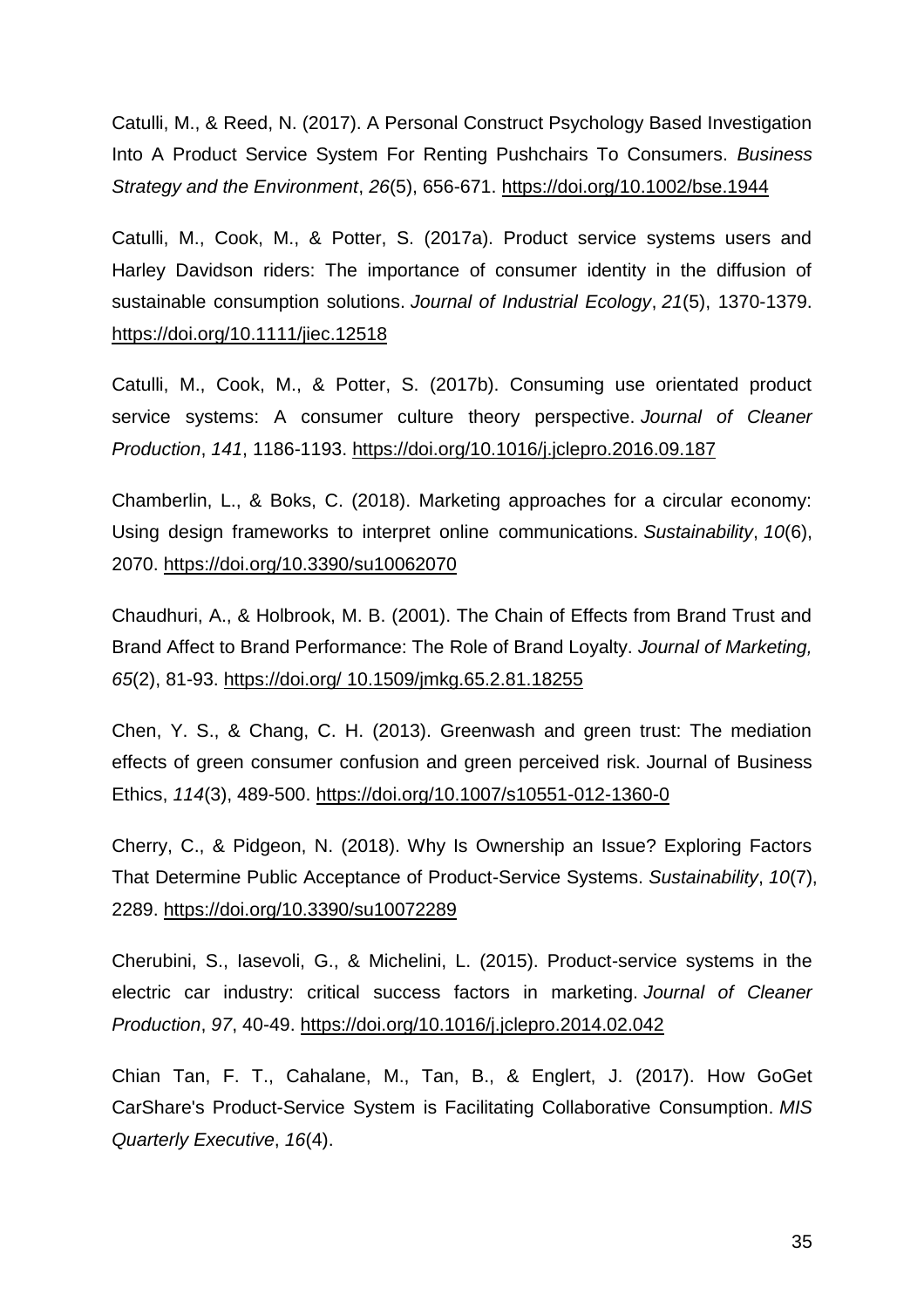Catulli, M., & Reed, N. (2017). A Personal Construct Psychology Based Investigation Into A Product Service System For Renting Pushchairs To Consumers. *Business Strategy and the Environment*, *26*(5), 656-671. https://doi.org/10.1002/bse.1944

Catulli, M., Cook, M., & Potter, S. (2017a). Product service systems users and Harley Davidson riders: The importance of consumer identity in the diffusion of sustainable consumption solutions. *Journal of Industrial Ecology*, *21*(5), 1370-1379. https://doi.org/10.1111/jiec.12518

Catulli, M., Cook, M., & Potter, S. (2017b). Consuming use orientated product service systems: A consumer culture theory perspective. *Journal of Cleaner Production*, *141*, 1186-1193. https://doi.org/10.1016/j.jclepro.2016.09.187

Chamberlin, L., & Boks, C. (2018). Marketing approaches for a circular economy: Using design frameworks to interpret online communications. *Sustainability*, *10*(6), 2070. https://doi.org/10.3390/su10062070

Chaudhuri, A., & Holbrook, M. B. (2001). The Chain of Effects from Brand Trust and Brand Affect to Brand Performance: The Role of Brand Loyalty. *Journal of Marketing, 65*(2), 81-93. https://doi.org/ 10.1509/jmkg.65.2.81.18255

Chen, Y. S., & Chang, C. H. (2013). Greenwash and green trust: The mediation effects of green consumer confusion and green perceived risk. Journal of Business Ethics, *114*(3), 489-500. https://doi.org/10.1007/s10551-012-1360-0

Cherry, C., & Pidgeon, N. (2018). Why Is Ownership an Issue? Exploring Factors That Determine Public Acceptance of Product-Service Systems. *Sustainability*, *10*(7), 2289. https://doi.org/10.3390/su10072289

Cherubini, S., Iasevoli, G., & Michelini, L. (2015). Product-service systems in the electric car industry: critical success factors in marketing. *Journal of Cleaner Production*, *97*, 40-49. https://doi.org/10.1016/j.jclepro.2014.02.042

Chian Tan, F. T., Cahalane, M., Tan, B., & Englert, J. (2017). How GoGet CarShare's Product-Service System is Facilitating Collaborative Consumption. *MIS Quarterly Executive*, *16*(4).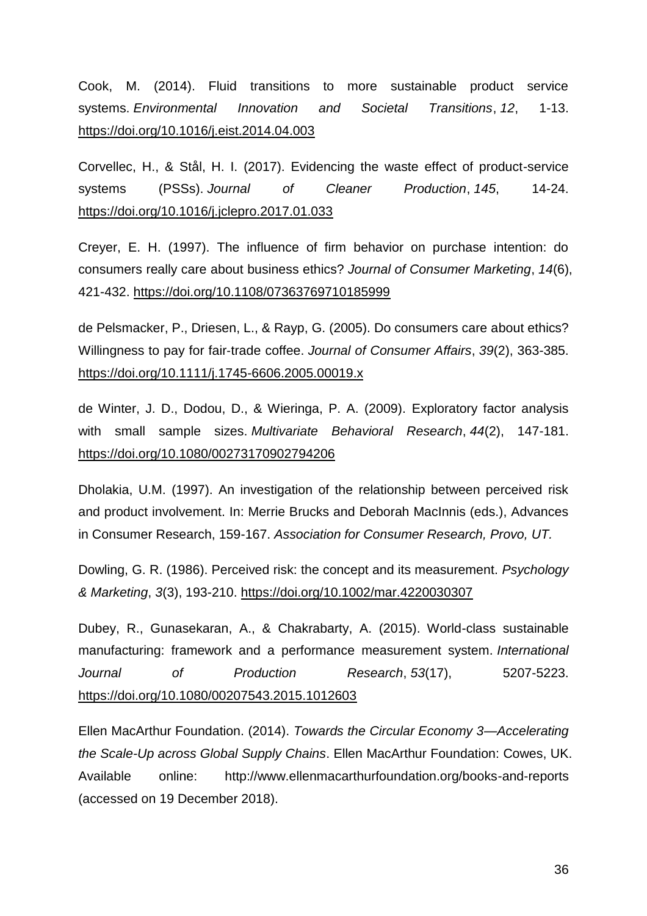Cook, M. (2014). Fluid transitions to more sustainable product service systems. *Environmental Innovation and Societal Transitions*, *12*, 1-13. https://doi.org/10.1016/j.eist.2014.04.003

Corvellec, H., & Stål, H. I. (2017). Evidencing the waste effect of product-service systems (PSSs). *Journal of Cleaner Production*, *145*, 14-24. https://doi.org/10.1016/j.jclepro.2017.01.033

Creyer, E. H. (1997). The influence of firm behavior on purchase intention: do consumers really care about business ethics? *Journal of Consumer Marketing*, *14*(6), 421-432. https://doi.org/10.1108/07363769710185999

de Pelsmacker, P., Driesen, L., & Rayp, G. (2005). Do consumers care about ethics? Willingness to pay for fair-trade coffee. *Journal of Consumer Affairs*, *39*(2), 363-385. https://doi.org/10.1111/j.1745-6606.2005.00019.x

de Winter, J. D., Dodou, D., & Wieringa, P. A. (2009). Exploratory factor analysis with small sample sizes. *Multivariate Behavioral Research*, *44*(2), 147-181. https://doi.org/10.1080/00273170902794206

Dholakia, U.M. (1997). An investigation of the relationship between perceived risk and product involvement. In: Merrie Brucks and Deborah MacInnis (eds.), Advances in Consumer Research, 159-167. *Association for Consumer Research, Provo, UT.*

Dowling, G. R. (1986). Perceived risk: the concept and its measurement. *Psychology & Marketing*, *3*(3), 193-210. https://doi.org/10.1002/mar.4220030307

Dubey, R., Gunasekaran, A., & Chakrabarty, A. (2015). World-class sustainable manufacturing: framework and a performance measurement system. *International Journal of Production Research*, *53*(17), 5207-5223. https://doi.org/10.1080/00207543.2015.1012603

Ellen MacArthur Foundation. (2014). *Towards the Circular Economy 3—Accelerating the Scale-Up across Global Supply Chains*. Ellen MacArthur Foundation: Cowes, UK. Available online: http://www.ellenmacarthurfoundation.org/books-and-reports (accessed on 19 December 2018).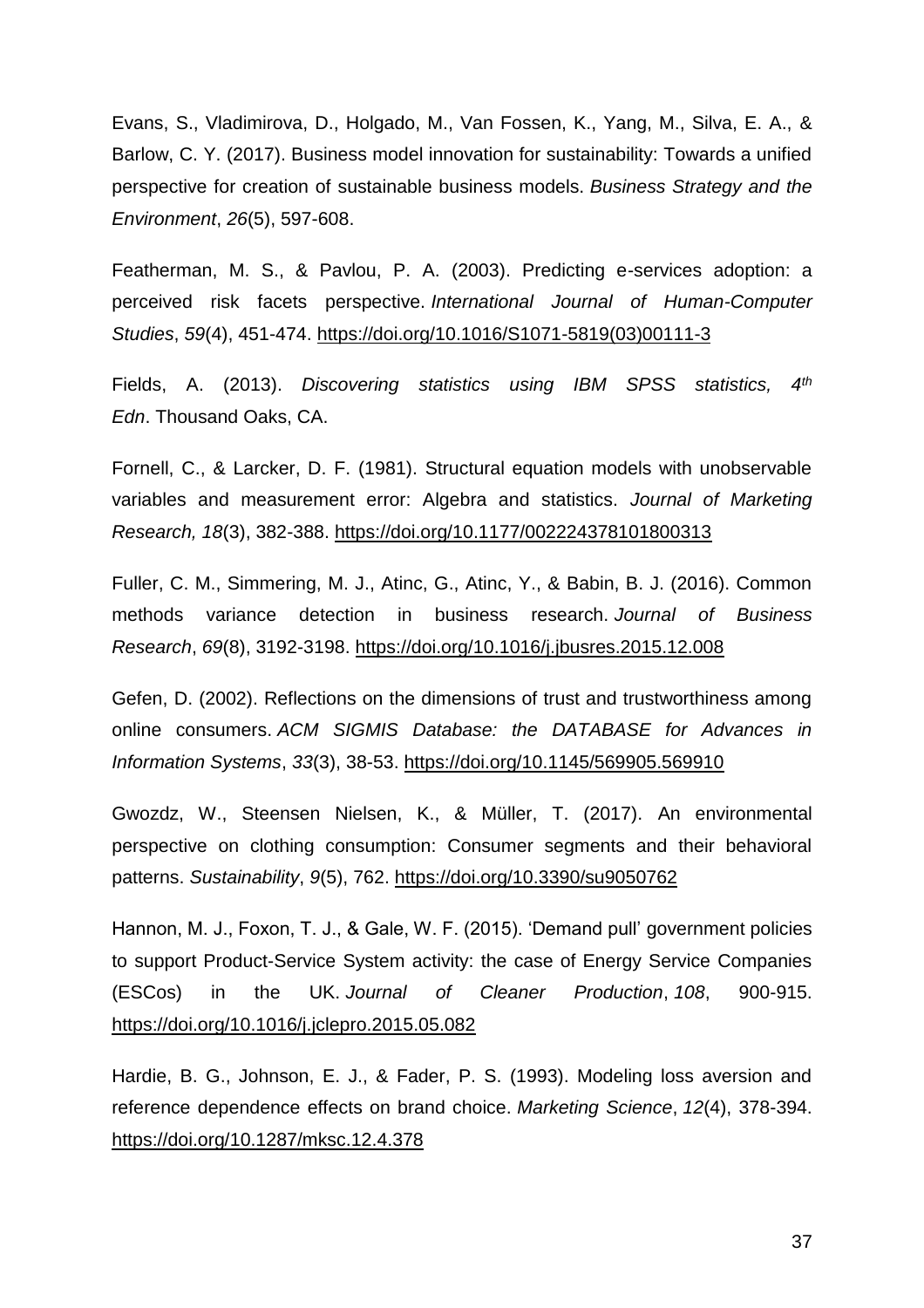Evans, S., Vladimirova, D., Holgado, M., Van Fossen, K., Yang, M., Silva, E. A., & Barlow, C. Y. (2017). Business model innovation for sustainability: Towards a unified perspective for creation of sustainable business models. *Business Strategy and the Environment*, *26*(5), 597-608.

Featherman, M. S., & Pavlou, P. A. (2003). Predicting e-services adoption: a perceived risk facets perspective. *International Journal of Human-Computer Studies*, *59*(4), 451-474. https://doi.org/10.1016/S1071-5819(03)00111-3

Fields, A. (2013). *Discovering statistics using IBM SPSS statistics, 4th Edn*. Thousand Oaks, CA.

Fornell, C., & Larcker, D. F. (1981). Structural equation models with unobservable variables and measurement error: Algebra and statistics. *Journal of Marketing Research, 18*(3), 382-388. https://doi.org/10.1177/002224378101800313

Fuller, C. M., Simmering, M. J., Atinc, G., Atinc, Y., & Babin, B. J. (2016). Common methods variance detection in business research. *Journal of Business Research*, *69*(8), 3192-3198. https://doi.org/10.1016/j.jbusres.2015.12.008

Gefen, D. (2002). Reflections on the dimensions of trust and trustworthiness among online consumers. *ACM SIGMIS Database: the DATABASE for Advances in Information Systems*, *33*(3), 38-53. https://doi.org/10.1145/569905.569910

Gwozdz, W., Steensen Nielsen, K., & Müller, T. (2017). An environmental perspective on clothing consumption: Consumer segments and their behavioral patterns. *Sustainability*, *9*(5), 762. https://doi.org/10.3390/su9050762

Hannon, M. J., Foxon, T. J., & Gale, W. F. (2015). 'Demand pull' government policies to support Product-Service System activity: the case of Energy Service Companies (ESCos) in the UK. *Journal of Cleaner Production*, *108*, 900-915. https://doi.org/10.1016/j.jclepro.2015.05.082

Hardie, B. G., Johnson, E. J., & Fader, P. S. (1993). Modeling loss aversion and reference dependence effects on brand choice. *Marketing Science*, *12*(4), 378-394. https://doi.org/10.1287/mksc.12.4.378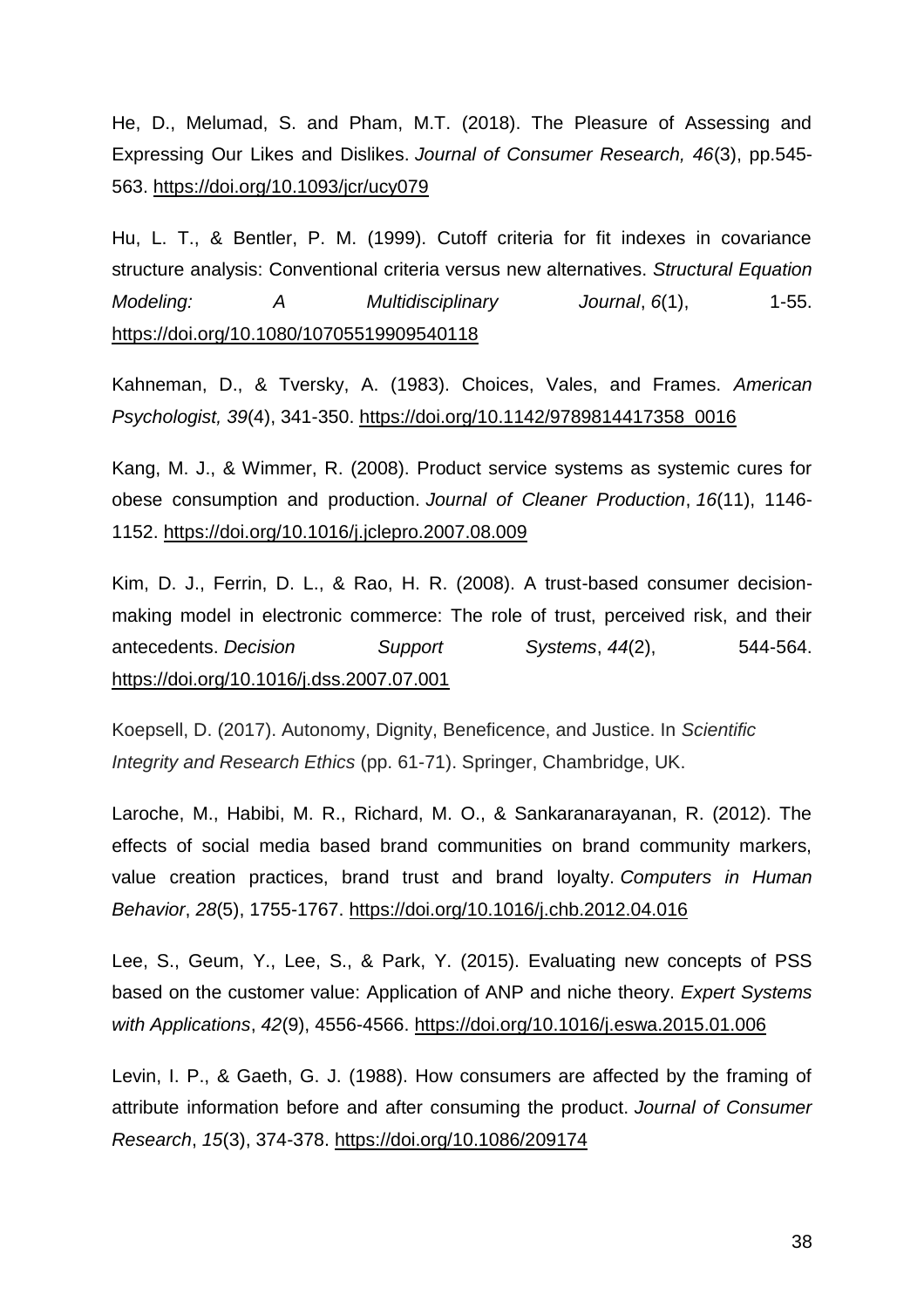He, D., Melumad, S. and Pham, M.T. (2018). The Pleasure of Assessing and Expressing Our Likes and Dislikes. *Journal of Consumer Research, 46*(3), pp.545-563. https://doi.org/10.1093/jcr/ucy079

Hu, L. T., & Bentler, P. M. (1999). Cutoff criteria for fit indexes in covariance structure analysis: Conventional criteria versus new alternatives. *Structural Equation Modeling: A Multidisciplinary Journal*, *6*(1), 1-55. https://doi.org/10.1080/10705519909540118

Kahneman, D., & Tversky, A. (1983). Choices, Vales, and Frames. *American Psychologist, 39*(4), 341-350. https://doi.org/10.1142/9789814417358_0016

Kang, M. J., & Wimmer, R. (2008). Product service systems as systemic cures for obese consumption and production. *Journal of Cleaner Production*, *16*(11), 1146-1152. https://doi.org/10.1016/j.jclepro.2007.08.009

Kim, D. J., Ferrin, D. L., & Rao, H. R. (2008). A trust-based consumer decision-making model in electronic commerce: The role of trust, perceived risk, and their antecedents. *Decision Support Systems*, *44*(2), 544-564. https://doi.org/10.1016/j.dss.2007.07.001

Koepsell, D. (2017). Autonomy, Dignity, Beneficence, and Justice. In *Scientific Integrity and Research Ethics* (pp. 61-71). Springer, Chambridge, UK.

Laroche, M., Habibi, M. R., Richard, M. O., & Sankaranarayanan, R. (2012). The effects of social media based brand communities on brand community markers, value creation practices, brand trust and brand loyalty. *Computers in Human Behavior*, *28*(5), 1755-1767. https://doi.org/10.1016/j.chb.2012.04.016

Lee, S., Geum, Y., Lee, S., & Park, Y. (2015). Evaluating new concepts of PSS based on the customer value: Application of ANP and niche theory. *Expert Systems with Applications*, *42*(9), 4556-4566. https://doi.org/10.1016/j.eswa.2015.01.006

Levin, I. P., & Gaeth, G. J. (1988). How consumers are affected by the framing of attribute information before and after consuming the product. *Journal of Consumer Research*, *15*(3), 374-378. https://doi.org/10.1086/209174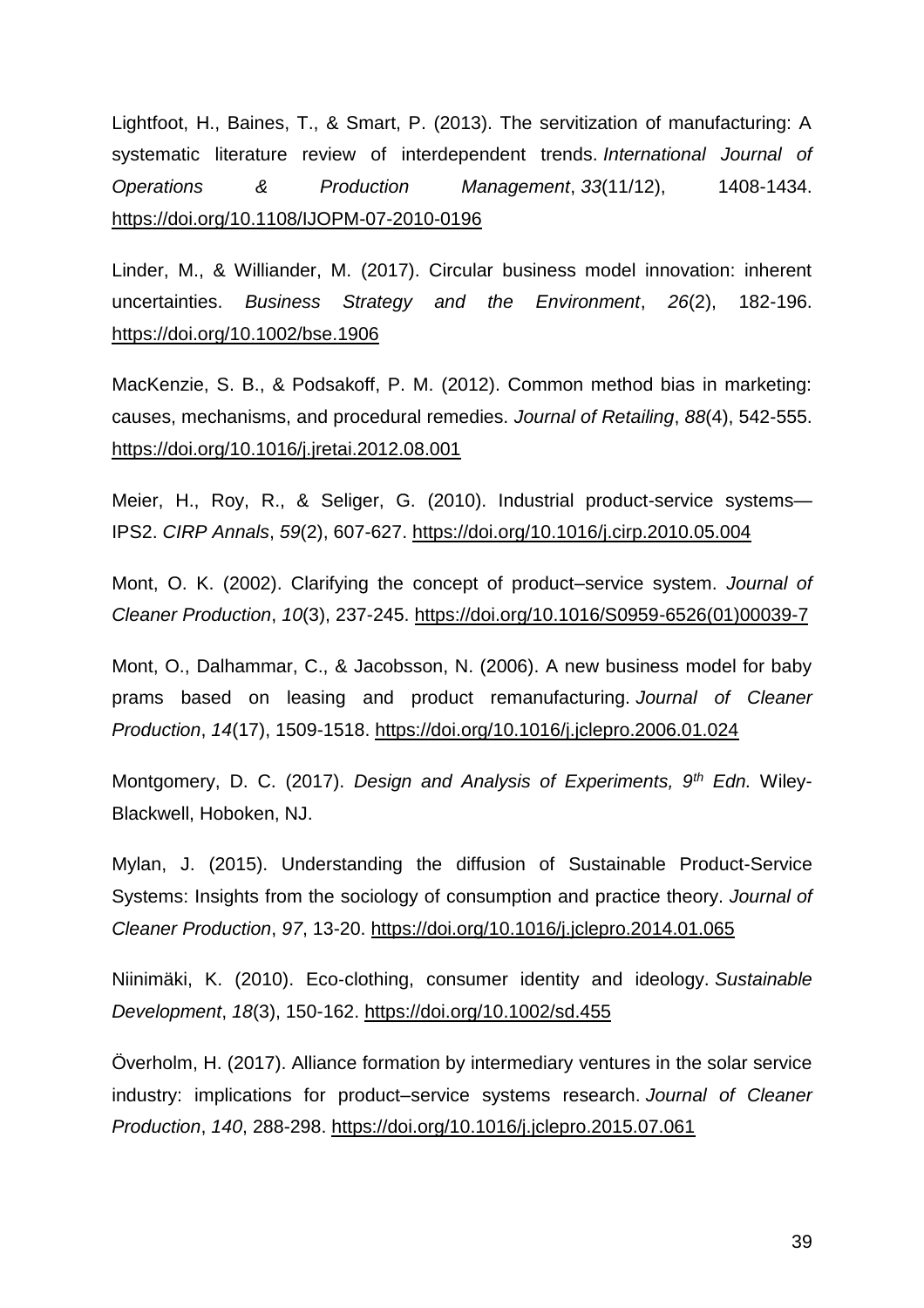Lightfoot, H., Baines, T., & Smart, P. (2013). The servitization of manufacturing: A systematic literature review of interdependent trends. *International Journal of Operations & Production Management*, *33*(11/12), 1408-1434. https://doi.org/10.1108/IJOPM-07-2010-0196

Linder, M., & Williander, M. (2017). Circular business model innovation: inherent uncertainties. *Business Strategy and the Environment*, *26*(2), 182-196. https://doi.org/10.1002/bse.1906

MacKenzie, S. B., & Podsakoff, P. M. (2012). Common method bias in marketing: causes, mechanisms, and procedural remedies. *Journal of Retailing*, *88*(4), 542-555. https://doi.org/10.1016/j.jretai.2012.08.001

Meier, H., Roy, R., & Seliger, G. (2010). Industrial product-service systems—IPS2. *CIRP Annals*, *59*(2), 607-627. https://doi.org/10.1016/j.cirp.2010.05.004

Mont, O. K. (2002). Clarifying the concept of product–service system. *Journal of Cleaner Production*, *10*(3), 237-245. https://doi.org/10.1016/S0959-6526(01)00039-7

Mont, O., Dalhammar, C., & Jacobsson, N. (2006). A new business model for baby prams based on leasing and product remanufacturing. *Journal of Cleaner Production*, *14*(17), 1509-1518. https://doi.org/10.1016/j.jclepro.2006.01.024

Montgomery, D. C. (2017). *Design and Analysis of Experiments, 9th Edn.* Wiley-Blackwell, Hoboken, NJ.

Mylan, J. (2015). Understanding the diffusion of Sustainable Product-Service Systems: Insights from the sociology of consumption and practice theory. *Journal of Cleaner Production*, *97*, 13-20. https://doi.org/10.1016/j.jclepro.2014.01.065

Niinimäki, K. (2010). Eco‐clothing, consumer identity and ideology. *Sustainable Development*, *18*(3), 150-162. https://doi.org/10.1002/sd.455

Överholm, H. (2017). Alliance formation by intermediary ventures in the solar service industry: implications for product–service systems research. *Journal of Cleaner Production*, *140*, 288-298. https://doi.org/10.1016/j.jclepro.2015.07.061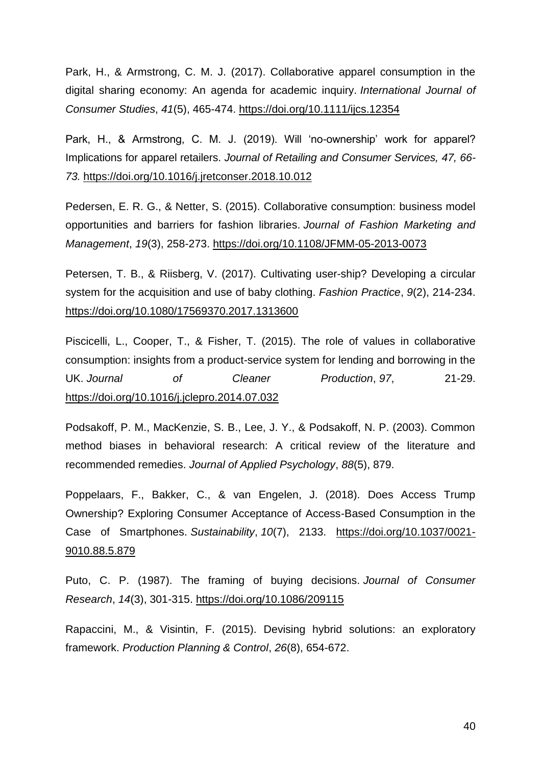Park, H., & Armstrong, C. M. J. (2017). Collaborative apparel consumption in the digital sharing economy: An agenda for academic inquiry. *International Journal of Consumer Studies*, *41*(5), 465-474. https://doi.org/10.1111/ijcs.12354

Park, H., & Armstrong, C. M. J. (2019). Will 'no-ownership' work for apparel? Implications for apparel retailers. *Journal of Retailing and Consumer Services, 47, 66-73.* https://doi.org/10.1016/j.jretconser.2018.10.012

Pedersen, E. R. G., & Netter, S. (2015). Collaborative consumption: business model opportunities and barriers for fashion libraries. *Journal of Fashion Marketing and Management*, *19*(3), 258-273. https://doi.org/10.1108/JFMM-05-2013-0073

Petersen, T. B., & Riisberg, V. (2017). Cultivating user-ship? Developing a circular system for the acquisition and use of baby clothing. *Fashion Practice*, *9*(2), 214-234. https://doi.org/10.1080/17569370.2017.1313600

Piscicelli, L., Cooper, T., & Fisher, T. (2015). The role of values in collaborative consumption: insights from a product-service system for lending and borrowing in the UK. *Journal of Cleaner Production*, *97*, 21-29. https://doi.org/10.1016/j.jclepro.2014.07.032

Podsakoff, P. M., MacKenzie, S. B., Lee, J. Y., & Podsakoff, N. P. (2003). Common method biases in behavioral research: A critical review of the literature and recommended remedies. *Journal of Applied Psychology*, *88*(5), 879.

Poppelaars, F., Bakker, C., & van Engelen, J. (2018). Does Access Trump Ownership? Exploring Consumer Acceptance of Access-Based Consumption in the Case of Smartphones. *Sustainability*, *10*(7), 2133. https://doi.org/10.1037/0021-9010.88.5.879

Puto, C. P. (1987). The framing of buying decisions. *Journal of Consumer Research*, *14*(3), 301-315. https://doi.org/10.1086/209115

Rapaccini, M., & Visintin, F. (2015). Devising hybrid solutions: an exploratory framework. *Production Planning & Control*, *26*(8), 654-672.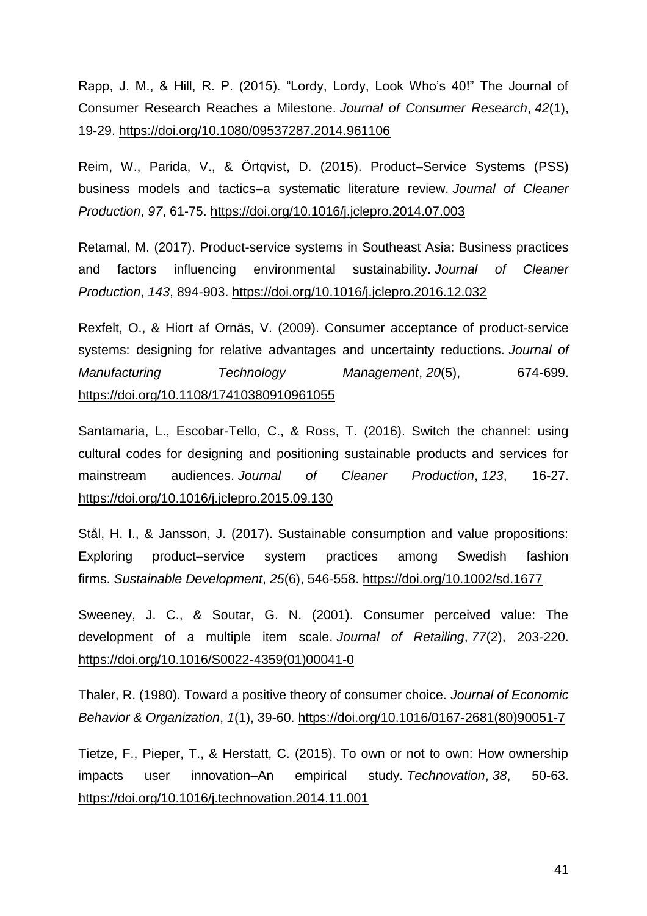Rapp, J. M., & Hill, R. P. (2015). "Lordy, Lordy, Look Who's 40!" The Journal of Consumer Research Reaches a Milestone. *Journal of Consumer Research*, *42*(1), 19-29. https://doi.org/10.1080/09537287.2014.961106

Reim, W., Parida, V., & Örtqvist, D. (2015). Product–Service Systems (PSS) business models and tactics–a systematic literature review. *Journal of Cleaner Production*, *97*, 61-75. https://doi.org/10.1016/j.jclepro.2014.07.003

Retamal, M. (2017). Product-service systems in Southeast Asia: Business practices and factors influencing environmental sustainability. *Journal of Cleaner Production*, *143*, 894-903. https://doi.org/10.1016/j.jclepro.2016.12.032

Rexfelt, O., & Hiort af Ornäs, V. (2009). Consumer acceptance of product-service systems: designing for relative advantages and uncertainty reductions. *Journal of Manufacturing Technology Management*, *20*(5), 674-699. https://doi.org/10.1108/17410380910961055

Santamaria, L., Escobar-Tello, C., & Ross, T. (2016). Switch the channel: using cultural codes for designing and positioning sustainable products and services for mainstream audiences. *Journal of Cleaner Production*, *123*, 16-27. https://doi.org/10.1016/j.jclepro.2015.09.130

Stål, H. I., & Jansson, J. (2017). Sustainable consumption and value propositions: Exploring product–service system practices among Swedish fashion firms. *Sustainable Development*, *25*(6), 546-558. https://doi.org/10.1002/sd.1677

Sweeney, J. C., & Soutar, G. N. (2001). Consumer perceived value: The development of a multiple item scale. *Journal of Retailing*, *77*(2), 203-220. https://doi.org/10.1016/S0022-4359(01)00041-0

Thaler, R. (1980). Toward a positive theory of consumer choice. *Journal of Economic Behavior & Organization*, *1*(1), 39-60. https://doi.org/10.1016/0167-2681(80)90051-7

Tietze, F., Pieper, T., & Herstatt, C. (2015). To own or not to own: How ownership impacts user innovation–An empirical study. *Technovation*, *38*, 50-63. https://doi.org/10.1016/j.technovation.2014.11.001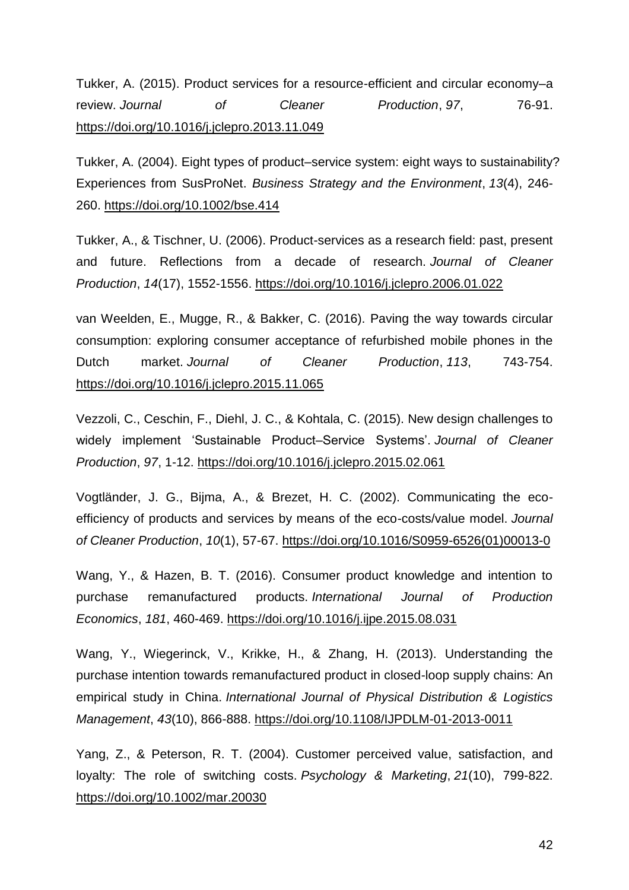Tukker, A. (2015). Product services for a resource-efficient and circular economy–a review. *Journal of Cleaner Production*, *97*, 76-91. https://doi.org/10.1016/j.jclepro.2013.11.049

Tukker, A. (2004). Eight types of product–service system: eight ways to sustainability? Experiences from SusProNet. *Business Strategy and the Environment*, *13*(4), 246-260. https://doi.org/10.1002/bse.414

Tukker, A., & Tischner, U. (2006). Product-services as a research field: past, present and future. Reflections from a decade of research. *Journal of Cleaner Production*, *14*(17), 1552-1556. https://doi.org/10.1016/j.jclepro.2006.01.022

van Weelden, E., Mugge, R., & Bakker, C. (2016). Paving the way towards circular consumption: exploring consumer acceptance of refurbished mobile phones in the Dutch market. *Journal of Cleaner Production*, *113*, 743-754. https://doi.org/10.1016/j.jclepro.2015.11.065

Vezzoli, C., Ceschin, F., Diehl, J. C., & Kohtala, C. (2015). New design challenges to widely implement 'Sustainable Product–Service Systems'. *Journal of Cleaner Production*, *97*, 1-12. https://doi.org/10.1016/j.jclepro.2015.02.061

Vogtländer, J. G., Bijma, A., & Brezet, H. C. (2002). Communicating the eco-efficiency of products and services by means of the eco-costs/value model. *Journal of Cleaner Production*, *10*(1), 57-67. https://doi.org/10.1016/S0959-6526(01)00013-0

Wang, Y., & Hazen, B. T. (2016). Consumer product knowledge and intention to purchase remanufactured products. *International Journal of Production Economics*, *181*, 460-469. https://doi.org/10.1016/j.ijpe.2015.08.031

Wang, Y., Wiegerinck, V., Krikke, H., & Zhang, H. (2013). Understanding the purchase intention towards remanufactured product in closed-loop supply chains: An empirical study in China. *International Journal of Physical Distribution & Logistics Management*, *43*(10), 866-888. https://doi.org/10.1108/IJPDLM-01-2013-0011

Yang, Z., & Peterson, R. T. (2004). Customer perceived value, satisfaction, and loyalty: The role of switching costs. *Psychology & Marketing*, *21*(10), 799-822. https://doi.org/10.1002/mar.20030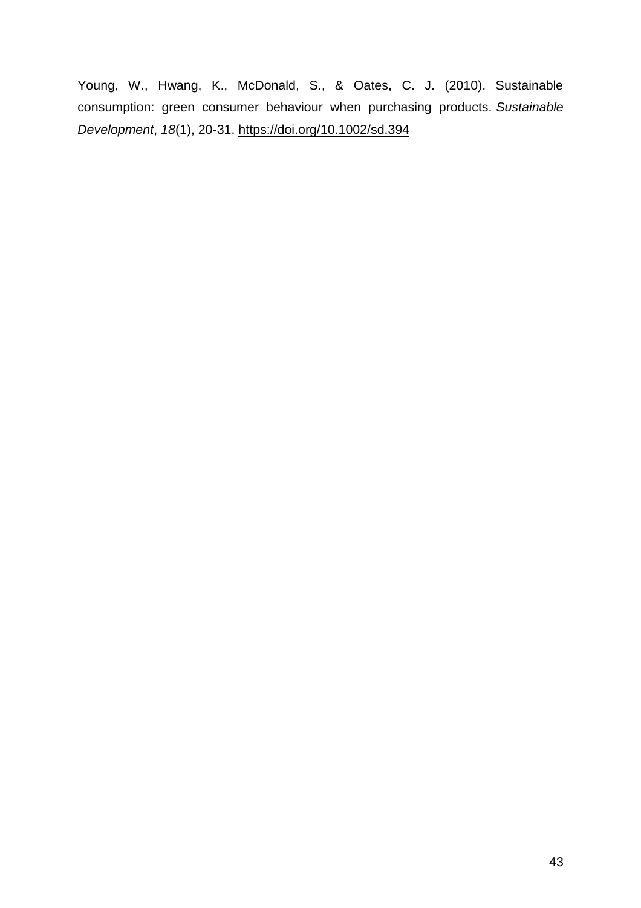Young, W., Hwang, K., McDonald, S., & Oates, C. J. (2010). Sustainable consumption: green consumer behaviour when purchasing products. *Sustainable Development*, *18*(1), 20-31. https://doi.org/10.1002/sd.394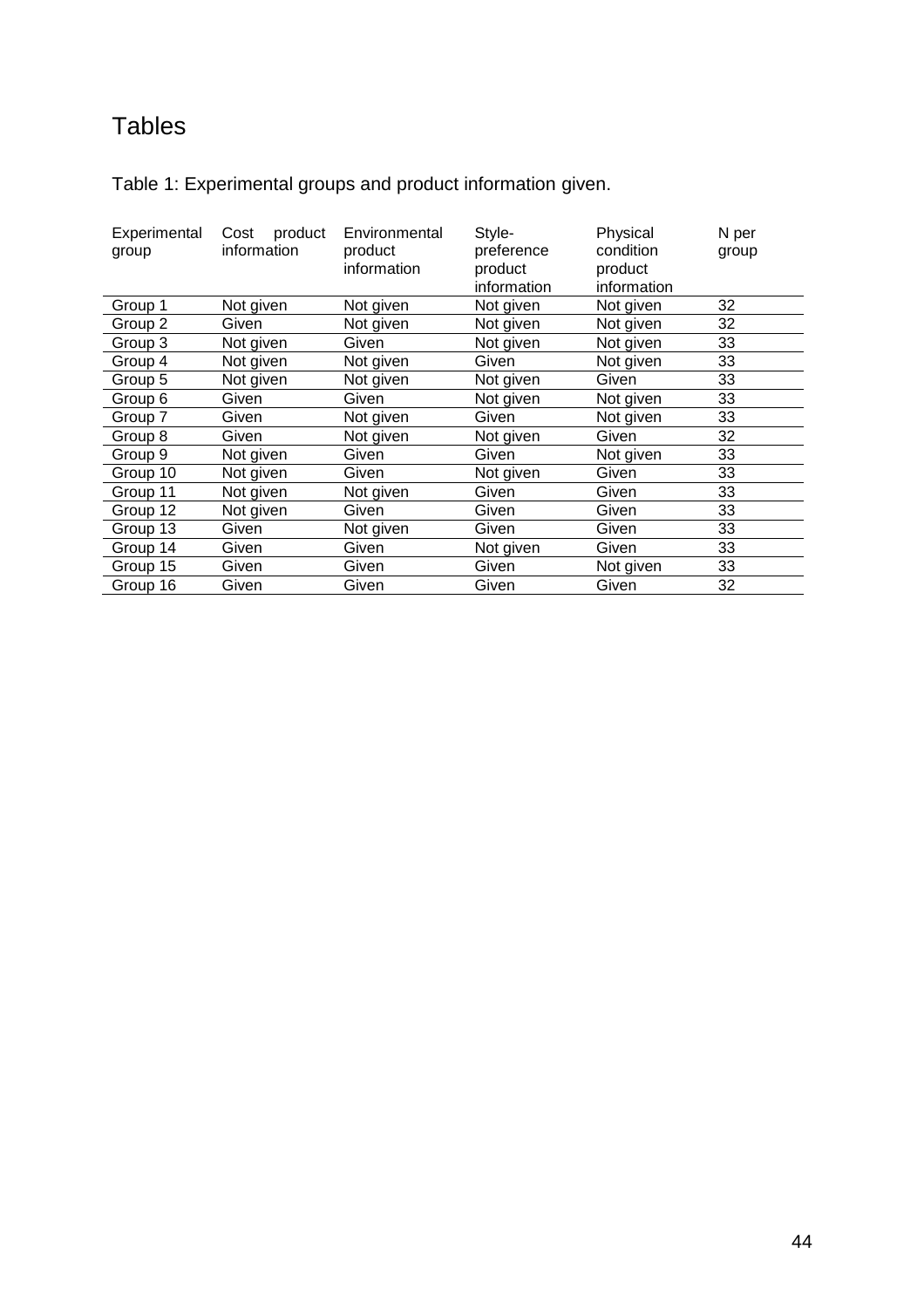# Tables

Table 1: Experimental groups and product information given.

| Experimental group | Cost product information | Environmental product information | Style-preference product information | Physical condition product information | N per group |
|---|---|---|---|---|---|
| Group 1 | Not given | Not given | Not given | Not given | 32 |
| Group 2 | Given | Not given | Not given | Not given | 32 |
| Group 3 | Not given | Given | Not given | Not given | 33 |
| Group 4 | Not given | Not given | Given | Not given | 33 |
| Group 5 | Not given | Not given | Not given | Given | 33 |
| Group 6 | Given | Given | Not given | Not given | 33 |
| Group 7 | Given | Not given | Given | Not given | 33 |
| Group 8 | Given | Not given | Not given | Given | 32 |
| Group 9 | Not given | Given | Given | Not given | 33 |
| Group 10 | Not given | Given | Not given | Given | 33 |
| Group 11 | Not given | Not given | Given | Given | 33 |
| Group 12 | Not given | Given | Given | Given | 33 |
| Group 13 | Given | Not given | Given | Given | 33 |
| Group 14 | Given | Given | Not given | Given | 33 |
| Group 15 | Given | Given | Given | Not given | 33 |
| Group 16 | Given | Given | Given | Given | 32 |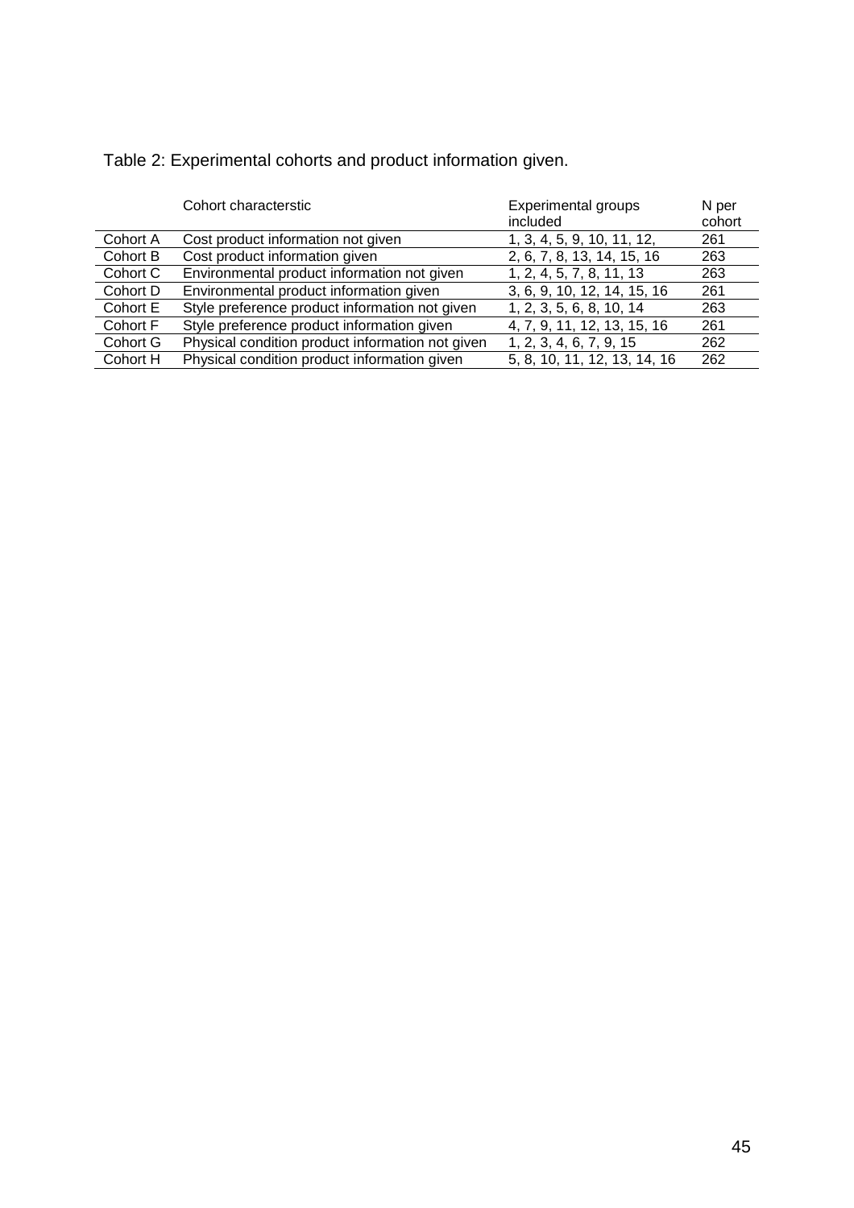Table 2: Experimental cohorts and product information given.

| | Cohort characterstic | Experimental groups included | N per cohort |
|---|---|---|---|
| Cohort A | Cost product information not given | 1, 3, 4, 5, 9, 10, 11, 12, | 261 |
| Cohort B | Cost product information given | 2, 6, 7, 8, 13, 14, 15, 16 | 263 |
| Cohort C | Environmental product information not given | 1, 2, 4, 5, 7, 8, 11, 13 | 263 |
| Cohort D | Environmental product information given | 3, 6, 9, 10, 12, 14, 15, 16 | 261 |
| Cohort E | Style preference product information not given | 1, 2, 3, 5, 6, 8, 10, 14 | 263 |
| Cohort F | Style preference product information given | 4, 7, 9, 11, 12, 13, 15, 16 | 261 |
| Cohort G | Physical condition product information not given | 1, 2, 3, 4, 6, 7, 9, 15 | 262 |
| Cohort H | Physical condition product information given | 5, 8, 10, 11, 12, 13, 14, 16 | 262 |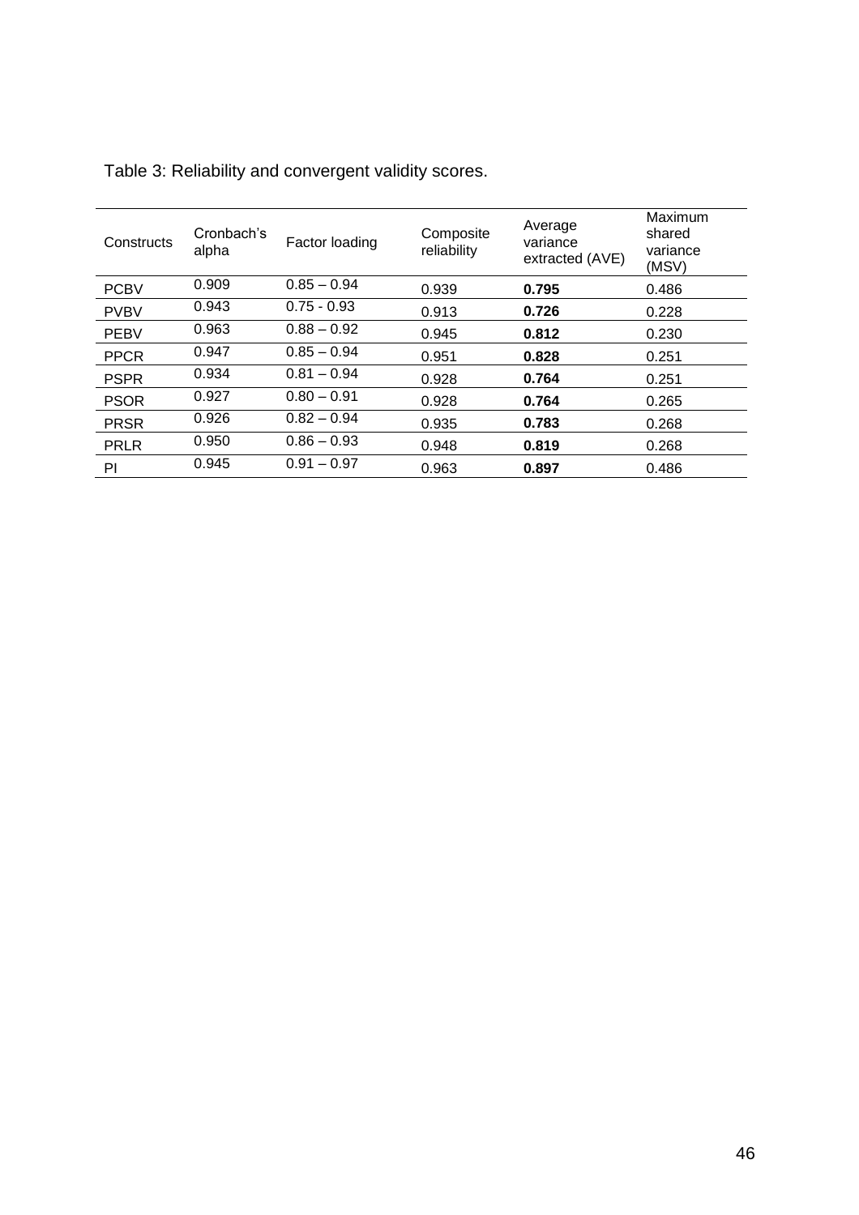Table 3: Reliability and convergent validity scores.

| Constructs | Cronbach's alpha | Factor loading | Composite reliability | Average variance extracted (AVE) | Maximum shared variance (MSV) |
|---|---|---|---|---|---|
| PCBV | 0.909 | 0.85 – 0.94 | 0.939 | **0.795** | 0.486 |
| PVBV | 0.943 | 0.75 - 0.93 | 0.913 | **0.726** | 0.228 |
| PEBV | 0.963 | 0.88 – 0.92 | 0.945 | **0.812** | 0.230 |
| PPCR | 0.947 | 0.85 – 0.94 | 0.951 | **0.828** | 0.251 |
| PSPR | 0.934 | 0.81 – 0.94 | 0.928 | **0.764** | 0.251 |
| PSOR | 0.927 | 0.80 – 0.91 | 0.928 | **0.764** | 0.265 |
| PRSR | 0.926 | 0.82 – 0.94 | 0.935 | **0.783** | 0.268 |
| PRLR | 0.950 | 0.86 – 0.93 | 0.948 | **0.819** | 0.268 |
| PI | 0.945 | 0.91 – 0.97 | 0.963 | **0.897** | 0.486 |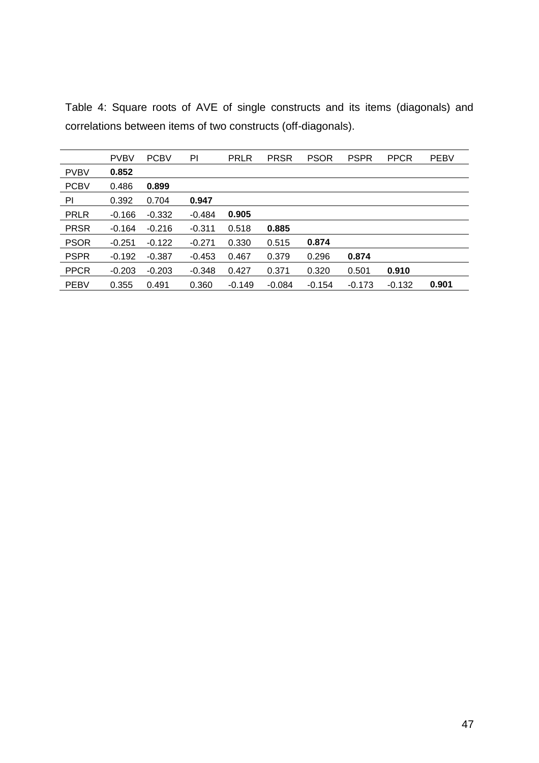Table 4: Square roots of AVE of single constructs and its items (diagonals) and correlations between items of two constructs (off-diagonals).

| | PVBV | PCBV | PI | PRLR | PRSR | PSOR | PSPR | PPCR | PEBV |
|---|---|---|---|---|---|---|---|---|---|
| PVBV | **0.852** | | | | | | | | |
| PCBV | 0.486 | **0.899** | | | | | | | |
| PI | 0.392 | 0.704 | **0.947** | | | | | | |
| PRLR | -0.166 | -0.332 | -0.484 | **0.905** | | | | | |
| PRSR | -0.164 | -0.216 | -0.311 | 0.518 | **0.885** | | | | |
| PSOR | -0.251 | -0.122 | -0.271 | 0.330 | 0.515 | **0.874** | | | |
| PSPR | -0.192 | -0.387 | -0.453 | 0.467 | 0.379 | 0.296 | **0.874** | | |
| PPCR | -0.203 | -0.203 | -0.348 | 0.427 | 0.371 | 0.320 | 0.501 | **0.910** | |
| PEBV | 0.355 | 0.491 | 0.360 | -0.149 | -0.084 | -0.154 | -0.173 | -0.132 | **0.901** |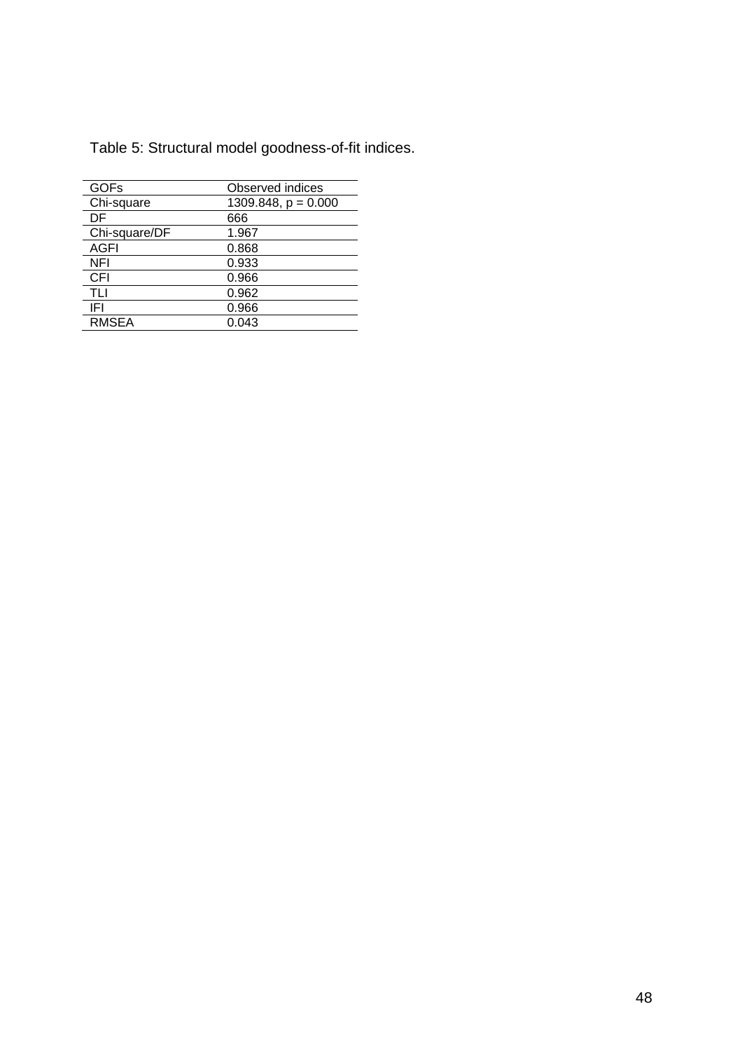Table 5: Structural model goodness-of-fit indices.

| GOFs | Observed indices |
|---|---|
| Chi-square | 1309.848, $p = 0.000$ |
| DF | 666 |
| Chi-square/DF | 1.967 |
| AGFI | 0.868 |
| NFI | 0.933 |
| CFI | 0.966 |
| TLI | 0.962 |
| IFI | 0.966 |
| RMSEA | 0.043 |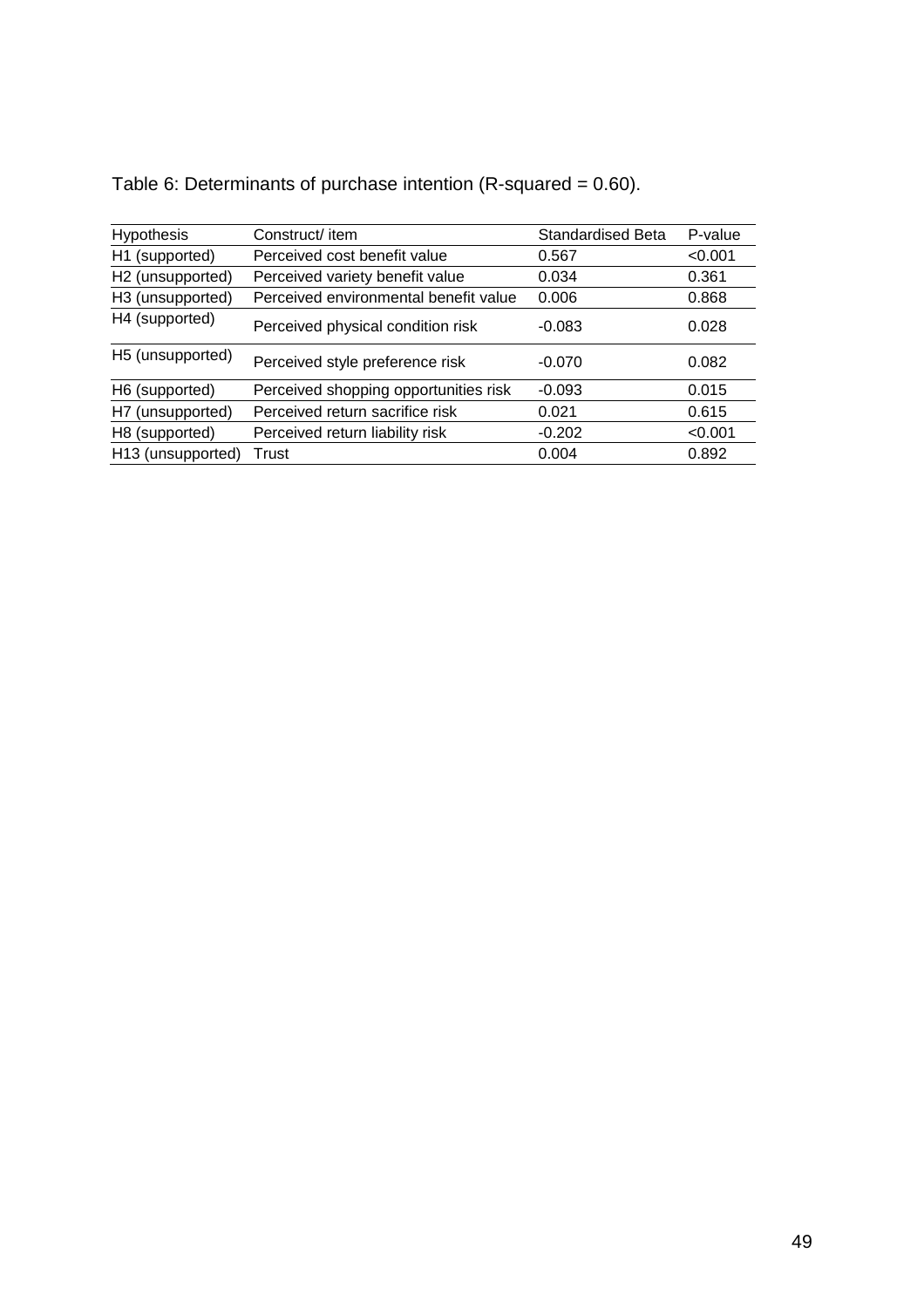Table 6: Determinants of purchase intention ($R$-squared = 0.60).

| Hypothesis | Construct/ item | Standardised Beta | P-value |
|---|---|---|---|
| H1 (supported) | Perceived cost benefit value | 0.567 | <0.001 |
| H2 (unsupported) | Perceived variety benefit value | 0.034 | 0.361 |
| H3 (unsupported) | Perceived environmental benefit value | 0.006 | 0.868 |
| H4 (supported) | Perceived physical condition risk | -0.083 | 0.028 |
| H5 (unsupported) | Perceived style preference risk | -0.070 | 0.082 |
| H6 (supported) | Perceived shopping opportunities risk | -0.093 | 0.015 |
| H7 (unsupported) | Perceived return sacrifice risk | 0.021 | 0.615 |
| H8 (supported) | Perceived return liability risk | -0.202 | <0.001 |
| H13 (unsupported) | Trust | 0.004 | 0.892 |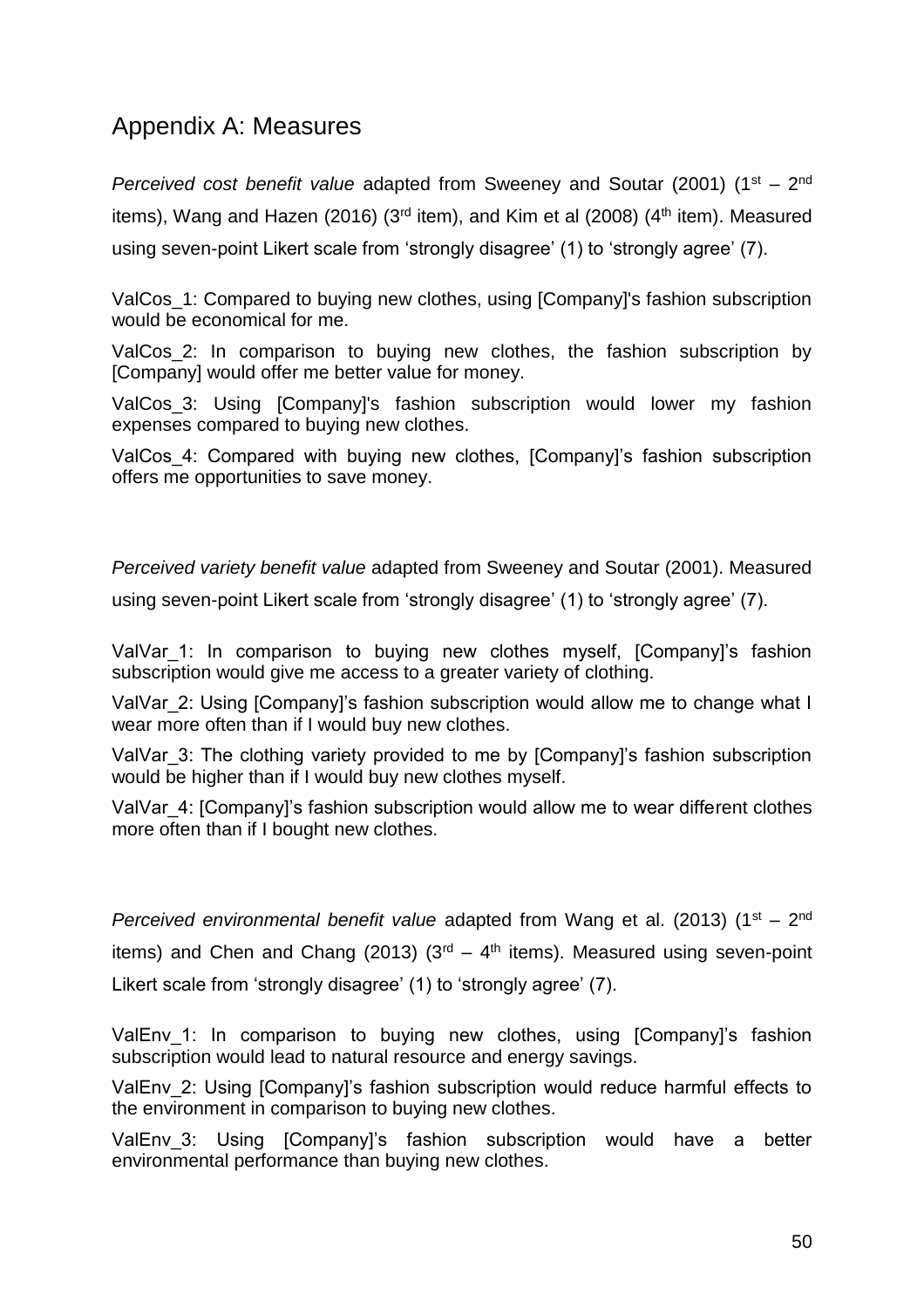## Appendix A: Measures

*Perceived cost benefit value* adapted from Sweeney and Soutar (2001) (1st – 2nd items), Wang and Hazen (2016) (3rd item), and Kim et al (2008) (4th item). Measured using seven-point Likert scale from 'strongly disagree' (1) to 'strongly agree' (7).

ValCos_1: Compared to buying new clothes, using [Company]'s fashion subscription would be economical for me.

ValCos_2: In comparison to buying new clothes, the fashion subscription by [Company] would offer me better value for money.

ValCos_3: Using [Company]'s fashion subscription would lower my fashion expenses compared to buying new clothes.

ValCos_4: Compared with buying new clothes, [Company]'s fashion subscription offers me opportunities to save money.

*Perceived variety benefit value* adapted from Sweeney and Soutar (2001). Measured using seven-point Likert scale from 'strongly disagree' (1) to 'strongly agree' (7).

ValVar_1: In comparison to buying new clothes myself, [Company]'s fashion subscription would give me access to a greater variety of clothing.

ValVar_2: Using [Company]'s fashion subscription would allow me to change what I wear more often than if I would buy new clothes.

ValVar_3: The clothing variety provided to me by [Company]'s fashion subscription would be higher than if I would buy new clothes myself.

ValVar_4: [Company]'s fashion subscription would allow me to wear different clothes more often than if I bought new clothes.

*Perceived environmental benefit value* adapted from Wang et al. (2013) (1st – 2nd items) and Chen and Chang (2013) (3rd – 4th items). Measured using seven-point Likert scale from 'strongly disagree' (1) to 'strongly agree' (7).

ValEnv_1: In comparison to buying new clothes, using [Company]'s fashion subscription would lead to natural resource and energy savings.

ValEnv_2: Using [Company]'s fashion subscription would reduce harmful effects to the environment in comparison to buying new clothes.

ValEnv_3: Using [Company]'s fashion subscription would have a better environmental performance than buying new clothes.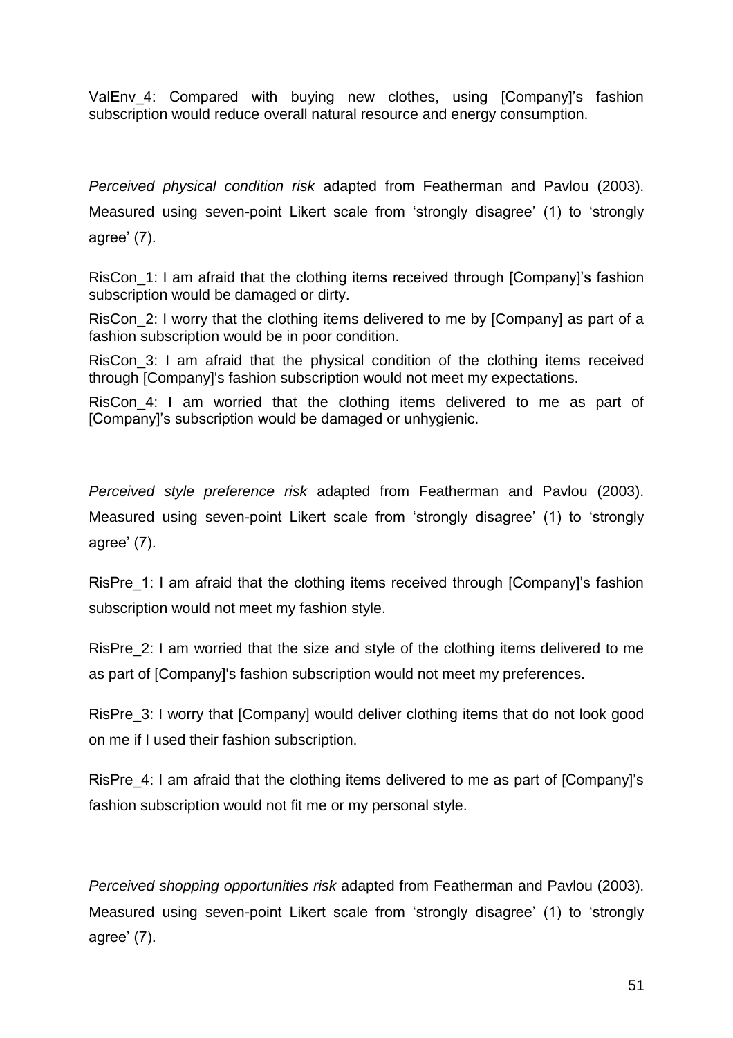ValEnv_4: Compared with buying new clothes, using [Company]'s fashion subscription would reduce overall natural resource and energy consumption.

*Perceived physical condition risk* adapted from Featherman and Pavlou (2003). Measured using seven-point Likert scale from 'strongly disagree' (1) to 'strongly agree' (7).

RisCon_1: I am afraid that the clothing items received through [Company]'s fashion subscription would be damaged or dirty.

RisCon_2: I worry that the clothing items delivered to me by [Company] as part of a fashion subscription would be in poor condition.

RisCon_3: I am afraid that the physical condition of the clothing items received through [Company]'s fashion subscription would not meet my expectations.

RisCon_4: I am worried that the clothing items delivered to me as part of [Company]'s subscription would be damaged or unhygienic.

*Perceived style preference risk* adapted from Featherman and Pavlou (2003). Measured using seven-point Likert scale from 'strongly disagree' (1) to 'strongly agree' (7).

RisPre_1: I am afraid that the clothing items received through [Company]'s fashion subscription would not meet my fashion style.

RisPre_2: I am worried that the size and style of the clothing items delivered to me as part of [Company]'s fashion subscription would not meet my preferences.

RisPre_3: I worry that [Company] would deliver clothing items that do not look good on me if I used their fashion subscription.

RisPre_4: I am afraid that the clothing items delivered to me as part of [Company]'s fashion subscription would not fit me or my personal style.

*Perceived shopping opportunities risk* adapted from Featherman and Pavlou (2003). Measured using seven-point Likert scale from 'strongly disagree' (1) to 'strongly agree' (7).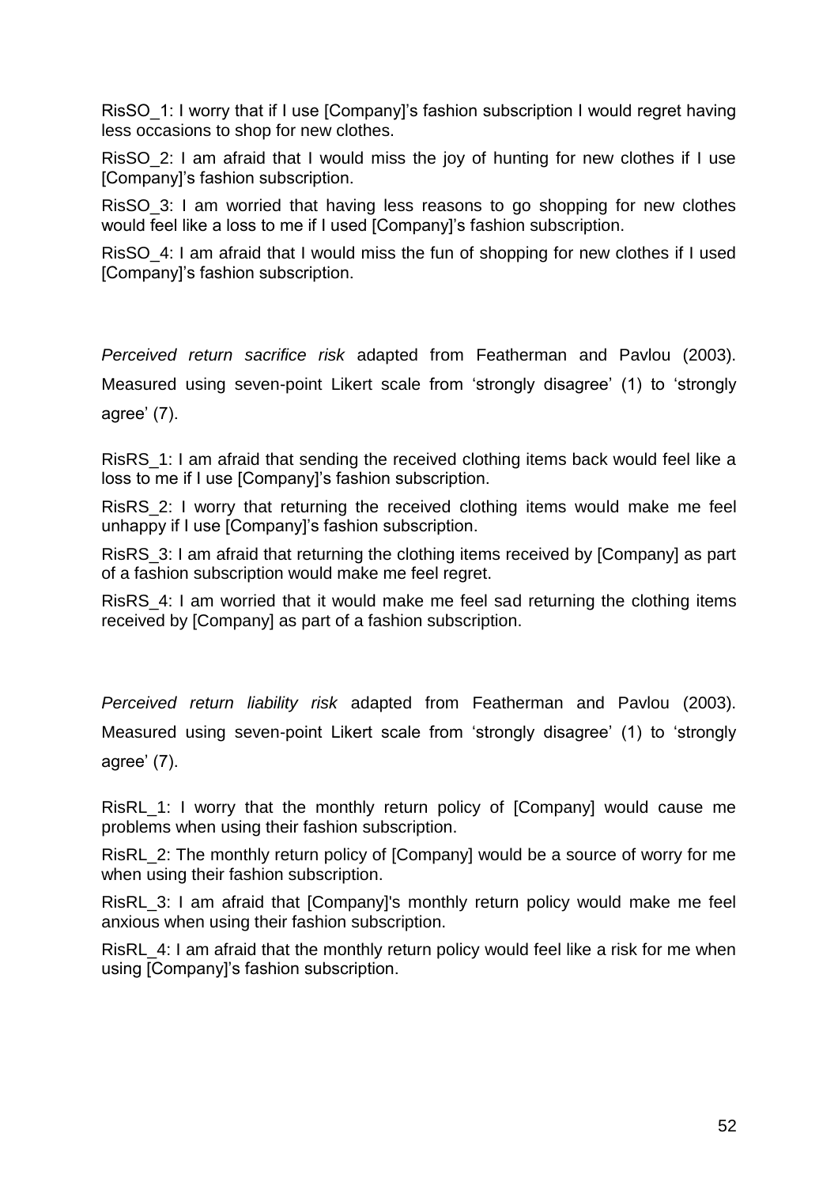RisSO_1: I worry that if I use [Company]'s fashion subscription I would regret having less occasions to shop for new clothes.

RisSO_2: I am afraid that I would miss the joy of hunting for new clothes if I use [Company]'s fashion subscription.

RisSO_3: I am worried that having less reasons to go shopping for new clothes would feel like a loss to me if I used [Company]'s fashion subscription.

RisSO_4: I am afraid that I would miss the fun of shopping for new clothes if I used [Company]'s fashion subscription.

*Perceived return sacrifice risk* adapted from Featherman and Pavlou (2003). Measured using seven-point Likert scale from 'strongly disagree' (1) to 'strongly agree' (7).

RisRS_1: I am afraid that sending the received clothing items back would feel like a loss to me if I use [Company]'s fashion subscription.

RisRS_2: I worry that returning the received clothing items would make me feel unhappy if I use [Company]'s fashion subscription.

RisRS_3: I am afraid that returning the clothing items received by [Company] as part of a fashion subscription would make me feel regret.

RisRS_4: I am worried that it would make me feel sad returning the clothing items received by [Company] as part of a fashion subscription.

*Perceived return liability risk* adapted from Featherman and Pavlou (2003). Measured using seven-point Likert scale from 'strongly disagree' (1) to 'strongly agree' (7).

RisRL_1: I worry that the monthly return policy of [Company] would cause me problems when using their fashion subscription.

RisRL_2: The monthly return policy of [Company] would be a source of worry for me when using their fashion subscription.

RisRL_3: I am afraid that [Company]'s monthly return policy would make me feel anxious when using their fashion subscription.

RisRL_4: I am afraid that the monthly return policy would feel like a risk for me when using [Company]'s fashion subscription.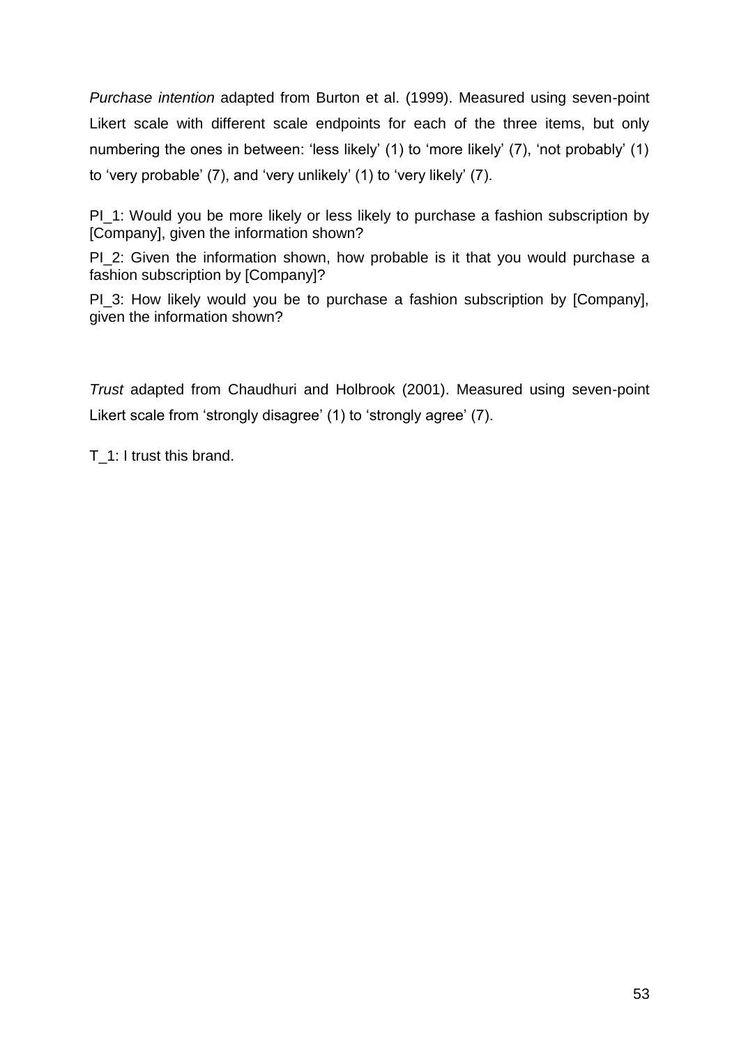*Purchase intention* adapted from Burton et al. (1999). Measured using seven-point Likert scale with different scale endpoints for each of the three items, but only numbering the ones in between: 'less likely' (1) to 'more likely' (7), 'not probably' (1) to 'very probable' (7), and 'very unlikely' (1) to 'very likely' (7).

PI_1: Would you be more likely or less likely to purchase a fashion subscription by [Company], given the information shown?

PI_2: Given the information shown, how probable is it that you would purchase a fashion subscription by [Company]?

PI_3: How likely would you be to purchase a fashion subscription by [Company], given the information shown?

*Trust* adapted from Chaudhuri and Holbrook (2001). Measured using seven-point Likert scale from 'strongly disagree' (1) to 'strongly agree' (7).

T_1: I trust this brand.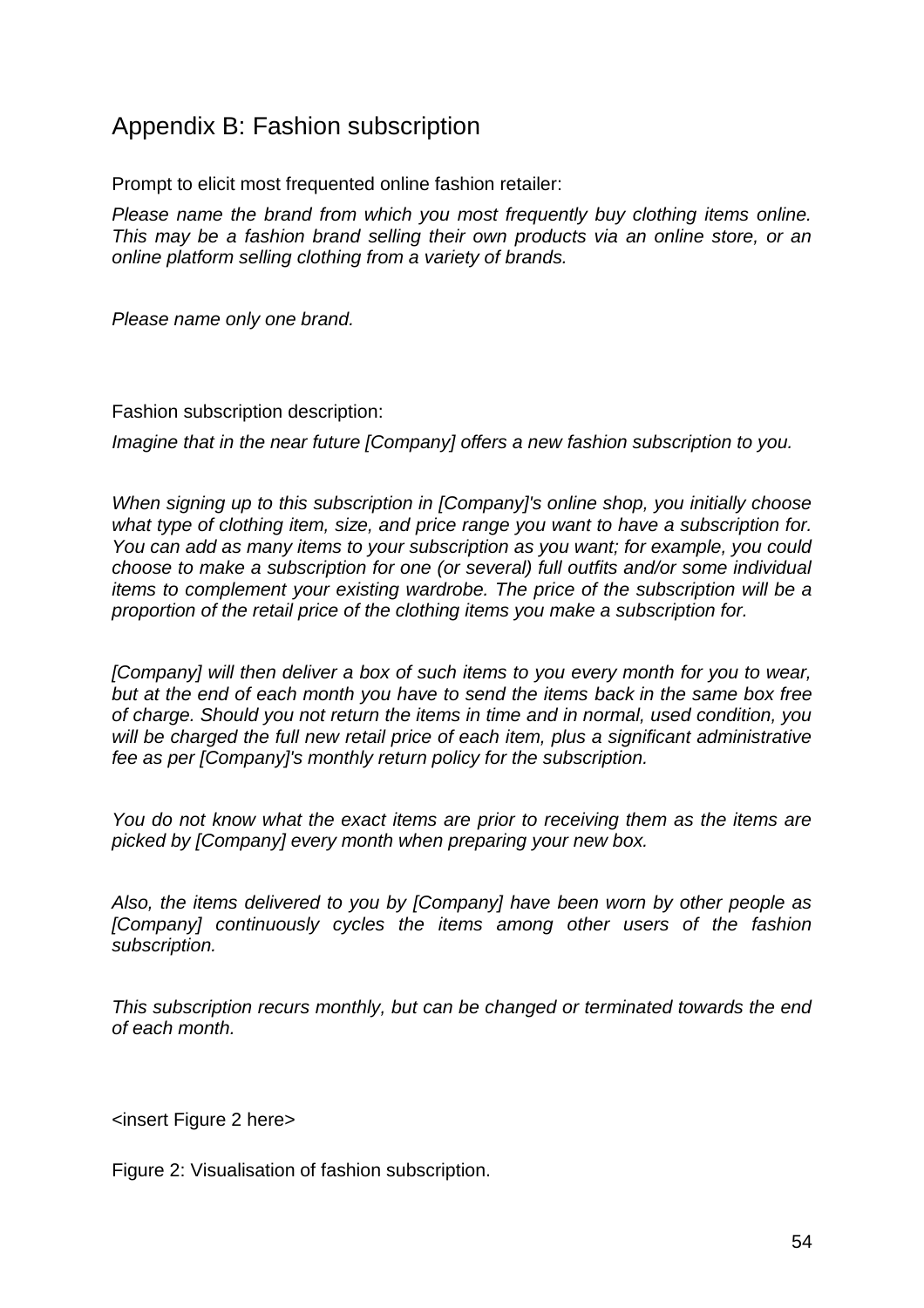## Appendix B: Fashion subscription

Prompt to elicit most frequented online fashion retailer:

*Please name the brand from which you most frequently buy clothing items online. This may be a fashion brand selling their own products via an online store, or an online platform selling clothing from a variety of brands.*

*Please name only one brand.*

Fashion subscription description:

*Imagine that in the near future [Company] offers a new fashion subscription to you.*

*When signing up to this subscription in [Company]'s online shop, you initially choose what type of clothing item, size, and price range you want to have a subscription for. You can add as many items to your subscription as you want; for example, you could choose to make a subscription for one (or several) full outfits and/or some individual items to complement your existing wardrobe. The price of the subscription will be a proportion of the retail price of the clothing items you make a subscription for.*

*[Company] will then deliver a box of such items to you every month for you to wear, but at the end of each month you have to send the items back in the same box free of charge. Should you not return the items in time and in normal, used condition, you will be charged the full new retail price of each item, plus a significant administrative fee as per [Company]'s monthly return policy for the subscription.*

*You do not know what the exact items are prior to receiving them as the items are picked by [Company] every month when preparing your new box.*

*Also, the items delivered to you by [Company] have been worn by other people as [Company] continuously cycles the items among other users of the fashion subscription.*

*This subscription recurs monthly, but can be changed or terminated towards the end of each month.*

<insert Figure 2 here>

Figure 2: Visualisation of fashion subscription.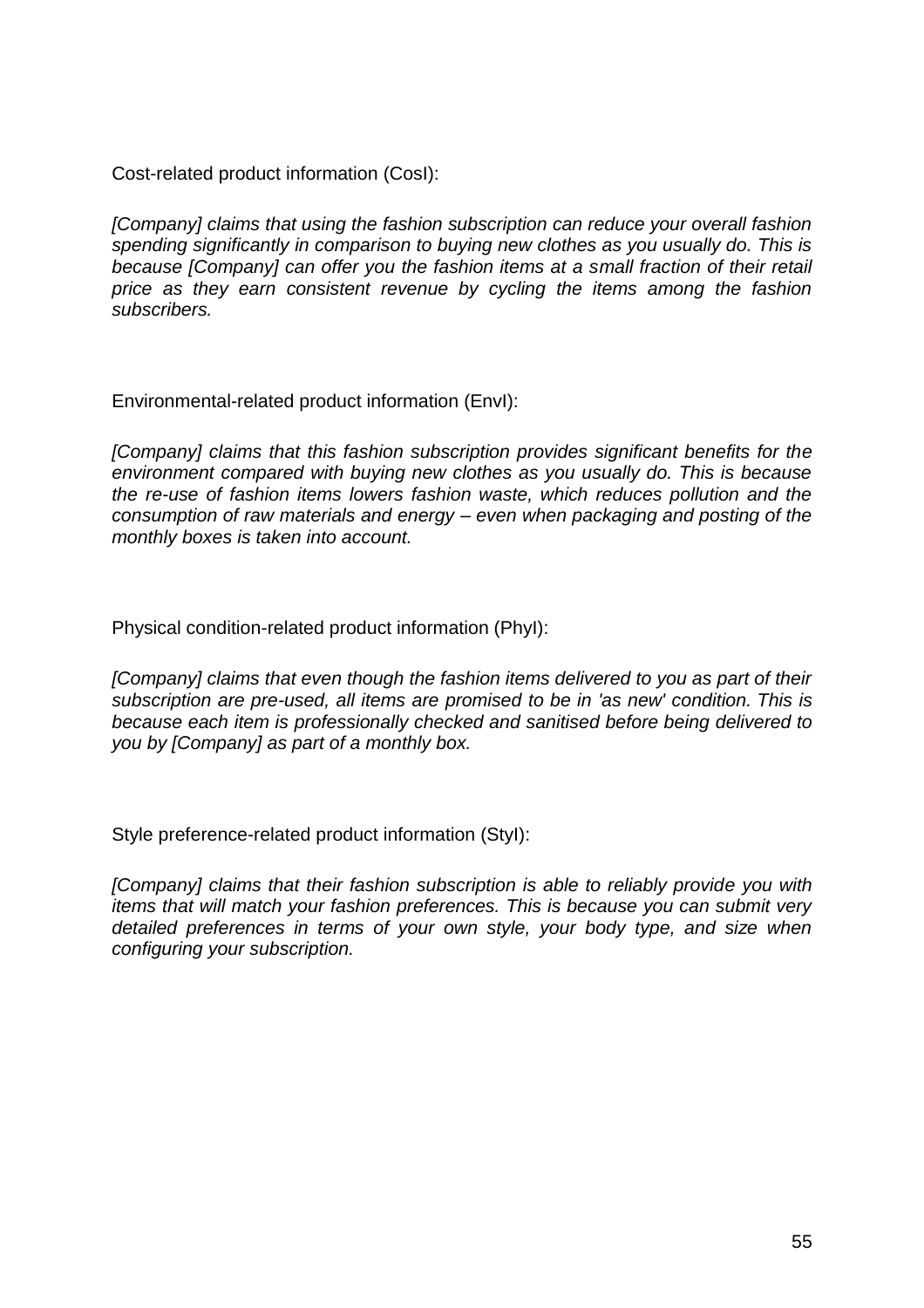Cost-related product information (CosI):

*[Company] claims that using the fashion subscription can reduce your overall fashion spending significantly in comparison to buying new clothes as you usually do. This is because [Company] can offer you the fashion items at a small fraction of their retail price as they earn consistent revenue by cycling the items among the fashion subscribers.*

Environmental-related product information (EnvI):

*[Company] claims that this fashion subscription provides significant benefits for the environment compared with buying new clothes as you usually do. This is because the re-use of fashion items lowers fashion waste, which reduces pollution and the consumption of raw materials and energy – even when packaging and posting of the monthly boxes is taken into account.*

Physical condition-related product information (PhyI):

*[Company] claims that even though the fashion items delivered to you as part of their subscription are pre-used, all items are promised to be in 'as new' condition. This is because each item is professionally checked and sanitised before being delivered to you by [Company] as part of a monthly box.*

Style preference-related product information (StyI):

*[Company] claims that their fashion subscription is able to reliably provide you with items that will match your fashion preferences. This is because you can submit very detailed preferences in terms of your own style, your body type, and size when configuring your subscription.*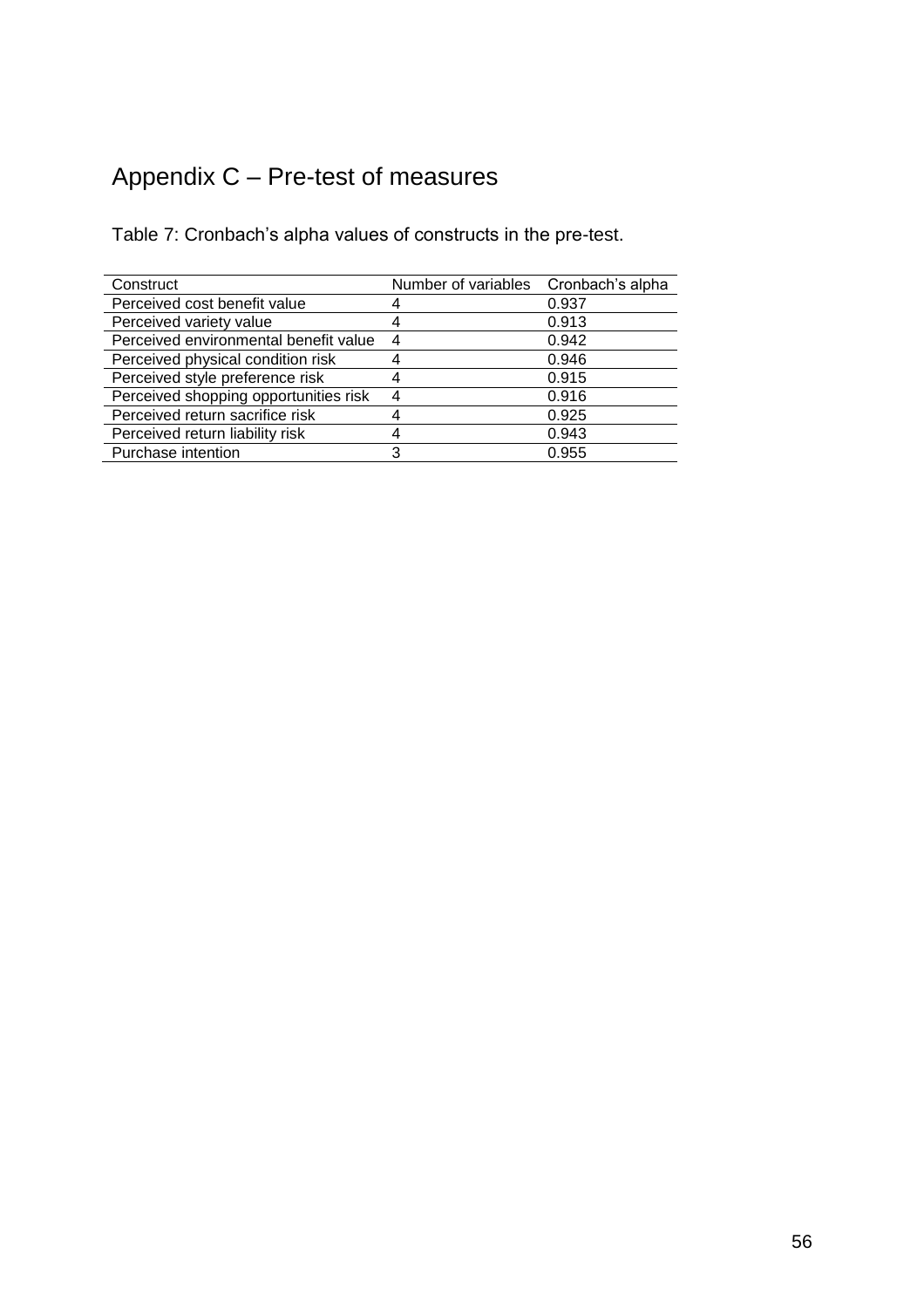# Appendix C – Pre-test of measures

Table 7: Cronbach's alpha values of constructs in the pre-test.

| Construct | Number of variables | Cronbach's alpha |
|---|---|---|
| Perceived cost benefit value | 4 | 0.937 |
| Perceived variety value | 4 | 0.913 |
| Perceived environmental benefit value | 4 | 0.942 |
| Perceived physical condition risk | 4 | 0.946 |
| Perceived style preference risk | 4 | 0.915 |
| Perceived shopping opportunities risk | 4 | 0.916 |
| Perceived return sacrifice risk | 4 | 0.925 |
| Perceived return liability risk | 4 | 0.943 |
| Purchase intention | 3 | 0.955 |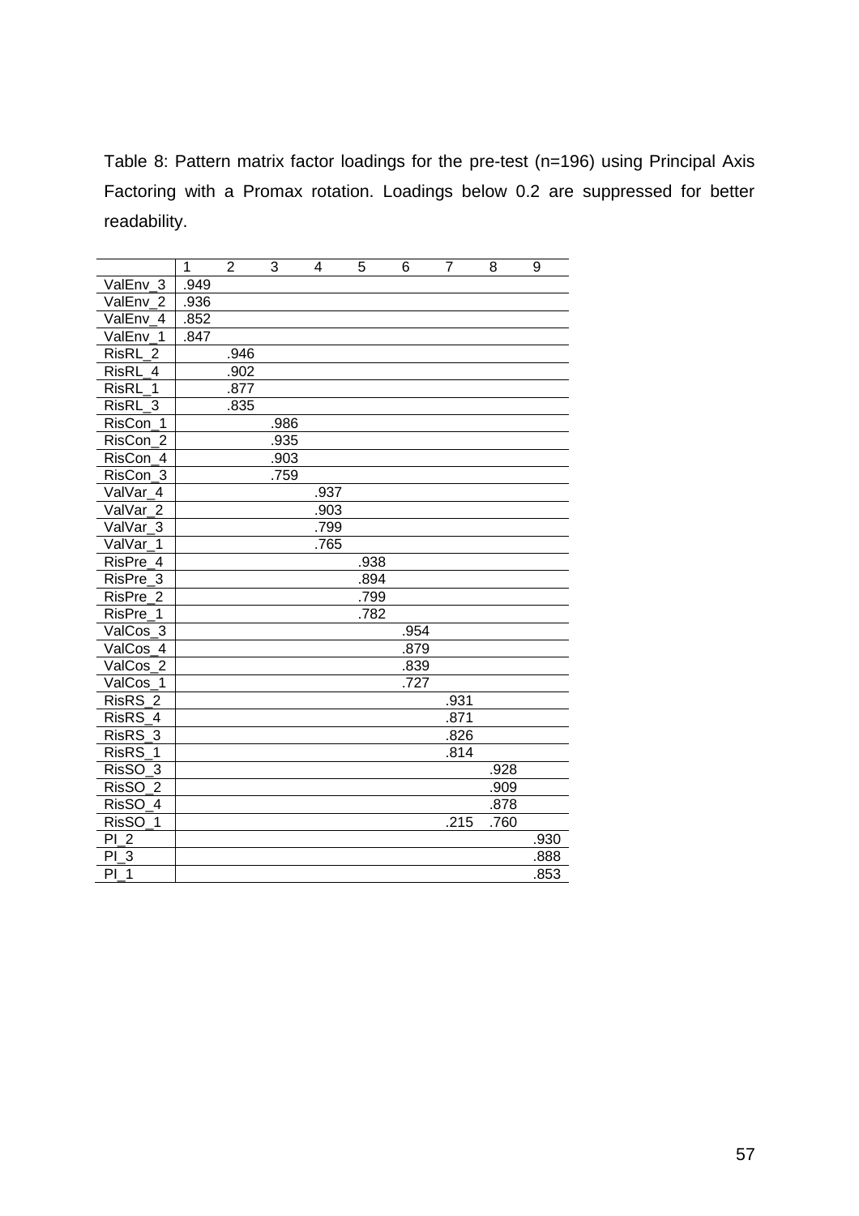Table 8: Pattern matrix factor loadings for the pre-test (n=196) using Principal Axis Factoring with a Promax rotation. Loadings below 0.2 are suppressed for better readability.

| | 1 | 2 | 3 | 4 | 5 | 6 | 7 | 8 | 9 |
|---|---|---|---|---|---|---|---|---|---|
| ValEnv_3 | .949 | | | | | | | | |
| ValEnv_2 | .936 | | | | | | | | |
| ValEnv_4 | .852 | | | | | | | | |
| ValEnv_1 | .847 | | | | | | | | |
| RisRL_2 | | .946 | | | | | | | |
| RisRL_4 | | .902 | | | | | | | |
| RisRL_1 | | .877 | | | | | | | |
| RisRL_3 | | .835 | | | | | | | |
| RisCon_1 | | | .986 | | | | | | |
| RisCon_2 | | | .935 | | | | | | |
| RisCon_4 | | | .903 | | | | | | |
| RisCon_3 | | | .759 | | | | | | |
| ValVar_4 | | | | .937 | | | | | |
| ValVar_2 | | | | .903 | | | | | |
| ValVar_3 | | | | .799 | | | | | |
| ValVar_1 | | | | .765 | | | | | |
| RisPre_4 | | | | | .938 | | | | |
| RisPre_3 | | | | | .894 | | | | |
| RisPre_2 | | | | | .799 | | | | |
| RisPre_1 | | | | | .782 | | | | |
| ValCos_3 | | | | | | .954 | | | |
| ValCos_4 | | | | | | .879 | | | |
| ValCos_2 | | | | | | .839 | | | |
| ValCos_1 | | | | | | .727 | | | |
| RisRS_2 | | | | | | | .931 | | |
| RisRS_4 | | | | | | | .871 | | |
| RisRS_3 | | | | | | | .826 | | |
| RisRS_1 | | | | | | | .814 | | |
| RisSO_3 | | | | | | | | .928 | |
| RisSO_2 | | | | | | | | .909 | |
| RisSO_4 | | | | | | | | .878 | |
| RisSO_1 | | | | | | | .215 | .760 | |
| PI_2 | | | | | | | | | .930 |
| PI_3 | | | | | | | | | .888 |
| PI_1 | | | | | | | | | .853 |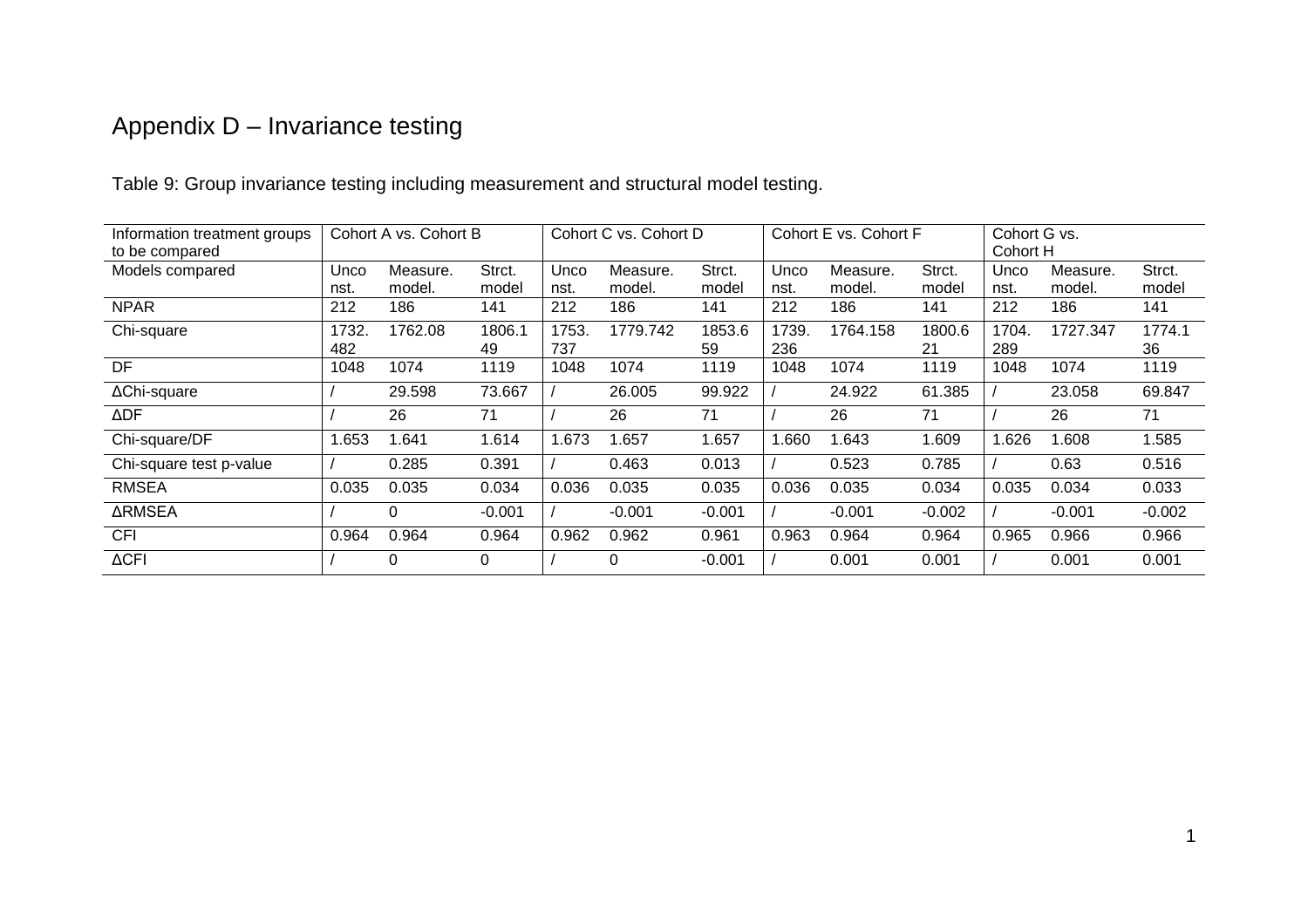# Appendix D – Invariance testing

Table 9: Group invariance testing including measurement and structural model testing.

| Information treatment groups to be compared | Cohort A vs. Cohort B | | | Cohort C vs. Cohort D | | | Cohort E vs. Cohort F | | | Cohort G vs. Cohort H | | |
|---|---|---|---|---|---|---|---|---|---|---|---|---|
| Models compared | Unconst. | Measure. model. | Strct. model | Unconst. | Measure. model. | Strct. model | Unconst. | Measure. model. | Strct. model | Unconst. | Measure. model. | Strct. model |
| NPAR | 212 | 186 | 141 | 212 | 186 | 141 | 212 | 186 | 141 | 212 | 186 | 141 |
| Chi-square | 1732.482 | 1762.08 | 1806.149 | 1753.737 | 1779.742 | 1853.659 | 1739.236 | 1764.158 | 1800.621 | 1704.289 | 1727.347 | 1774.136 |
| DF | 1048 | 1074 | 1119 | 1048 | 1074 | 1119 | 1048 | 1074 | 1119 | 1048 | 1074 | 1119 |
| ΔChi-square | / | 29.598 | 73.667 | / | 26.005 | 99.922 | / | 24.922 | 61.385 | / | 23.058 | 69.847 |
| ΔDF | / | 26 | 71 | / | 26 | 71 | / | 26 | 71 | / | 26 | 71 |
| Chi-square/DF | 1.653 | 1.641 | 1.614 | 1.673 | 1.657 | 1.657 | 1.660 | 1.643 | 1.609 | 1.626 | 1.608 | 1.585 |
| Chi-square test p-value | / | 0.285 | 0.391 | / | 0.463 | 0.013 | / | 0.523 | 0.785 | / | 0.63 | 0.516 |
| RMSEA | 0.035 | 0.035 | 0.034 | 0.036 | 0.035 | 0.035 | 0.036 | 0.035 | 0.034 | 0.035 | 0.034 | 0.033 |
| ΔRMSEA | / | 0 | -0.001 | / | -0.001 | -0.001 | / | -0.001 | -0.002 | / | -0.001 | -0.002 |
| CFI | 0.964 | 0.964 | 0.964 | 0.962 | 0.962 | 0.961 | 0.963 | 0.964 | 0.964 | 0.965 | 0.966 | 0.966 |
| ΔCFI | / | 0 | 0 | / | 0 | -0.001 | / | 0.001 | 0.001 | / | 0.001 | 0.001 |